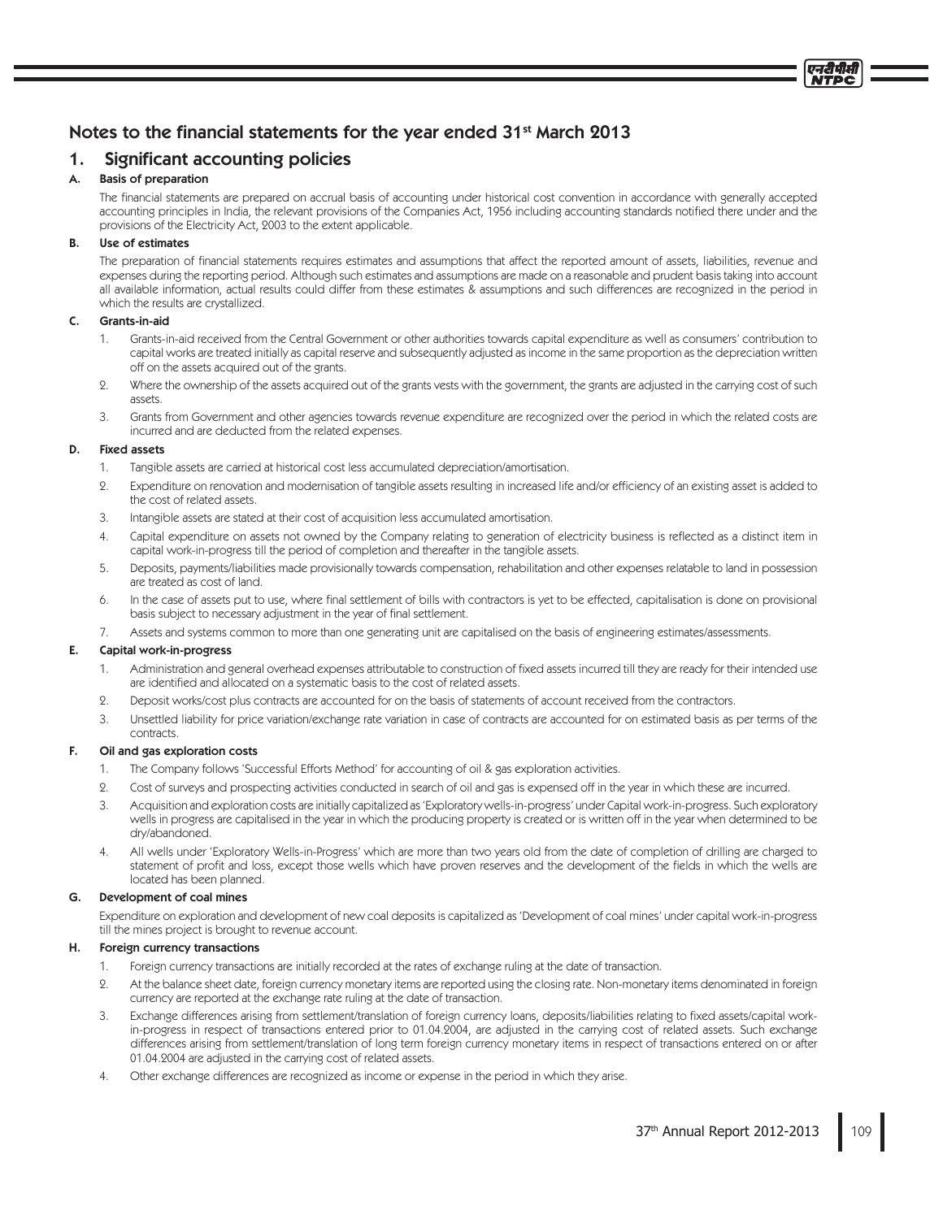# Notes to the financial statements for the year ended 31st March 2013

## 1. Significant accounting policies

### A. Basis of preparation

The financial statements are prepared on accrual basis of accounting under historical cost convention in accordance with generally accepted accounting principles in India, the relevant provisions of the Companies Act, 1956 including accounting standards notified there under and the provisions of the Electricity Act, 2003 to the extent applicable.

### B. Use of estimates

The preparation of financial statements requires estimates and assumptions that affect the reported amount of assets, liabilities, revenue and expenses during the reporting period. Although such estimates and assumptions are made on a reasonable and prudent basis taking into account all available information, actual results could differ from these estimates & assumptions and such differences are recognized in the period in which the results are crystallized.

### C. Grants-in-aid

1. Grants-in-aid received from the Central Government or other authorities towards capital expenditure as well as consumers' contribution to capital works are treated initially as capital reserve and subsequently adjusted as income in the same proportion as the depreciation written off on the assets acquired out of the grants.
2. Where the ownership of the assets acquired out of the grants vests with the government, the grants are adjusted in the carrying cost of such assets.
3. Grants from Government and other agencies towards revenue expenditure are recognized over the period in which the related costs are incurred and are deducted from the related expenses.

### D. Fixed assets

1. Tangible assets are carried at historical cost less accumulated depreciation/amortisation.
2. Expenditure on renovation and modernisation of tangible assets resulting in increased life and/or efficiency of an existing asset is added to the cost of related assets.
3. Intangible assets are stated at their cost of acquisition less accumulated amortisation.
4. Capital expenditure on assets not owned by the Company relating to generation of electricity business is reflected as a distinct item in capital work-in-progress till the period of completion and thereafter in the tangible assets.
5. Deposits, payments/liabilities made provisionally towards compensation, rehabilitation and other expenses relatable to land in possession are treated as cost of land.
6. In the case of assets put to use, where final settlement of bills with contractors is yet to be effected, capitalisation is done on provisional basis subject to necessary adjustment in the year of final settlement.
7. Assets and systems common to more than one generating unit are capitalised on the basis of engineering estimates/assessments.

### E. Capital work-in-progress

1. Administration and general overhead expenses attributable to construction of fixed assets incurred till they are ready for their intended use are identified and allocated on a systematic basis to the cost of related assets.
2. Deposit works/cost plus contracts are accounted for on the basis of statements of account received from the contractors.
3. Unsettled liability for price variation/exchange rate variation in case of contracts are accounted for on estimated basis as per terms of the contracts.

### F. Oil and gas exploration costs

1. The Company follows 'Successful Efforts Method' for accounting of oil & gas exploration activities.
2. Cost of surveys and prospecting activities conducted in search of oil and gas is expensed off in the year in which these are incurred.
3. Acquisition and exploration costs are initially capitalized as 'Exploratory wells-in-progress' under Capital work-in-progress. Such exploratory wells in progress are capitalised in the year in which the producing property is created or is written off in the year when determined to be dry/abandoned.
4. All wells under 'Exploratory Wells-in-Progress' which are more than two years old from the date of completion of drilling are charged to statement of profit and loss, except those wells which have proven reserves and the development of the fields in which the wells are located has been planned.

### G. Development of coal mines

Expenditure on exploration and development of new coal deposits is capitalized as 'Development of coal mines' under capital work-in-progress till the mines project is brought to revenue account.

### H. Foreign currency transactions

1. Foreign currency transactions are initially recorded at the rates of exchange ruling at the date of transaction.
2. At the balance sheet date, foreign currency monetary items are reported using the closing rate. Non-monetary items denominated in foreign currency are reported at the exchange rate ruling at the date of transaction.
3. Exchange differences arising from settlement/translation of foreign currency loans, deposits/liabilities relating to fixed assets/capital work-in-progress in respect of transactions entered prior to 01.04.2004, are adjusted in the carrying cost of related assets. Such exchange differences arising from settlement/translation of long term foreign currency monetary items in respect of transactions entered on or after 01.04.2004 are adjusted in the carrying cost of related assets.
4. Other exchange differences are recognized as income or expense in the period in which they arise.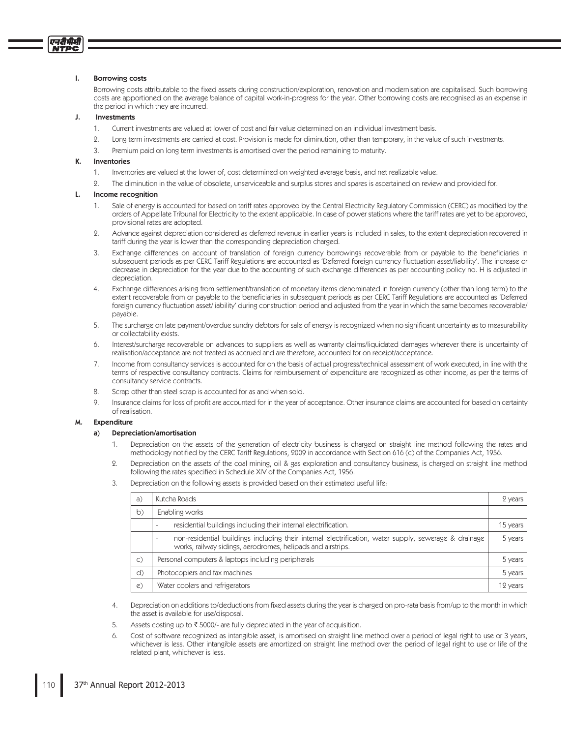## I. Borrowing costs

Borrowing costs attributable to the fixed assets during construction/exploration, renovation and modernisation are capitalised. Such borrowing costs are apportioned on the average balance of capital work-in-progress for the year. Other borrowing costs are recognised as an expense in the period in which they are incurred.

## J. Investments

1. Current investments are valued at lower of cost and fair value determined on an individual investment basis.
2. Long term investments are carried at cost. Provision is made for diminution, other than temporary, in the value of such investments.
3. Premium paid on long term investments is amortised over the period remaining to maturity.

## K. Inventories

1. Inventories are valued at the lower of, cost determined on weighted average basis, and net realizable value.
2. The diminution in the value of obsolete, unserviceable and surplus stores and spares is ascertained on review and provided for.

## L. Income recognition

1. Sale of energy is accounted for based on tariff rates approved by the Central Electricity Regulatory Commission (CERC) as modified by the orders of Appellate Tribunal for Electricity to the extent applicable. In case of power stations where the tariff rates are yet to be approved, provisional rates are adopted.
2. Advance against depreciation considered as deferred revenue in earlier years is included in sales, to the extent depreciation recovered in tariff during the year is lower than the corresponding depreciation charged.
3. Exchange differences on account of translation of foreign currency borrowings recoverable from or payable to the beneficiaries in subsequent periods as per CERC Tariff Regulations are accounted as 'Deferred foreign currency fluctuation asset/liability'. The increase or decrease in depreciation for the year due to the accounting of such exchange differences as per accounting policy no. H is adjusted in depreciation.
4. Exchange differences arising from settlement/translation of monetary items denominated in foreign currency (other than long term) to the extent recoverable from or payable to the beneficiaries in subsequent periods as per CERC Tariff Regulations are accounted as 'Deferred foreign currency fluctuation asset/liability' during construction period and adjusted from the year in which the same becomes recoverable/payable.
5. The surcharge on late payment/overdue sundry debtors for sale of energy is recognized when no significant uncertainty as to measurability or collectability exists.
6. Interest/surcharge recoverable on advances to suppliers as well as warranty claims/liquidated damages wherever there is uncertainty of realisation/acceptance are not treated as accrued and are therefore, accounted for on receipt/acceptance.
7. Income from consultancy services is accounted for on the basis of actual progress/technical assessment of work executed, in line with the terms of respective consultancy contracts. Claims for reimbursement of expenditure are recognized as other income, as per the terms of consultancy service contracts.
8. Scrap other than steel scrap is accounted for as and when sold.
9. Insurance claims for loss of profit are accounted for in the year of acceptance. Other insurance claims are accounted for based on certainty of realisation.

## M. Expenditure

### a) Depreciation/amortisation

1. Depreciation on the assets of the generation of electricity business is charged on straight line method following the rates and methodology notified by the CERC Tariff Regulations, 2009 in accordance with Section 616 (c) of the Companies Act, 1956.
2. Depreciation on the assets of the coal mining, oil & gas exploration and consultancy business, is charged on straight line method following the rates specified in Schedule XIV of the Companies Act, 1956.
3. Depreciation on the following assets is provided based on their estimated useful life:

| | | |
|---|---|---|
| a) | Kutcha Roads | 2 years |
| b) | Enabling works | |
| | - residential buildings including their internal electrification. | 15 years |
| | - non-residential buildings including their internal electrification, water supply, sewerage & drainage works, railway sidings, aerodromes, helipads and airstrips. | 5 years |
| c) | Personal computers & laptops including peripherals | 5 years |
| d) | Photocopiers and fax machines | 5 years |
| e) | Water coolers and refrigerators | 12 years |

4. Depreciation on additions to/deductions from fixed assets during the year is charged on pro-rata basis from/up to the month in which the asset is available for use/disposal.
5. Assets costing up to ₹ 5000/- are fully depreciated in the year of acquisition.
6. Cost of software recognized as intangible asset, is amortised on straight line method over a period of legal right to use or 3 years, whichever is less. Other intangible assets are amortized on straight line method over the period of legal right to use or life of the related plant, whichever is less.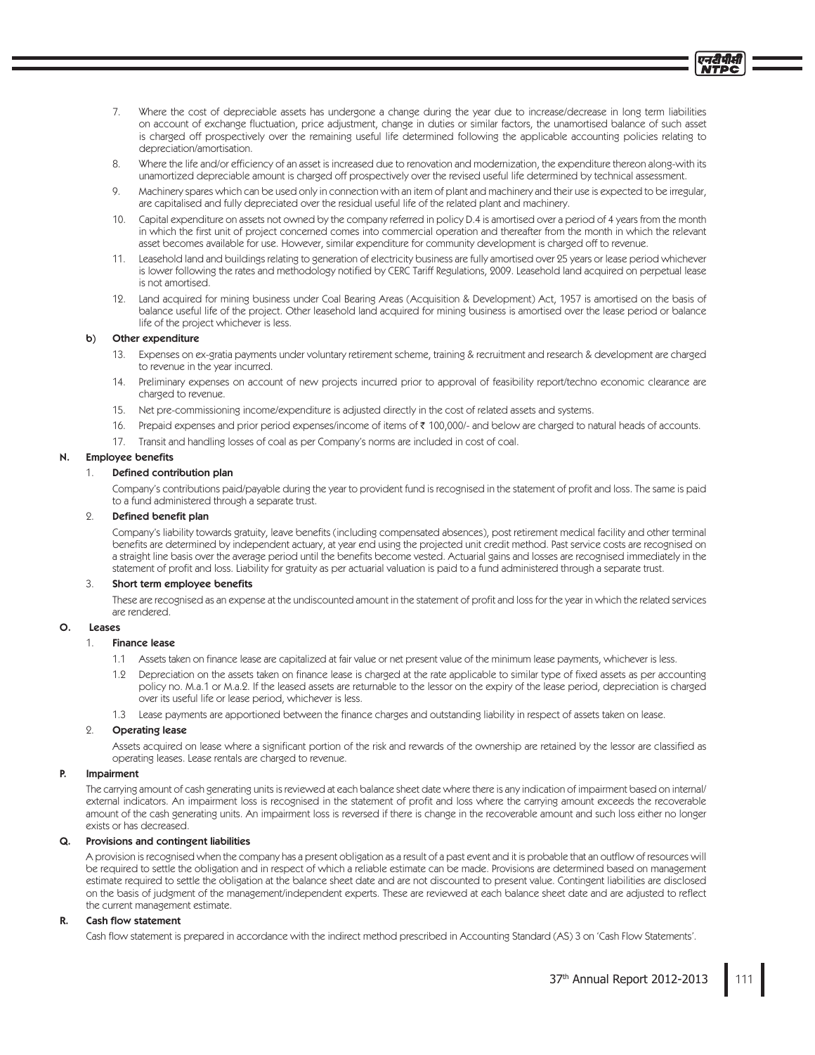7. Where the cost of depreciable assets has undergone a change during the year due to increase/decrease in long term liabilities on account of exchange fluctuation, price adjustment, change in duties or similar factors, the unamortised balance of such asset is charged off prospectively over the remaining useful life determined following the applicable accounting policies relating to depreciation/amortisation.
8. Where the life and/or efficiency of an asset is increased due to renovation and modernization, the expenditure thereon along-with its unamortized depreciable amount is charged off prospectively over the revised useful life determined by technical assessment.
9. Machinery spares which can be used only in connection with an item of plant and machinery and their use is expected to be irregular, are capitalised and fully depreciated over the residual useful life of the related plant and machinery.
10. Capital expenditure on assets not owned by the company referred in policy D.4 is amortised over a period of 4 years from the month in which the first unit of project concerned comes into commercial operation and thereafter from the month in which the relevant asset becomes available for use. However, similar expenditure for community development is charged off to revenue.
11. Leasehold land and buildings relating to generation of electricity business are fully amortised over 25 years or lease period whichever is lower following the rates and methodology notified by CERC Tariff Regulations, 2009. Leasehold land acquired on perpetual lease is not amortised.
12. Land acquired for mining business under Coal Bearing Areas (Acquisition & Development) Act, 1957 is amortised on the basis of balance useful life of the project. Other leasehold land acquired for mining business is amortised over the lease period or balance life of the project whichever is less.

### b) Other expenditure

13. Expenses on ex-gratia payments under voluntary retirement scheme, training & recruitment and research & development are charged to revenue in the year incurred.
14. Preliminary expenses on account of new projects incurred prior to approval of feasibility report/techno economic clearance are charged to revenue.
15. Net pre-commissioning income/expenditure is adjusted directly in the cost of related assets and systems.
16. Prepaid expenses and prior period expenses/income of items of ₹ 100,000/- and below are charged to natural heads of accounts.
17. Transit and handling losses of coal as per Company's norms are included in cost of coal.

## N. Employee benefits

### 1. Defined contribution plan

Company's contributions paid/payable during the year to provident fund is recognised in the statement of profit and loss. The same is paid to a fund administered through a separate trust.

### 2. Defined benefit plan

Company's liability towards gratuity, leave benefits (including compensated absences), post retirement medical facility and other terminal benefits are determined by independent actuary, at year end using the projected unit credit method. Past service costs are recognised on a straight line basis over the average period until the benefits become vested. Actuarial gains and losses are recognised immediately in the statement of profit and loss. Liability for gratuity as per actuarial valuation is paid to a fund administered through a separate trust.

### 3. Short term employee benefits

These are recognised as an expense at the undiscounted amount in the statement of profit and loss for the year in which the related services are rendered.

## O. Leases

### 1. Finance lease

1.1 Assets taken on finance lease are capitalized at fair value or net present value of the minimum lease payments, whichever is less.

1.2 Depreciation on the assets taken on finance lease is charged at the rate applicable to similar type of fixed assets as per accounting policy no. M.a.1 or M.a.2. If the leased assets are returnable to the lessor on the expiry of the lease period, depreciation is charged over its useful life or lease period, whichever is less.

1.3 Lease payments are apportioned between the finance charges and outstanding liability in respect of assets taken on lease.

### 2. Operating lease

Assets acquired on lease where a significant portion of the risk and rewards of the ownership are retained by the lessor are classified as operating leases. Lease rentals are charged to revenue.

## P. Impairment

The carrying amount of cash generating units is reviewed at each balance sheet date where there is any indication of impairment based on internal/external indicators. An impairment loss is recognised in the statement of profit and loss where the carrying amount exceeds the recoverable amount of the cash generating units. An impairment loss is reversed if there is change in the recoverable amount and such loss either no longer exists or has decreased.

## Q. Provisions and contingent liabilities

A provision is recognised when the company has a present obligation as a result of a past event and it is probable that an outflow of resources will be required to settle the obligation and in respect of which a reliable estimate can be made. Provisions are determined based on management estimate required to settle the obligation at the balance sheet date and are not discounted to present value. Contingent liabilities are disclosed on the basis of judgment of the management/independent experts. These are reviewed at each balance sheet date and are adjusted to reflect the current management estimate.

## R. Cash flow statement

Cash flow statement is prepared in accordance with the indirect method prescribed in Accounting Standard (AS) 3 on 'Cash Flow Statements'.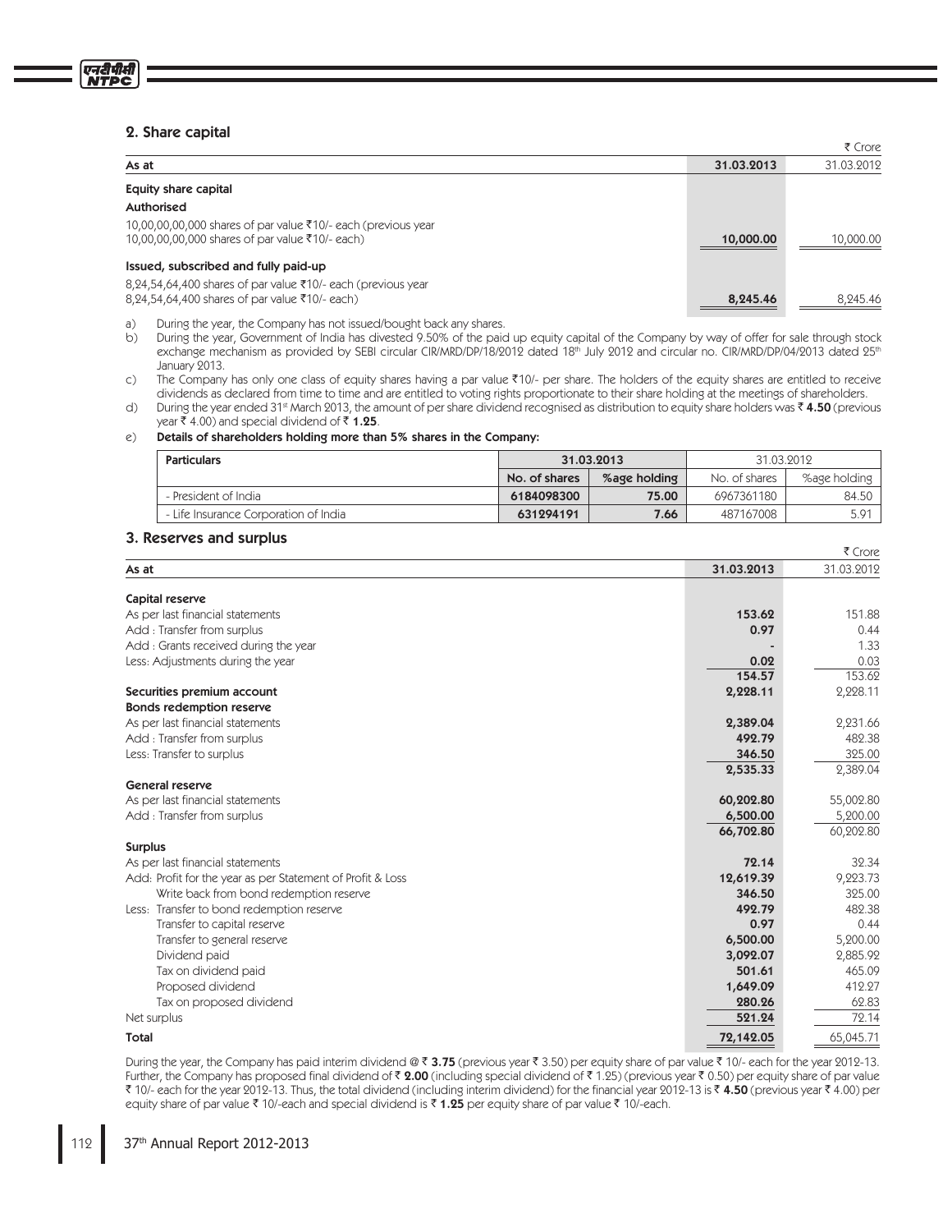## 2. Share capital

₹ Crore

| As at | 31.03.2013 | 31.03.2012 |
|---|---|---|
| **Equity share capital** | | |
| **Authorised** | | |
| 10,00,00,00,000 shares of par value ₹10/- each (previous year 10,00,00,00,000 shares of par value ₹10/- each) | **10,000.00** | 10,000.00 |
| **Issued, subscribed and fully paid-up** | | |
| 8,24,54,64,400 shares of par value ₹10/- each (previous year 8,24,54,64,400 shares of par value ₹10/- each) | **8,245.46** | 8,245.46 |

a) During the year, the Company has not issued/bought back any shares.

b) During the year, Government of India has divested 9.50% of the paid up equity capital of the Company by way of offer for sale through stock exchange mechanism as provided by SEBI circular CIR/MRD/DP/18/2012 dated 18th July 2012 and circular no. CIR/MRD/DP/04/2013 dated 25th January 2013.

c) The Company has only one class of equity shares having a par value ₹10/- per share. The holders of the equity shares are entitled to receive dividends as declared from time to time and are entitled to voting rights proportionate to their share holding at the meetings of shareholders.

d) During the year ended 31st March 2013, the amount of per share dividend recognised as distribution to equity share holders was ₹ **4.50** (previous year ₹ 4.00) and special dividend of ₹ **1.25**.

e) **Details of shareholders holding more than 5% shares in the Company:**

| Particulars | 31.03.2013 | | 31.03.2012 | |
|---|---|---|---|---|
| | No. of shares | %age holding | No. of shares | %age holding |
| - President of India | **6184098300** | **75.00** | 6967361180 | 84.50 |
| - Life Insurance Corporation of India | **631294191** | **7.66** | 487167008 | 5.91 |

## 3. Reserves and surplus

₹ Crore

| As at | 31.03.2013 | 31.03.2012 |
|---|---|---|
| **Capital reserve** | | |
| As per last financial statements | **153.62** | 151.88 |
| Add : Transfer from surplus | **0.97** | 0.44 |
| Add : Grants received during the year | **-** | 1.33 |
| Less: Adjustments during the year | **0.02** | 0.03 |
| | **154.57** | 153.62 |
| **Securities premium account** | **2,228.11** | 2,228.11 |
| **Bonds redemption reserve** | | |
| As per last financial statements | **2,389.04** | 2,231.66 |
| Add : Transfer from surplus | **492.79** | 482.38 |
| Less: Transfer to surplus | **346.50** | 325.00 |
| | **2,535.33** | 2,389.04 |
| **General reserve** | | |
| As per last financial statements | **60,202.80** | 55,002.80 |
| Add : Transfer from surplus | **6,500.00** | 5,200.00 |
| | **66,702.80** | 60,202.80 |
| **Surplus** | | |
| As per last financial statements | **72.14** | 32.34 |
| Add: Profit for the year as per Statement of Profit & Loss | **12,619.39** | 9,223.73 |
| Write back from bond redemption reserve | **346.50** | 325.00 |
| Less: Transfer to bond redemption reserve | **492.79** | 482.38 |
| Transfer to capital reserve | **0.97** | 0.44 |
| Transfer to general reserve | **6,500.00** | 5,200.00 |
| Dividend paid | **3,092.07** | 2,885.92 |
| Tax on dividend paid | **501.61** | 465.09 |
| Proposed dividend | **1,649.09** | 412.27 |
| Tax on proposed dividend | **280.26** | 62.83 |
| Net surplus | **521.24** | 72.14 |
| **Total** | **72,142.05** | 65,045.71 |

During the year, the Company has paid interim dividend @ ₹ **3.75** (previous year ₹ 3.50) per equity share of par value ₹ 10/- each for the year 2012-13. Further, the Company has proposed final dividend of ₹ **2.00** (including special dividend of ₹ 1.25) (previous year ₹ 0.50) per equity share of par value ₹ 10/- each for the year 2012-13. Thus, the total dividend (including interim dividend) for the financial year 2012-13 is ₹ **4.50** (previous year ₹ 4.00) per equity share of par value ₹ 10/-each and special dividend is ₹ **1.25** per equity share of par value ₹ 10/-each.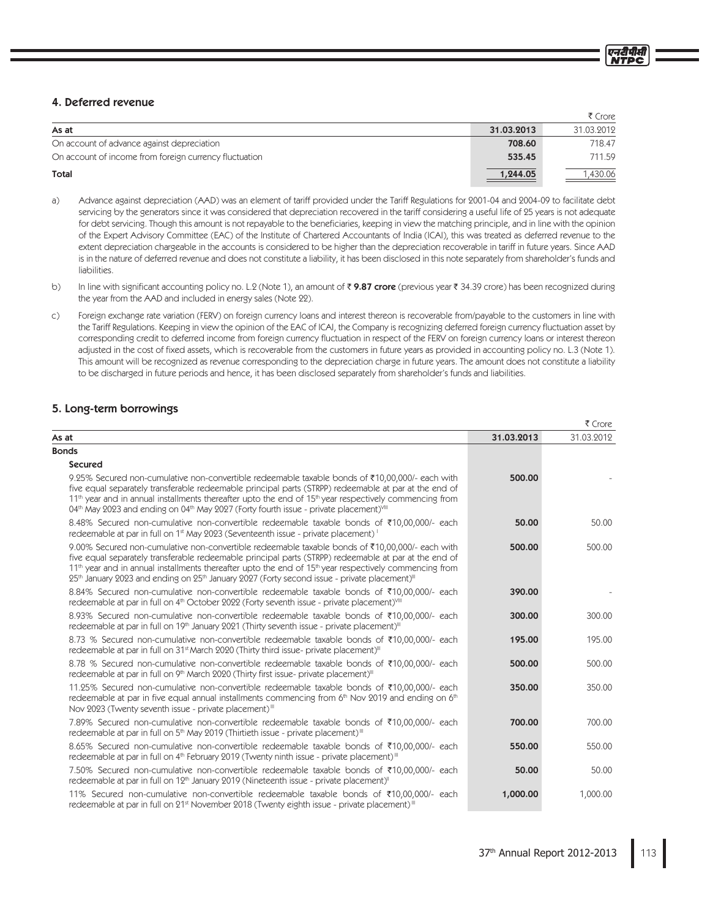## 4. Deferred revenue

| | | ₹ Crore |
|---|---|---|
| **As at** | **31.03.2013** | 31.03.2012 |
| On account of advance against depreciation | **708.60** | 718.47 |
| On account of income from foreign currency fluctuation | **535.45** | 711.59 |
| **Total** | **1,244.05** | 1,430.06 |

a) Advance against depreciation (AAD) was an element of tariff provided under the Tariff Regulations for 2001-04 and 2004-09 to facilitate debt servicing by the generators since it was considered that depreciation recovered in the tariff considering a useful life of 25 years is not adequate for debt servicing. Though this amount is not repayable to the beneficiaries, keeping in view the matching principle, and in line with the opinion of the Expert Advisory Committee (EAC) of the Institute of Chartered Accountants of India (ICAI), this was treated as deferred revenue to the extent depreciation chargeable in the accounts is considered to be higher than the depreciation recoverable in tariff in future years. Since AAD is in the nature of deferred revenue and does not constitute a liability, it has been disclosed in this note separately from shareholder's funds and liabilities.

b) In line with significant accounting policy no. L.2 (Note 1), an amount of ₹ **9.87 crore** (previous year ₹ 34.39 crore) has been recognized during the year from the AAD and included in energy sales (Note 22).

c) Foreign exchange rate variation (FERV) on foreign currency loans and interest thereon is recoverable from/payable to the customers in line with the Tariff Regulations. Keeping in view the opinion of the EAC of ICAI, the Company is recognizing deferred foreign currency fluctuation asset by corresponding credit to deferred income from foreign currency fluctuation in respect of the FERV on foreign currency loans or interest thereon adjusted in the cost of fixed assets, which is recoverable from the customers in future years as provided in accounting policy no. L.3 (Note 1). This amount will be recognized as revenue corresponding to the depreciation charge in future years. The amount does not constitute a liability to be discharged in future periods and hence, it has been disclosed separately from shareholder's funds and liabilities.

## 5. Long-term borrowings

| | | ₹ Crore |
|---|---|---|
| **As at** | **31.03.2013** | 31.03.2012 |
| **Bonds** | | |
| **Secured** | | |
| 9.25% Secured non-cumulative non-convertible redeemable taxable bonds of ₹10,00,000/- each with five equal separately transferable redeemable principal parts (STRPP) redeemable at par at the end of 11th year and in annual installments thereafter upto the end of 15th year respectively commencing from 04th May 2023 and ending on 04th May 2027 (Forty fourth issue - private placement)[VIII] | **500.00** | - |
| 8.48% Secured non-cumulative non-convertible redeemable taxable bonds of ₹10,00,000/- each redeemable at par in full on 1st May 2023 (Seventeenth issue - private placement)[I] | **50.00** | 50.00 |
| 9.00% Secured non-cumulative non-convertible redeemable taxable bonds of ₹10,00,000/- each with five equal separately transferable redeemable principal parts (STRPP) redeemable at par at the end of 11th year and in annual installments thereafter upto the end of 15th year respectively commencing from 25th January 2023 and ending on 25th January 2027 (Forty second issue - private placement)[III] | **500.00** | 500.00 |
| 8.84% Secured non-cumulative non-convertible redeemable taxable bonds of ₹10,00,000/- each redeemable at par in full on 4th October 2022 (Forty seventh issue - private placement)[VIII] | **390.00** | - |
| 8.93% Secured non-cumulative non-convertible redeemable taxable bonds of ₹10,00,000/- each redeemable at par in full on 19th January 2021 (Thirty seventh issue - private placement)[III] | **300.00** | 300.00 |
| 8.73 % Secured non-cumulative non-convertible redeemable taxable bonds of ₹10,00,000/- each redeemable at par in full on 31st March 2020 (Thirty third issue- private placement)[III] | **195.00** | 195.00 |
| 8.78 % Secured non-cumulative non-convertible redeemable taxable bonds of ₹10,00,000/- each redeemable at par in full on 9th March 2020 (Thirty first issue- private placement)[III] | **500.00** | 500.00 |
| 11.25% Secured non-cumulative non-convertible redeemable taxable bonds of ₹10,00,000/- each redeemable at par in five equal annual installments commencing from 6th Nov 2019 and ending on 6th Nov 2023 (Twenty seventh issue - private placement)[III] | **350.00** | 350.00 |
| 7.89% Secured non-cumulative non-convertible redeemable taxable bonds of ₹10,00,000/- each redeemable at par in full on 5th May 2019 (Thirtieth issue - private placement)[III] | **700.00** | 700.00 |
| 8.65% Secured non-cumulative non-convertible redeemable taxable bonds of ₹10,00,000/- each redeemable at par in full on 4th February 2019 (Twenty ninth issue - private placement)[III] | **550.00** | 550.00 |
| 7.50% Secured non-cumulative non-convertible redeemable taxable bonds of ₹10,00,000/- each redeemable at par in full on 12th January 2019 (Nineteenth issue - private placement)[I] | **50.00** | 50.00 |
| 11% Secured non-cumulative non-convertible redeemable taxable bonds of ₹10,00,000/- each redeemable at par in full on 21st November 2018 (Twenty eighth issue - private placement)[III] | **1,000.00** | 1,000.00 |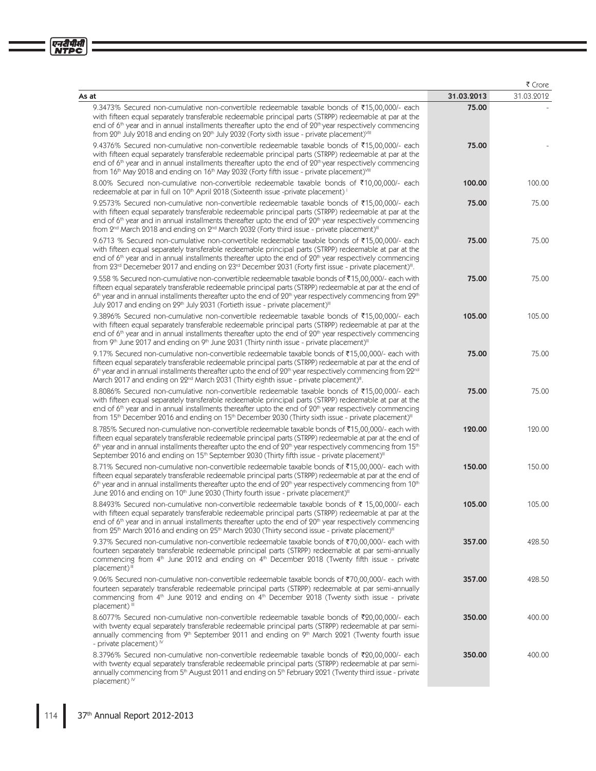| As at | 31.03.2013 | 31.03.2012 |
|---|---|---|
| | | ₹ Crore |
| 9.3473% Secured non-cumulative non-convertible redeemable taxable bonds of ₹15,00,000/- each with fifteen equal separately transferable redeemable principal parts (STRPP) redeemable at par at the end of 6th year and in annual installments thereafter upto the end of 20th year respectively commencing from 20th July 2018 and ending on 20th July 2032 (Forty sixth issue - private placement)[VIII] | **75.00** | - |
| 9.4376% Secured non-cumulative non-convertible redeemable taxable bonds of ₹15,00,000/- each with fifteen equal separately transferable redeemable principal parts (STRPP) redeemable at par at the end of 6th year and in annual installments thereafter upto the end of 20th year respectively commencing from 16th May 2018 and ending on 16th May 2032 (Forty fifth issue - private placement)[VIII] | **75.00** | - |
| 8.00% Secured non-cumulative non-convertible redeemable taxable bonds of ₹10,00,000/- each redeemable at par in full on 10th April 2018 (Sixteenth issue -private placement)[I] | **100.00** | 100.00 |
| 9.2573% Secured non-cumulative non-convertible redeemable taxable bonds of ₹15,00,000/- each with fifteen equal separately transferable redeemable principal parts (STRPP) redeemable at par at the end of 6th year and in annual installments thereafter upto the end of 20th year respectively commencing from 2nd March 2018 and ending on 2nd March 2032 (Forty third issue - private placement)[III] | **75.00** | 75.00 |
| 9.6713 % Secured non-cumulative non-convertible redeemable taxable bonds of ₹15,00,000/- each with fifteen equal separately transferable redeemable principal parts (STRPP) redeemable at par at the end of 6th year and in annual installments thereafter upto the end of 20th year respectively commencing from 23rd Decemeber 2017 and ending on 23rd December 2031 (Forty first issue - private placement)[III]. | **75.00** | 75.00 |
| 9.558 % Secured non-cumulative non-convertible redeemable taxable bonds of ₹15,00,000/- each with fifteen equal separately transferable redeemable principal parts (STRPP) redeemable at par at the end of 6th year and in annual installments thereafter upto the end of 20th year respectively commencing from 29th July 2017 and ending on 29th July 2031 (Fortieth issue - private placement)[III] | **75.00** | 75.00 |
| 9.3896% Secured non-cumulative non-convertible redeemable taxable bonds of ₹15,00,000/- each with fifteen equal separately transferable redeemable principal parts (STRPP) redeemable at par at the end of 6th year and in annual installments thereafter upto the end of 20th year respectively commencing from 9th June 2017 and ending on 9th June 2031 (Thirty ninth issue - private placement)[III] | **105.00** | 105.00 |
| 9.17% Secured non-cumulative non-convertible redeemable taxable bonds of ₹15,00,000/- each with fifteen equal separately transferable redeemable principal parts (STRPP) redeemable at par at the end of 6th year and in annual installments thereafter upto the end of 20th year respectively commencing from 22nd March 2017 and ending on 22nd March 2031 (Thirty eighth issue - private placement)[III]. | **75.00** | 75.00 |
| 8.8086% Secured non-cumulative non-convertible redeemable taxable bonds of ₹15,00,000/- each with fifteen equal separately transferable redeemable principal parts (STRPP) redeemable at par at the end of 6th year and in annual installments thereafter upto the end of 20th year respectively commencing from 15th December 2016 and ending on 15th December 2030 (Thirty sixth issue - private placement)[III] | **75.00** | 75.00 |
| 8.785% Secured non-cumulative non-convertible redeemable taxable bonds of ₹15,00,000/- each with fifteen equal separately transferable redeemable principal parts (STRPP) redeemable at par at the end of 6th year and in annual installments thereafter upto the end of 20th year respectively commencing from 15th September 2016 and ending on 15th September 2030 (Thirty fifth issue - private placement)[III] | **120.00** | 120.00 |
| 8.71% Secured non-cumulative non-convertible redeemable taxable bonds of ₹15,00,000/- each with fifteen equal separately transferable redeemable principal parts (STRPP) redeemable at par at the end of 6th year and in annual installments thereafter upto the end of 20th year respectively commencing from 10th June 2016 and ending on 10th June 2030 (Thirty fourth issue - private placement)[III] | **150.00** | 150.00 |
| 8.8493% Secured non-cumulative non-convertible redeemable taxable bonds of ₹ 15,00,000/- each with fifteen equal separately transferable redeemable principal parts (STRPP) redeemable at par at the end of 6th year and in annual installments thereafter upto the end of 20th year respectively commencing from 25th March 2016 and ending on 25th March 2030 (Thirty second issue - private placement)[III] | **105.00** | 105.00 |
| 9.37% Secured non-cumulative non-convertible redeemable taxable bonds of ₹70,00,000/- each with fourteen separately transferable redeemable principal parts (STRPP) redeemable at par semi-annually commencing from 4th June 2012 and ending on 4th December 2018 (Twenty fifth issue - private placement)[III] | **357.00** | 428.50 |
| 9.06% Secured non-cumulative non-convertible redeemable taxable bonds of ₹70,00,000/- each with fourteen separately transferable redeemable principal parts (STRPP) redeemable at par semi-annually commencing from 4th June 2012 and ending on 4th December 2018 (Twenty sixth issue - private placement)[III] | **357.00** | 428.50 |
| 8.6077% Secured non-cumulative non-convertible redeemable taxable bonds of ₹20,00,000/- each with twenty equal separately transferable redeemable principal parts (STRPP) redeemable at par semi-annually commencing from 9th September 2011 and ending on 9th March 2021 (Twenty fourth issue - private placement)[IV] | **350.00** | 400.00 |
| 8.3796% Secured non-cumulative non-convertible redeemable taxable bonds of ₹20,00,000/- each with twenty equal separately transferable redeemable principal parts (STRPP) redeemable at par semi-annually commencing from 5th August 2011 and ending on 5th February 2021 (Twenty third issue - private placement)[IV] | **350.00** | 400.00 |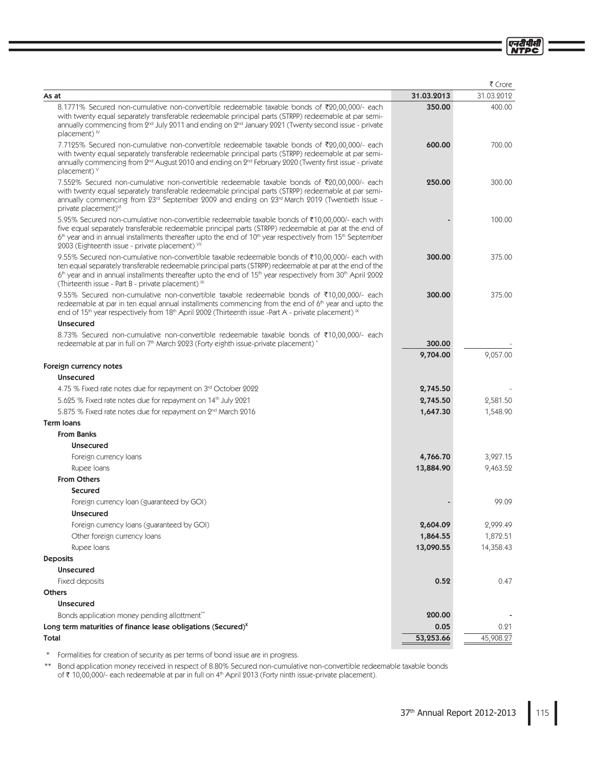₹ Crore

| As at | 31.03.2013 | 31.03.2012 |
|---|---|---|
| 8.1771% Secured non-cumulative non-convertible redeemable taxable bonds of ₹20,00,000/- each with twenty equal separately transferable redeemable principal parts (STRPP) redeemable at par semi-annually commencing from 2nd July 2011 and ending on 2nd January 2021 (Twenty second issue - private placement) [IV] | **350.00** | 400.00 |
| 7.7125% Secured non-cumulative non-convertible redeemable taxable bonds of ₹20,00,000/- each with twenty equal separately transferable redeemable principal parts (STRPP) redeemable at par semi-annually commencing from 2nd August 2010 and ending on 2nd February 2020 (Twenty first issue - private placement) [V] | **600.00** | 700.00 |
| 7.552% Secured non-cumulative non-convertible redeemable taxable bonds of ₹20,00,000/- each with twenty equal separately transferable redeemable principal parts (STRPP) redeemable at par semi-annually commencing from 23rd September 2009 and ending on 23rd March 2019 (Twentieth Issue - private placement)[VI] | **250.00** | 300.00 |
| 5.95% Secured non-cumulative non-convertible redeemable taxable bonds of ₹10,00,000/- each with five equal separately transferable redeemable principal parts (STRPP) redeemable at par at the end of 6th year and in annual installments thereafter upto the end of 10th year respectively from 15th September 2003 (Eighteenth issue - private placement) [VII] | **-** | 100.00 |
| 9.55% Secured non-cumulative non-convertible taxable redeemable bonds of ₹10,00,000/- each with ten equal separately transferable redeemable principal parts (STRPP) redeemable at par at the end of the 6th year and in annual installments thereafter upto the end of 15th year respectively from 30th April 2002 (Thirteenth issue - Part B - private placement) [IX] | **300.00** | 375.00 |
| 9.55% Secured non-cumulative non-convertible taxable redeemable bonds of ₹10,00,000/- each redeemable at par in ten equal annual installments commencing from the end of 6th year and upto the end of 15th year respectively from 18th April 2002 (Thirteenth issue -Part A - private placement) [IX] | **300.00** | 375.00 |
| **Unsecured** | | |
| 8.73% Secured non-cumulative non-convertible redeemable taxable bonds of ₹10,00,000/- each redeemable at par in full on 7th March 2023 (Forty eighth issue-private placement) * | **300.00** | - |
| | **9,704.00** | 9,057.00 |
| **Foreign currency notes** | | |
| **Unsecured** | | |
| 4.75 % Fixed rate notes due for repayment on 3rd October 2022 | **2,745.50** | - |
| 5.625 % Fixed rate notes due for repayment on 14th July 2021 | **2,745.50** | 2,581.50 |
| 5.875 % Fixed rate notes due for repayment on 2nd March 2016 | **1,647.30** | 1,548.90 |
| **Term loans** | | |
| **From Banks** | | |
| **Unsecured** | | |
| Foreign currency loans | **4,766.70** | 3,927.15 |
| Rupee loans | **13,884.90** | 9,463.52 |
| **From Others** | | |
| **Secured** | | |
| Foreign currency loan (guaranteed by GOI) | **-** | 99.09 |
| **Unsecured** | | |
| Foreign currency loans (guaranteed by GOI) | **2,604.09** | 2,999.49 |
| Other foreign currency loans | **1,864.55** | 1,872.51 |
| Rupee loans | **13,090.55** | 14,358.43 |
| **Deposits** | | |
| **Unsecured** | | |
| Fixed deposits | **0.52** | 0.47 |
| **Others** | | |
| **Unsecured** | | |
| Bonds application money pending allotment** | **200.00** | - |
| **Long term maturities of finance lease obligations (Secured)[X]** | **0.05** | 0.21 |
| **Total** | **53,253.66** | 45,908.27 |

\* Formalities for creation of security as per terms of bond issue are in progress.

** Bond application money received in respect of 8.80% Secured non-cumulative non-convertible redeemable taxable bonds of ₹ 10,00,000/- each redeemable at par in full on 4th April 2013 (Forty ninth issue-private placement).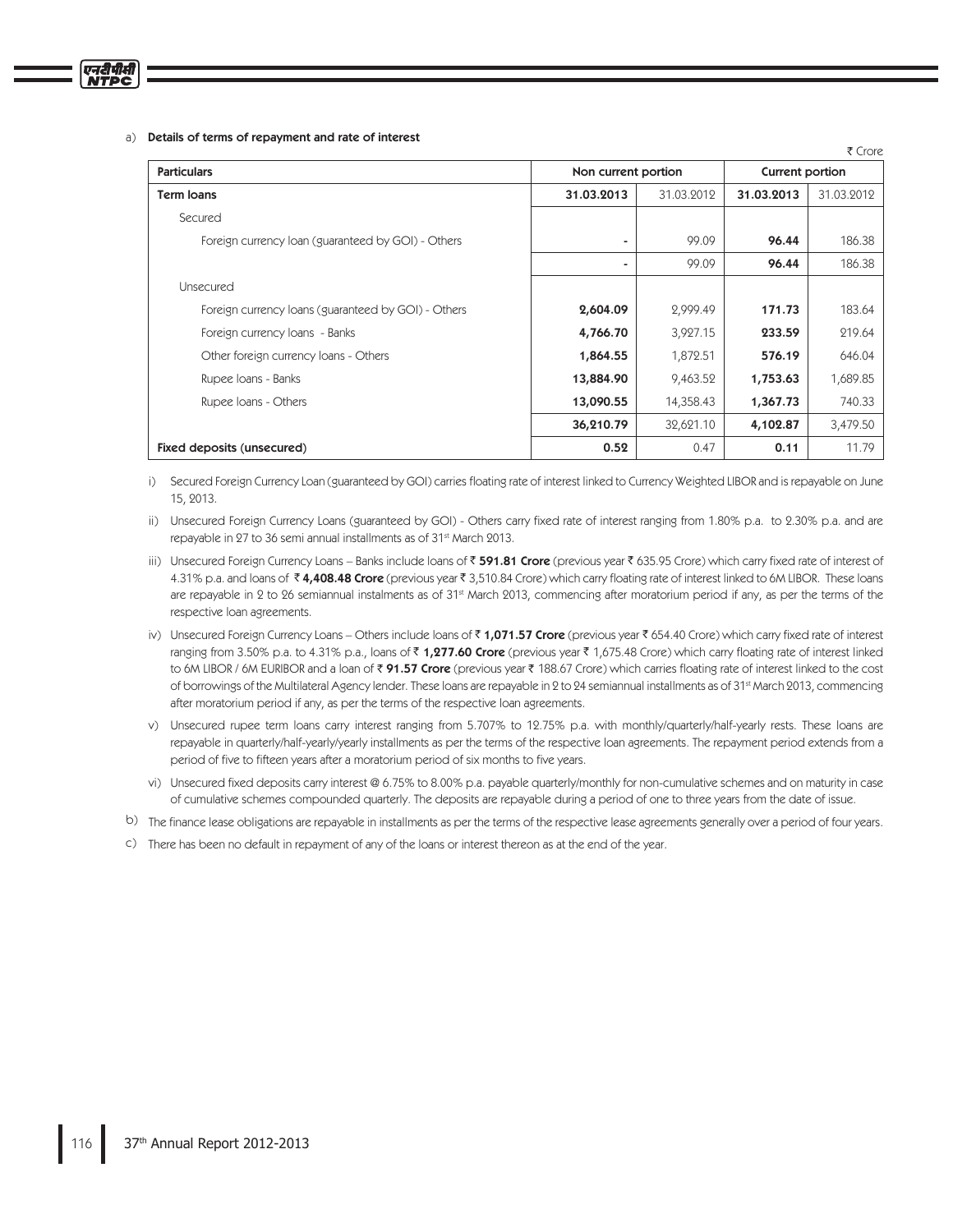a) **Details of terms of repayment and rate of interest**

₹ Crore

| Particulars | Non current portion | | Current portion | |
|---|---|---|---|---|
| **Term loans** | **31.03.2013** | 31.03.2012 | **31.03.2013** | 31.03.2012 |
| Secured | | | | |
| Foreign currency loan (guaranteed by GOI) - Others | - | 99.09 | **96.44** | 186.38 |
| | - | 99.09 | **96.44** | 186.38 |
| Unsecured | | | | |
| Foreign currency loans (guaranteed by GOI) - Others | **2,604.09** | 2,999.49 | **171.73** | 183.64 |
| Foreign currency loans - Banks | **4,766.70** | 3,927.15 | **233.59** | 219.64 |
| Other foreign currency loans - Others | **1,864.55** | 1,872.51 | **576.19** | 646.04 |
| Rupee loans - Banks | **13,884.90** | 9,463.52 | **1,753.63** | 1,689.85 |
| Rupee loans - Others | **13,090.55** | 14,358.43 | **1,367.73** | 740.33 |
| | **36,210.79** | 32,621.10 | **4,102.87** | 3,479.50 |
| **Fixed deposits (unsecured)** | **0.52** | 0.47 | **0.11** | 11.79 |

i) Secured Foreign Currency Loan (guaranteed by GOI) carries floating rate of interest linked to Currency Weighted LIBOR and is repayable on June 15, 2013.

ii) Unsecured Foreign Currency Loans (guaranteed by GOI) - Others carry fixed rate of interest ranging from 1.80% p.a. to 2.30% p.a. and are repayable in 27 to 36 semi annual installments as of 31st March 2013.

iii) Unsecured Foreign Currency Loans – Banks include loans of ₹ **591.81 Crore** (previous year ₹ 635.95 Crore) which carry fixed rate of interest of 4.31% p.a. and loans of ₹ **4,408.48 Crore** (previous year ₹ 3,510.84 Crore) which carry floating rate of interest linked to 6M LIBOR. These loans are repayable in 2 to 26 semiannual instalments as of 31st March 2013, commencing after moratorium period if any, as per the terms of the respective loan agreements.

iv) Unsecured Foreign Currency Loans – Others include loans of ₹ **1,071.57 Crore** (previous year ₹ 654.40 Crore) which carry fixed rate of interest ranging from 3.50% p.a. to 4.31% p.a., loans of ₹ **1,277.60 Crore** (previous year ₹ 1,675.48 Crore) which carry floating rate of interest linked to 6M LIBOR / 6M EURIBOR and a loan of ₹ **91.57 Crore** (previous year ₹ 188.67 Crore) which carries floating rate of interest linked to the cost of borrowings of the Multilateral Agency lender. These loans are repayable in 2 to 24 semiannual installments as of 31st March 2013, commencing after moratorium period if any, as per the terms of the respective loan agreements.

v) Unsecured rupee term loans carry interest ranging from 5.707% to 12.75% p.a. with monthly/quarterly/half-yearly rests. These loans are repayable in quarterly/half-yearly/yearly installments as per the terms of the respective loan agreements. The repayment period extends from a period of five to fifteen years after a moratorium period of six months to five years.

vi) Unsecured fixed deposits carry interest @ 6.75% to 8.00% p.a. payable quarterly/monthly for non-cumulative schemes and on maturity in case of cumulative schemes compounded quarterly. The deposits are repayable during a period of one to three years from the date of issue.

b) The finance lease obligations are repayable in installments as per the terms of the respective lease agreements generally over a period of four years.

c) There has been no default in repayment of any of the loans or interest thereon as at the end of the year.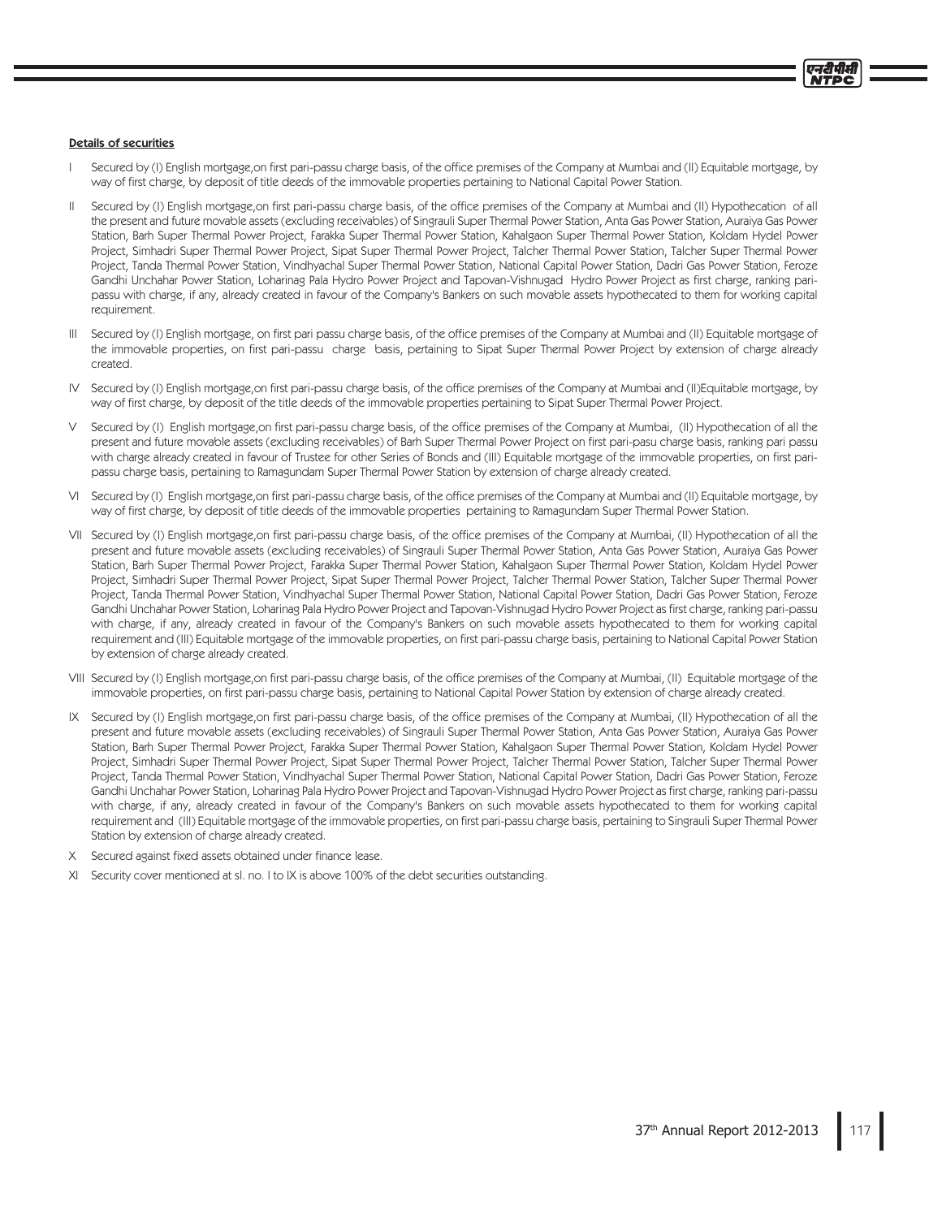**Details of securities**

I Secured by (I) English mortgage,on first pari-passu charge basis, of the office premises of the Company at Mumbai and (II) Equitable mortgage, by way of first charge, by deposit of title deeds of the immovable properties pertaining to National Capital Power Station.

II Secured by (I) English mortgage,on first pari-passu charge basis, of the office premises of the Company at Mumbai and (II) Hypothecation of all the present and future movable assets (excluding receivables) of Singrauli Super Thermal Power Station, Anta Gas Power Station, Auraiya Gas Power Station, Barh Super Thermal Power Project, Farakka Super Thermal Power Station, Kahalgaon Super Thermal Power Station, Koldam Hydel Power Project, Simhadri Super Thermal Power Project, Sipat Super Thermal Power Project, Talcher Thermal Power Station, Talcher Super Thermal Power Project, Tanda Thermal Power Station, Vindhyachal Super Thermal Power Station, National Capital Power Station, Dadri Gas Power Station, Feroze Gandhi Unchahar Power Station, Loharinag Pala Hydro Power Project and Tapovan-Vishnugad Hydro Power Project as first charge, ranking pari-passu with charge, if any, already created in favour of the Company's Bankers on such movable assets hypothecated to them for working capital requirement.

III Secured by (I) English mortgage, on first pari passu charge basis, of the office premises of the Company at Mumbai and (II) Equitable mortgage of the immovable properties, on first pari-passu charge basis, pertaining to Sipat Super Thermal Power Project by extension of charge already created.

IV Secured by (I) English mortgage,on first pari-passu charge basis, of the office premises of the Company at Mumbai and (II)Equitable mortgage, by way of first charge, by deposit of the title deeds of the immovable properties pertaining to Sipat Super Thermal Power Project.

V Secured by (I) English mortgage,on first pari-passu charge basis, of the office premises of the Company at Mumbai, (II) Hypothecation of all the present and future movable assets (excluding receivables) of Barh Super Thermal Power Project on first pari-pasu charge basis, ranking pari passu with charge already created in favour of Trustee for other Series of Bonds and (III) Equitable mortgage of the immovable properties, on first pari-passu charge basis, pertaining to Ramagundam Super Thermal Power Station by extension of charge already created.

VI Secured by (I) English mortgage,on first pari-passu charge basis, of the office premises of the Company at Mumbai and (II) Equitable mortgage, by way of first charge, by deposit of title deeds of the immovable properties pertaining to Ramagundam Super Thermal Power Station.

VII Secured by (I) English mortgage,on first pari-passu charge basis, of the office premises of the Company at Mumbai, (II) Hypothecation of all the present and future movable assets (excluding receivables) of Singrauli Super Thermal Power Station, Anta Gas Power Station, Auraiya Gas Power Station, Barh Super Thermal Power Project, Farakka Super Thermal Power Station, Kahalgaon Super Thermal Power Station, Koldam Hydel Power Project, Simhadri Super Thermal Power Project, Sipat Super Thermal Power Project, Talcher Thermal Power Station, Talcher Super Thermal Power Project, Tanda Thermal Power Station, Vindhyachal Super Thermal Power Station, National Capital Power Station, Dadri Gas Power Station, Feroze Gandhi Unchahar Power Station, Loharinag Pala Hydro Power Project and Tapovan-Vishnugad Hydro Power Project as first charge, ranking pari-passu with charge, if any, already created in favour of the Company's Bankers on such movable assets hypothecated to them for working capital requirement and (III) Equitable mortgage of the immovable properties, on first pari-passu charge basis, pertaining to National Capital Power Station by extension of charge already created.

VIII Secured by (I) English mortgage,on first pari-passu charge basis, of the office premises of the Company at Mumbai, (II) Equitable mortgage of the immovable properties, on first pari-passu charge basis, pertaining to National Capital Power Station by extension of charge already created.

IX Secured by (I) English mortgage,on first pari-passu charge basis, of the office premises of the Company at Mumbai, (II) Hypothecation of all the present and future movable assets (excluding receivables) of Singrauli Super Thermal Power Station, Anta Gas Power Station, Auraiya Gas Power Station, Barh Super Thermal Power Project, Farakka Super Thermal Power Station, Kahalgaon Super Thermal Power Station, Koldam Hydel Power Project, Simhadri Super Thermal Power Project, Sipat Super Thermal Power Project, Talcher Thermal Power Station, Talcher Super Thermal Power Project, Tanda Thermal Power Station, Vindhyachal Super Thermal Power Station, National Capital Power Station, Dadri Gas Power Station, Feroze Gandhi Unchahar Power Station, Loharinag Pala Hydro Power Project and Tapovan-Vishnugad Hydro Power Project as first charge, ranking pari-passu with charge, if any, already created in favour of the Company's Bankers on such movable assets hypothecated to them for working capital requirement and (III) Equitable mortgage of the immovable properties, on first pari-passu charge basis, pertaining to Singrauli Super Thermal Power Station by extension of charge already created.

X Secured against fixed assets obtained under finance lease.

XI Security cover mentioned at sl. no. I to IX is above 100% of the debt securities outstanding.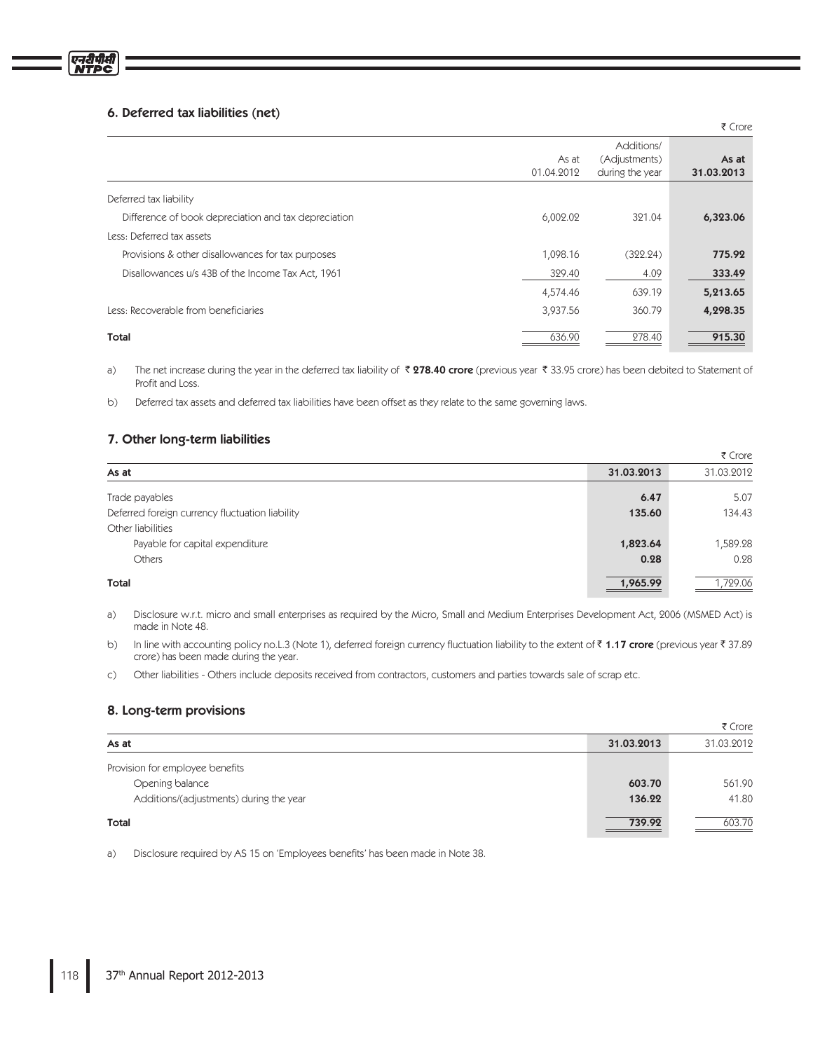## 6. Deferred tax liabilities (net)

₹ Crore

| | As at 01.04.2012 | Additions/ (Adjustments) during the year | As at 31.03.2013 |
|---|---|---|---|
| Deferred tax liability | | | |
| Difference of book depreciation and tax depreciation | 6,002.02 | 321.04 | **6,323.06** |
| Less: Deferred tax assets | | | |
| Provisions & other disallowances for tax purposes | 1,098.16 | (322.24) | **775.92** |
| Disallowances u/s 43B of the Income Tax Act, 1961 | 329.40 | 4.09 | **333.49** |
| | 4,574.46 | 639.19 | **5,213.65** |
| Less: Recoverable from beneficiaries | 3,937.56 | 360.79 | **4,298.35** |
| **Total** | 636.90 | 278.40 | **915.30** |

a) The net increase during the year in the deferred tax liability of ₹ **278.40 crore** (previous year ₹ 33.95 crore) has been debited to Statement of Profit and Loss.

b) Deferred tax assets and deferred tax liabilities have been offset as they relate to the same governing laws.

## 7. Other long-term liabilities

₹ Crore

| As at | 31.03.2013 | 31.03.2012 |
|---|---|---|
| Trade payables | **6.47** | 5.07 |
| Deferred foreign currency fluctuation liability | **135.60** | 134.43 |
| Other liabilities | | |
| Payable for capital expenditure | **1,823.64** | 1,589.28 |
| Others | **0.28** | 0.28 |
| **Total** | **1,965.99** | 1,729.06 |

a) Disclosure w.r.t. micro and small enterprises as required by the Micro, Small and Medium Enterprises Development Act, 2006 (MSMED Act) is made in Note 48.

b) In line with accounting policy no.L.3 (Note 1), deferred foreign currency fluctuation liability to the extent of ₹ **1.17 crore** (previous year ₹ 37.89 crore) has been made during the year.

c) Other liabilities - Others include deposits received from contractors, customers and parties towards sale of scrap etc.

## 8. Long-term provisions

₹ Crore

| As at | 31.03.2013 | 31.03.2012 |
|---|---|---|
| Provision for employee benefits | | |
| Opening balance | **603.70** | 561.90 |
| Additions/(adjustments) during the year | **136.22** | 41.80 |
| **Total** | **739.92** | 603.70 |

a) Disclosure required by AS 15 on 'Employees benefits' has been made in Note 38.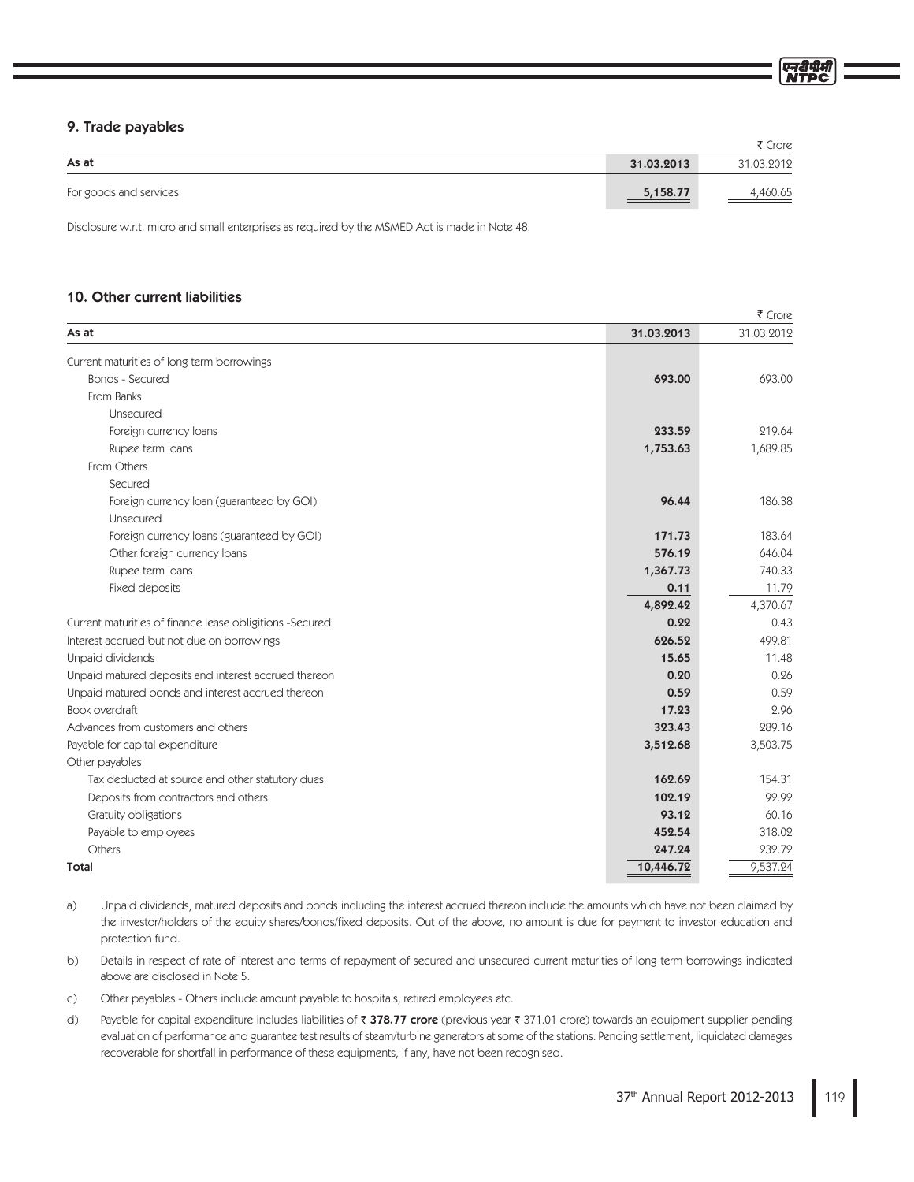## 9. Trade payables

₹ Crore

| As at | 31.03.2013 | 31.03.2012 |
|---|---|---|
| For goods and services | **5,158.77** | 4,460.65 |

Disclosure w.r.t. micro and small enterprises as required by the MSMED Act is made in Note 48.

## 10. Other current liabilities

₹ Crore

| As at | 31.03.2013 | 31.03.2012 |
|---|---|---|
| Current maturities of long term borrowings | | |
| Bonds - Secured | **693.00** | 693.00 |
| From Banks | | |
| Unsecured | | |
| Foreign currency loans | **233.59** | 219.64 |
| Rupee term loans | **1,753.63** | 1,689.85 |
| From Others | | |
| Secured | | |
| Foreign currency loan (guaranteed by GOI) | **96.44** | 186.38 |
| Unsecured | | |
| Foreign currency loans (guaranteed by GOI) | **171.73** | 183.64 |
| Other foreign currency loans | **576.19** | 646.04 |
| Rupee term loans | **1,367.73** | 740.33 |
| Fixed deposits | **0.11** | 11.79 |
| | **4,892.42** | 4,370.67 |
| Current maturities of finance lease obligitions -Secured | **0.22** | 0.43 |
| Interest accrued but not due on borrowings | **626.52** | 499.81 |
| Unpaid dividends | **15.65** | 11.48 |
| Unpaid matured deposits and interest accrued thereon | **0.20** | 0.26 |
| Unpaid matured bonds and interest accrued thereon | **0.59** | 0.59 |
| Book overdraft | **17.23** | 2.96 |
| Advances from customers and others | **323.43** | 289.16 |
| Payable for capital expenditure | **3,512.68** | 3,503.75 |
| Other payables | | |
| Tax deducted at source and other statutory dues | **162.69** | 154.31 |
| Deposits from contractors and others | **102.19** | 92.92 |
| Gratuity obligations | **93.12** | 60.16 |
| Payable to employees | **452.54** | 318.02 |
| Others | **247.24** | 232.72 |
| **Total** | **10,446.72** | 9,537.24 |

a) Unpaid dividends, matured deposits and bonds including the interest accrued thereon include the amounts which have not been claimed by the investor/holders of the equity shares/bonds/fixed deposits. Out of the above, no amount is due for payment to investor education and protection fund.

b) Details in respect of rate of interest and terms of repayment of secured and unsecured current maturities of long term borrowings indicated above are disclosed in Note 5.

c) Other payables - Others include amount payable to hospitals, retired employees etc.

d) Payable for capital expenditure includes liabilities of ₹ **378.77 crore** (previous year ₹ 371.01 crore) towards an equipment supplier pending evaluation of performance and guarantee test results of steam/turbine generators at some of the stations. Pending settlement, liquidated damages recoverable for shortfall in performance of these equipments, if any, have not been recognised.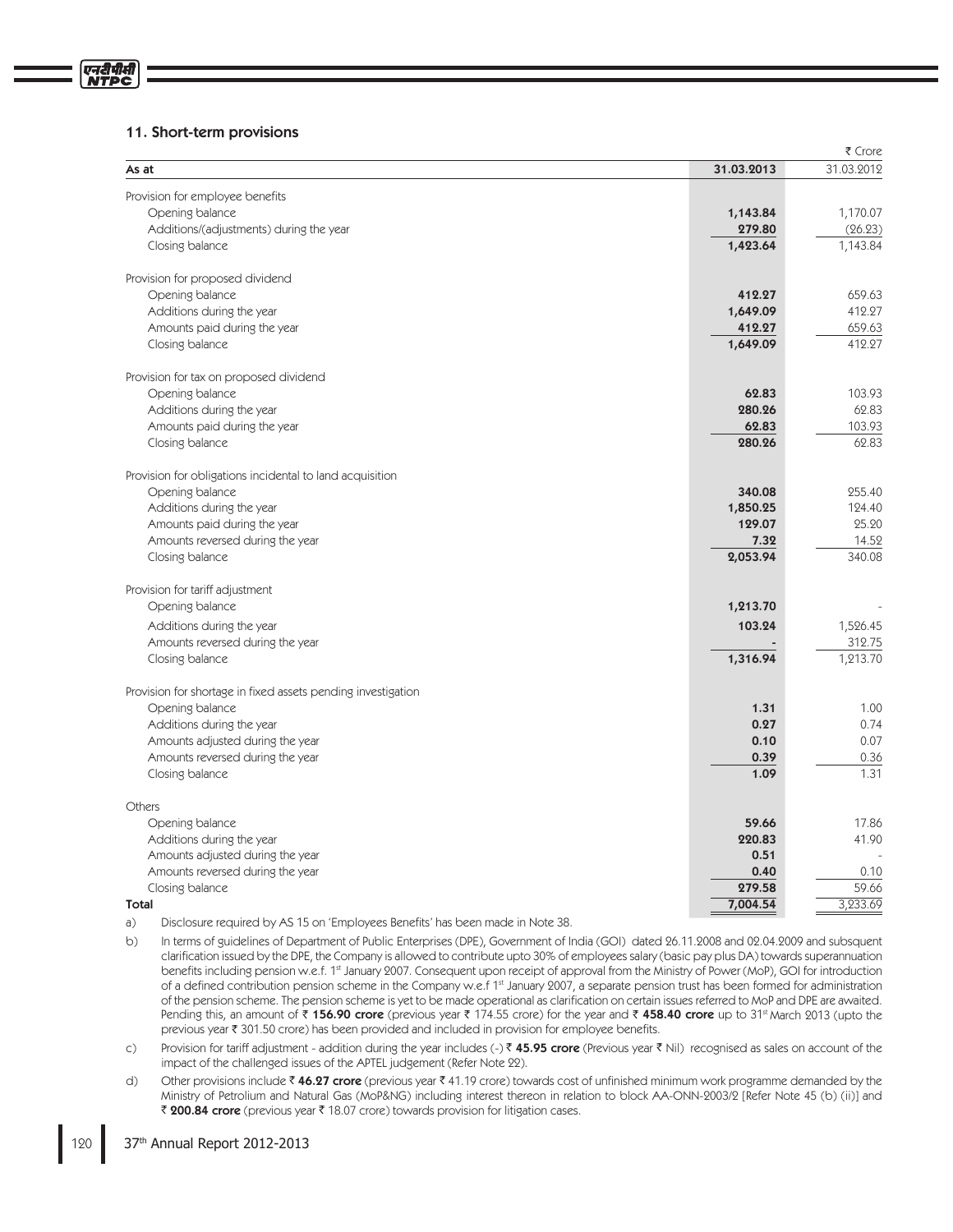## 11. Short-term provisions

₹ Crore

| As at | 31.03.2013 | 31.03.2012 |
|---|---|---|
| Provision for employee benefits | | |
| Opening balance | **1,143.84** | 1,170.07 |
| Additions/(adjustments) during the year | **279.80** | (26.23) |
| Closing balance | **1,423.64** | 1,143.84 |
| Provision for proposed dividend | | |
| Opening balance | **412.27** | 659.63 |
| Additions during the year | **1,649.09** | 412.27 |
| Amounts paid during the year | **412.27** | 659.63 |
| Closing balance | **1,649.09** | 412.27 |
| Provision for tax on proposed dividend | | |
| Opening balance | **62.83** | 103.93 |
| Additions during the year | **280.26** | 62.83 |
| Amounts paid during the year | **62.83** | 103.93 |
| Closing balance | **280.26** | 62.83 |
| Provision for obligations incidental to land acquisition | | |
| Opening balance | **340.08** | 255.40 |
| Additions during the year | **1,850.25** | 124.40 |
| Amounts paid during the year | **129.07** | 25.20 |
| Amounts reversed during the year | **7.32** | 14.52 |
| Closing balance | **2,053.94** | 340.08 |
| Provision for tariff adjustment | | |
| Opening balance | **1,213.70** | - |
| Additions during the year | **103.24** | 1,526.45 |
| Amounts reversed during the year | **-** | 312.75 |
| Closing balance | **1,316.94** | 1,213.70 |
| Provision for shortage in fixed assets pending investigation | | |
| Opening balance | **1.31** | 1.00 |
| Additions during the year | **0.27** | 0.74 |
| Amounts adjusted during the year | **0.10** | 0.07 |
| Amounts reversed during the year | **0.39** | 0.36 |
| Closing balance | **1.09** | 1.31 |
| Others | | |
| Opening balance | **59.66** | 17.86 |
| Additions during the year | **220.83** | 41.90 |
| Amounts adjusted during the year | **0.51** | - |
| Amounts reversed during the year | **0.40** | 0.10 |
| Closing balance | **279.58** | 59.66 |
| **Total** | **7,004.54** | 3,233.69 |

a) Disclosure required by AS 15 on 'Employees Benefits' has been made in Note 38.

b) In terms of guidelines of Department of Public Enterprises (DPE), Government of India (GOI) dated 26.11.2008 and 02.04.2009 and subsquent clarification issued by the DPE, the Company is allowed to contribute upto 30% of employees salary (basic pay plus DA) towards superannuation benefits including pension w.e.f. 1st January 2007. Consequent upon receipt of approval from the Ministry of Power (MoP), GOI for introduction of a defined contribution pension scheme in the Company w.e.f 1st January 2007, a separate pension trust has been formed for administration of the pension scheme. The pension scheme is yet to be made operational as clarification on certain issues referred to MoP and DPE are awaited. Pending this, an amount of ₹ **156.90 crore** (previous year ₹ 174.55 crore) for the year and ₹ **458.40 crore** up to 31st March 2013 (upto the previous year ₹ 301.50 crore) has been provided and included in provision for employee benefits.

c) Provision for tariff adjustment - addition during the year includes (-) ₹ **45.95 crore** (Previous year ₹ Nil) recognised as sales on account of the impact of the challenged issues of the APTEL judgement (Refer Note 22).

d) Other provisions include ₹ **46.27 crore** (previous year ₹ 41.19 crore) towards cost of unfinished minimum work programme demanded by the Ministry of Petrolium and Natural Gas (MoP&NG) including interest thereon in relation to block AA-ONN-2003/2 [Refer Note 45 (b) (ii)] and ₹ **200.84 crore** (previous year ₹ 18.07 crore) towards provision for litigation cases.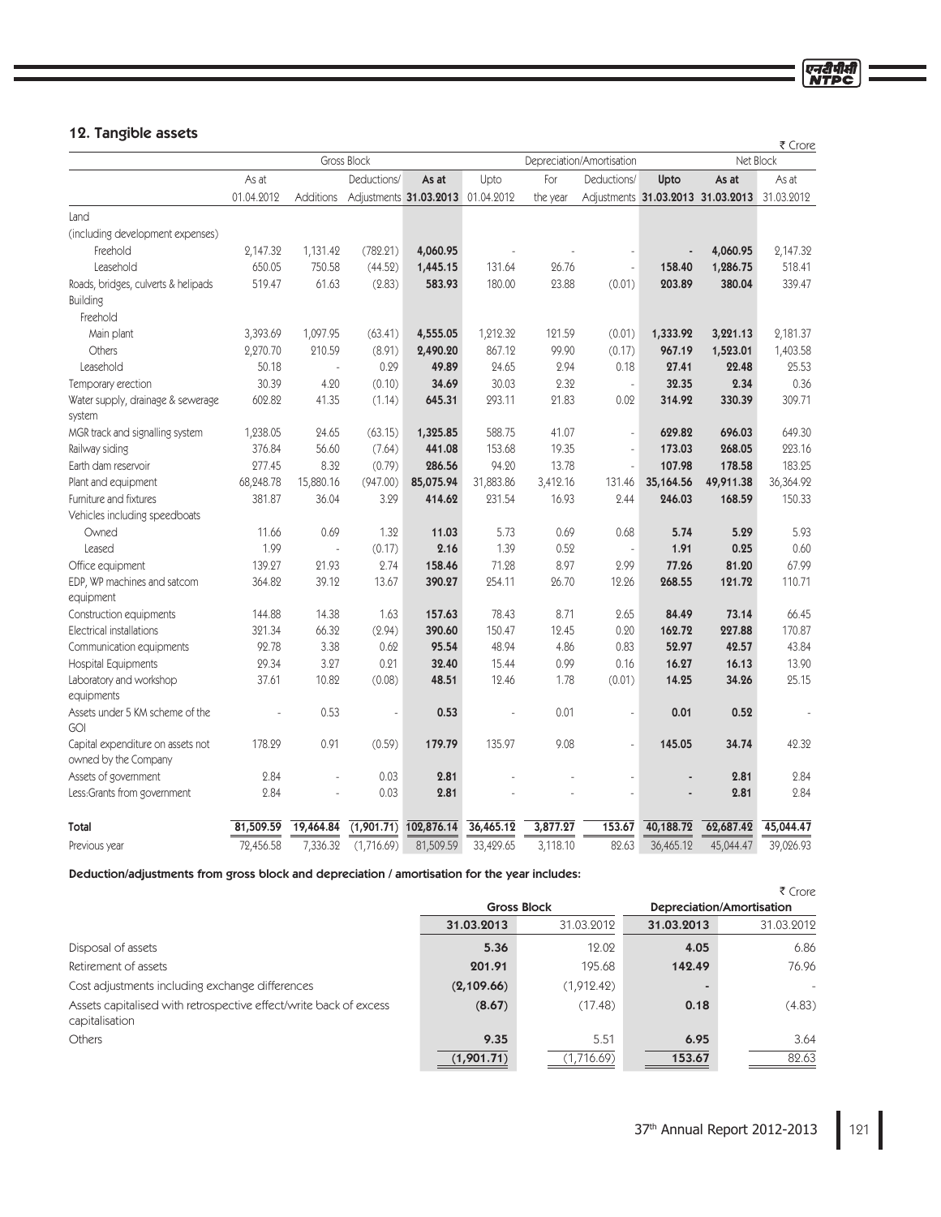## 12. Tangible assets

₹ Crore

| | Gross Block | | | | Depreciation/Amortisation | | | | Net Block | |
|---|---|---|---|---|---|---|---|---|---|---|
| | As at 01.04.2012 | Additions | Deductions/ Adjustments | As at 31.03.2013 | Upto 01.04.2012 | For the year | Deductions/ Adjustments | Upto 31.03.2013 | As at 31.03.2013 | As at 31.03.2012 |
| Land | | | | | | | | | | |
| (including development expenses) | | | | | | | | | | |
| Freehold | 2,147.32 | 1,131.42 | (782.21) | **4,060.95** | - | - | - | **-** | **4,060.95** | 2,147.32 |
| Leasehold | 650.05 | 750.58 | (44.52) | **1,445.15** | 131.64 | 26.76 | - | **158.40** | **1,286.75** | 518.41 |
| Roads, bridges, culverts & helipads | 519.47 | 61.63 | (2.83) | **583.93** | 180.00 | 23.88 | (0.01) | **203.89** | **380.04** | 339.47 |
| Building | | | | | | | | | | |
| Freehold | | | | | | | | | | |
| Main plant | 3,393.69 | 1,097.95 | (63.41) | **4,555.05** | 1,212.32 | 121.59 | (0.01) | **1,333.92** | **3,221.13** | 2,181.37 |
| Others | 2,270.70 | 210.59 | (8.91) | **2,490.20** | 867.12 | 99.90 | (0.17) | **967.19** | **1,523.01** | 1,403.58 |
| Leasehold | 50.18 | - | 0.29 | **49.89** | 24.65 | 2.94 | 0.18 | **27.41** | **22.48** | 25.53 |
| Temporary erection | 30.39 | 4.20 | (0.10) | **34.69** | 30.03 | 2.32 | - | **32.35** | **2.34** | 0.36 |
| Water supply, drainage & sewerage system | 602.82 | 41.35 | (1.14) | **645.31** | 293.11 | 21.83 | 0.02 | **314.92** | **330.39** | 309.71 |
| MGR track and signalling system | 1,238.05 | 24.65 | (63.15) | **1,325.85** | 588.75 | 41.07 | - | **629.82** | **696.03** | 649.30 |
| Railway siding | 376.84 | 56.60 | (7.64) | **441.08** | 153.68 | 19.35 | - | **173.03** | **268.05** | 223.16 |
| Earth dam reservoir | 277.45 | 8.32 | (0.79) | **286.56** | 94.20 | 13.78 | - | **107.98** | **178.58** | 183.25 |
| Plant and equipment | 68,248.78 | 15,880.16 | (947.00) | **85,075.94** | 31,883.86 | 3,412.16 | 131.46 | **35,164.56** | **49,911.38** | 36,364.92 |
| Furniture and fixtures | 381.87 | 36.04 | 3.29 | **414.62** | 231.54 | 16.93 | 2.44 | **246.03** | **168.59** | 150.33 |
| Vehicles including speedboats | | | | | | | | | | |
| Owned | 11.66 | 0.69 | 1.32 | **11.03** | 5.73 | 0.69 | 0.68 | **5.74** | **5.29** | 5.93 |
| Leased | 1.99 | - | (0.17) | **2.16** | 1.39 | 0.52 | - | **1.91** | **0.25** | 0.60 |
| Office equipment | 139.27 | 21.93 | 2.74 | **158.46** | 71.28 | 8.97 | 2.99 | **77.26** | **81.20** | 67.99 |
| EDP, WP machines and satcom equipment | 364.82 | 39.12 | 13.67 | **390.27** | 254.11 | 26.70 | 12.26 | **268.55** | **121.72** | 110.71 |
| Construction equipments | 144.88 | 14.38 | 1.63 | **157.63** | 78.43 | 8.71 | 2.65 | **84.49** | **73.14** | 66.45 |
| Electrical installations | 321.34 | 66.32 | (2.94) | **390.60** | 150.47 | 12.45 | 0.20 | **162.72** | **227.88** | 170.87 |
| Communication equipments | 92.78 | 3.38 | 0.62 | **95.54** | 48.94 | 4.86 | 0.83 | **52.97** | **42.57** | 43.84 |
| Hospital Equipments | 29.34 | 3.27 | 0.21 | **32.40** | 15.44 | 0.99 | 0.16 | **16.27** | **16.13** | 13.90 |
| Laboratory and workshop equipments | 37.61 | 10.82 | (0.08) | **48.51** | 12.46 | 1.78 | (0.01) | **14.25** | **34.26** | 25.15 |
| Assets under 5 KM scheme of the GOI | - | 0.53 | - | **0.53** | - | 0.01 | - | **0.01** | **0.52** | - |
| Capital expenditure on assets not owned by the Company | 178.29 | 0.91 | (0.59) | **179.79** | 135.97 | 9.08 | - | **145.05** | **34.74** | 42.32 |
| Assets of government | 2.84 | - | 0.03 | **2.81** | - | - | - | **-** | **2.81** | 2.84 |
| Less:Grants from government | 2.84 | - | 0.03 | **2.81** | - | - | - | **-** | **2.81** | 2.84 |
| **Total** | **81,509.59** | **19,464.84** | **(1,901.71)** | **102,876.14** | **36,465.12** | **3,877.27** | **153.67** | **40,188.72** | **62,687.42** | **45,044.47** |
| Previous year | 72,456.58 | 7,336.32 | (1,716.69) | 81,509.59 | 33,429.65 | 3,118.10 | 82.63 | 36,465.12 | 45,044.47 | 39,026.93 |

**Deduction/adjustments from gross block and depreciation / amortisation for the year includes:**

₹ Crore

| | Gross Block | | Depreciation/Amortisation | |
|---|---|---|---|---|
| | **31.03.2013** | 31.03.2012 | **31.03.2013** | 31.03.2012 |
| Disposal of assets | **5.36** | 12.02 | **4.05** | 6.86 |
| Retirement of assets | **201.91** | 195.68 | **142.49** | 76.96 |
| Cost adjustments including exchange differences | **(2,109.66)** | (1,912.42) | **-** | - |
| Assets capitalised with retrospective effect/write back of excess capitalisation | **(8.67)** | (17.48) | **0.18** | (4.83) |
| Others | **9.35** | 5.51 | **6.95** | 3.64 |
| | **(1,901.71)** | (1,716.69) | **153.67** | 82.63 |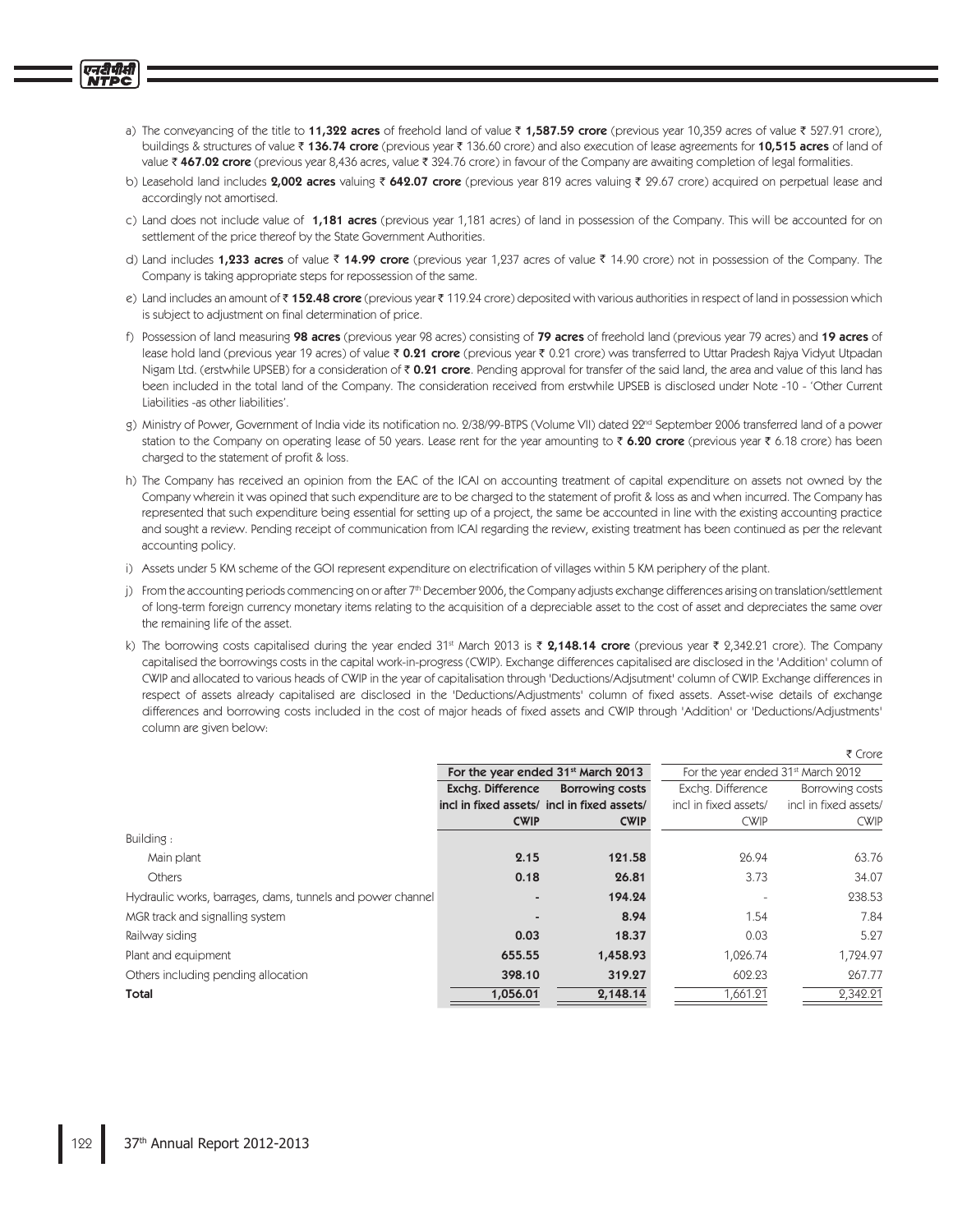a) The conveyancing of the title to **11,322 acres** of freehold land of value ₹ **1,587.59 crore** (previous year 10,359 acres of value ₹ 527.91 crore), buildings & structures of value ₹ **136.74 crore** (previous year ₹ 136.60 crore) and also execution of lease agreements for **10,515 acres** of land of value ₹ **467.02 crore** (previous year 8,436 acres, value ₹ 324.76 crore) in favour of the Company are awaiting completion of legal formalities.

b) Leasehold land includes **2,002 acres** valuing ₹ **642.07 crore** (previous year 819 acres valuing ₹ 29.67 crore) acquired on perpetual lease and accordingly not amortised.

c) Land does not include value of **1,181 acres** (previous year 1,181 acres) of land in possession of the Company. This will be accounted for on settlement of the price thereof by the State Government Authorities.

d) Land includes **1,233 acres** of value ₹ **14.99 crore** (previous year 1,237 acres of value ₹ 14.90 crore) not in possession of the Company. The Company is taking appropriate steps for repossession of the same.

e) Land includes an amount of ₹ **152.48 crore** (previous year ₹ 119.24 crore) deposited with various authorities in respect of land in possession which is subject to adjustment on final determination of price.

f) Possession of land measuring **98 acres** (previous year 98 acres) consisting of **79 acres** of freehold land (previous year 79 acres) and **19 acres** of lease hold land (previous year 19 acres) of value ₹ **0.21 crore** (previous year ₹ 0.21 crore) was transferred to Uttar Pradesh Rajya Vidyut Utpadan Nigam Ltd. (erstwhile UPSEB) for a consideration of ₹ **0.21 crore**. Pending approval for transfer of the said land, the area and value of this land has been included in the total land of the Company. The consideration received from erstwhile UPSEB is disclosed under Note -10 - 'Other Current Liabilities -as other liabilities'.

g) Ministry of Power, Government of India vide its notification no. 2/38/99-BTPS (Volume VII) dated 22nd September 2006 transferred land of a power station to the Company on operating lease of 50 years. Lease rent for the year amounting to ₹ **6.20 crore** (previous year ₹ 6.18 crore) has been charged to the statement of profit & loss.

h) The Company has received an opinion from the EAC of the ICAI on accounting treatment of capital expenditure on assets not owned by the Company wherein it was opined that such expenditure are to be charged to the statement of profit & loss as and when incurred. The Company has represented that such expenditure being essential for setting up of a project, the same be accounted in line with the existing accounting practice and sought a review. Pending receipt of communication from ICAI regarding the review, existing treatment has been continued as per the relevant accounting policy.

i) Assets under 5 KM scheme of the GOI represent expenditure on electrification of villages within 5 KM periphery of the plant.

j) From the accounting periods commencing on or after 7th December 2006, the Company adjusts exchange differences arising on translation/settlement of long-term foreign currency monetary items relating to the acquisition of a depreciable asset to the cost of asset and depreciates the same over the remaining life of the asset.

k) The borrowing costs capitalised during the year ended 31st March 2013 is ₹ **2,148.14 crore** (previous year ₹ 2,342.21 crore). The Company capitalised the borrowings costs in the capital work-in-progress (CWIP). Exchange differences capitalised are disclosed in the 'Addition' column of CWIP and allocated to various heads of CWIP in the year of capitalisation through 'Deductions/Adjsutment' column of CWIP. Exchange differences in respect of assets already capitalised are disclosed in the 'Deductions/Adjustments' column of fixed assets. Asset-wise details of exchange differences and borrowing costs included in the cost of major heads of fixed assets and CWIP through 'Addition' or 'Deductions/Adjustments' column are given below:

₹ Crore

| | For the year ended 31st March 2013 | | For the year ended 31st March 2012 | |
|---|---|---|---|---|
| | Exchg. Difference incl in fixed assets/ CWIP | Borrowing costs incl in fixed assets/ CWIP | Exchg. Difference incl in fixed assets/ CWIP | Borrowing costs incl in fixed assets/ CWIP |
| Building : | | | | |
| Main plant | 2.15 | 121.58 | 26.94 | 63.76 |
| Others | 0.18 | 26.81 | 3.73 | 34.07 |
| Hydraulic works, barrages, dams, tunnels and power channel | - | 194.24 | - | 238.53 |
| MGR track and signalling system | - | 8.94 | 1.54 | 7.84 |
| Railway siding | 0.03 | 18.37 | 0.03 | 5.27 |
| Plant and equipment | 655.55 | 1,458.93 | 1,026.74 | 1,724.97 |
| Others including pending allocation | 398.10 | 319.27 | 602.23 | 267.77 |
| **Total** | **1,056.01** | **2,148.14** | 1,661.21 | 2,342.21 |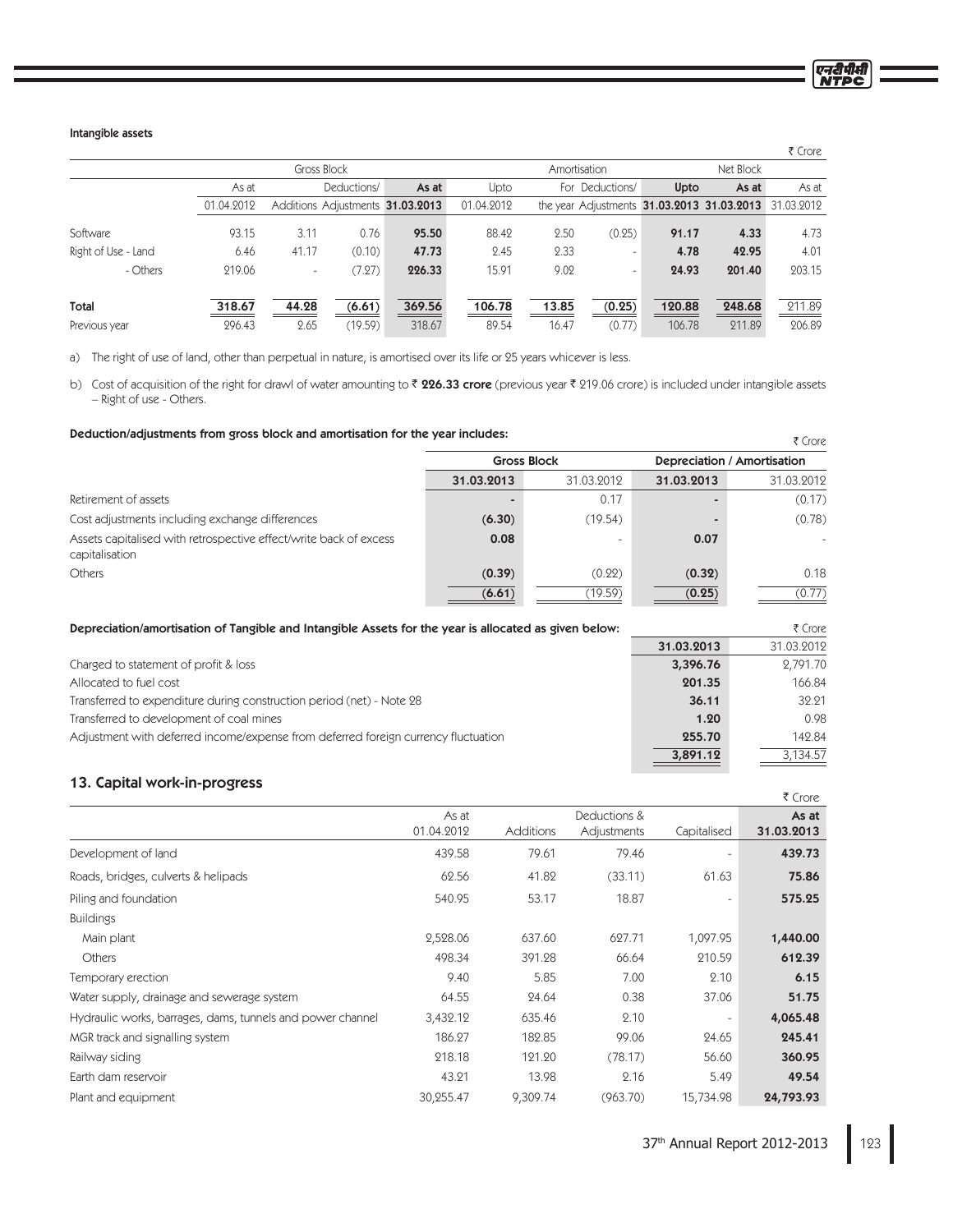#### Intangible assets

₹ Crore

| | Gross Block | | | | Amortisation | | | | Net Block | |
|---|---|---|---|---|---|---|---|---|---|---|
| | As at 01.04.2012 | Additions | Deductions/ Adjustments | As at 31.03.2013 | Upto 01.04.2012 | For the year | Deductions/ Adjustments | Upto 31.03.2013 | As at 31.03.2013 | As at 31.03.2012 |
| Software | 93.15 | 3.11 | 0.76 | **95.50** | 88.42 | 2.50 | (0.25) | **91.17** | **4.33** | 4.73 |
| Right of Use - Land | 6.46 | 41.17 | (0.10) | **47.73** | 2.45 | 2.33 | - | **4.78** | **42.95** | 4.01 |
| - Others | 219.06 | - | (7.27) | **226.33** | 15.91 | 9.02 | - | **24.93** | **201.40** | 203.15 |
| **Total** | **318.67** | **44.28** | **(6.61)** | **369.56** | **106.78** | **13.85** | **(0.25)** | **120.88** | **248.68** | 211.89 |
| Previous year | 296.43 | 2.65 | (19.59) | 318.67 | 89.54 | 16.47 | (0.77) | 106.78 | 211.89 | 206.89 |

a) The right of use of land, other than perpetual in nature, is amortised over its life or 25 years whicever is less.

b) Cost of acquisition of the right for drawl of water amounting to ₹ **226.33 crore** (previous year ₹ 219.06 crore) is included under intangible assets – Right of use - Others.

#### Deduction/adjustments from gross block and amortisation for the year includes:

₹ Crore

| | Gross Block | | Depreciation / Amortisation | |
|---|---|---|---|---|
| | **31.03.2013** | 31.03.2012 | **31.03.2013** | 31.03.2012 |
| Retirement of assets | - | 0.17 | - | (0.17) |
| Cost adjustments including exchange differences | **(6.30)** | (19.54) | - | (0.78) |
| Assets capitalised with retrospective effect/write back of excess capitalisation | **0.08** | - | **0.07** | - |
| Others | **(0.39)** | (0.22) | **(0.32)** | 0.18 |
| | **(6.61)** | (19.59) | **(0.25)** | (0.77) |

#### Depreciation/amortisation of Tangible and Intangible Assets for the year is allocated as given below:

₹ Crore

| | **31.03.2013** | 31.03.2012 |
|---|---|---|
| Charged to statement of profit & loss | **3,396.76** | 2,791.70 |
| Allocated to fuel cost | **201.35** | 166.84 |
| Transferred to expenditure during construction period (net) - Note 28 | **36.11** | 32.21 |
| Transferred to development of coal mines | **1.20** | 0.98 |
| Adjustment with deferred income/expense from deferred foreign currency fluctuation | **255.70** | 142.84 |
| | **3,891.12** | 3,134.57 |

## 13. Capital work-in-progress

₹ Crore

| | As at 01.04.2012 | Additions | Deductions & Adjustments | Capitalised | As at 31.03.2013 |
|---|---|---|---|---|---|
| Development of land | 439.58 | 79.61 | 79.46 | - | **439.73** |
| Roads, bridges, culverts & helipads | 62.56 | 41.82 | (33.11) | 61.63 | **75.86** |
| Piling and foundation | 540.95 | 53.17 | 18.87 | - | **575.25** |
| Buildings | | | | | |
| Main plant | 2,528.06 | 637.60 | 627.71 | 1,097.95 | **1,440.00** |
| Others | 498.34 | 391.28 | 66.64 | 210.59 | **612.39** |
| Temporary erection | 9.40 | 5.85 | 7.00 | 2.10 | **6.15** |
| Water supply, drainage and sewerage system | 64.55 | 24.64 | 0.38 | 37.06 | **51.75** |
| Hydraulic works, barrages, dams, tunnels and power channel | 3,432.12 | 635.46 | 2.10 | - | **4,065.48** |
| MGR track and signalling system | 186.27 | 182.85 | 99.06 | 24.65 | **245.41** |
| Railway siding | 218.18 | 121.20 | (78.17) | 56.60 | **360.95** |
| Earth dam reservoir | 43.21 | 13.98 | 2.16 | 5.49 | **49.54** |
| Plant and equipment | 30,255.47 | 9,309.74 | (963.70) | 15,734.98 | **24,793.93** |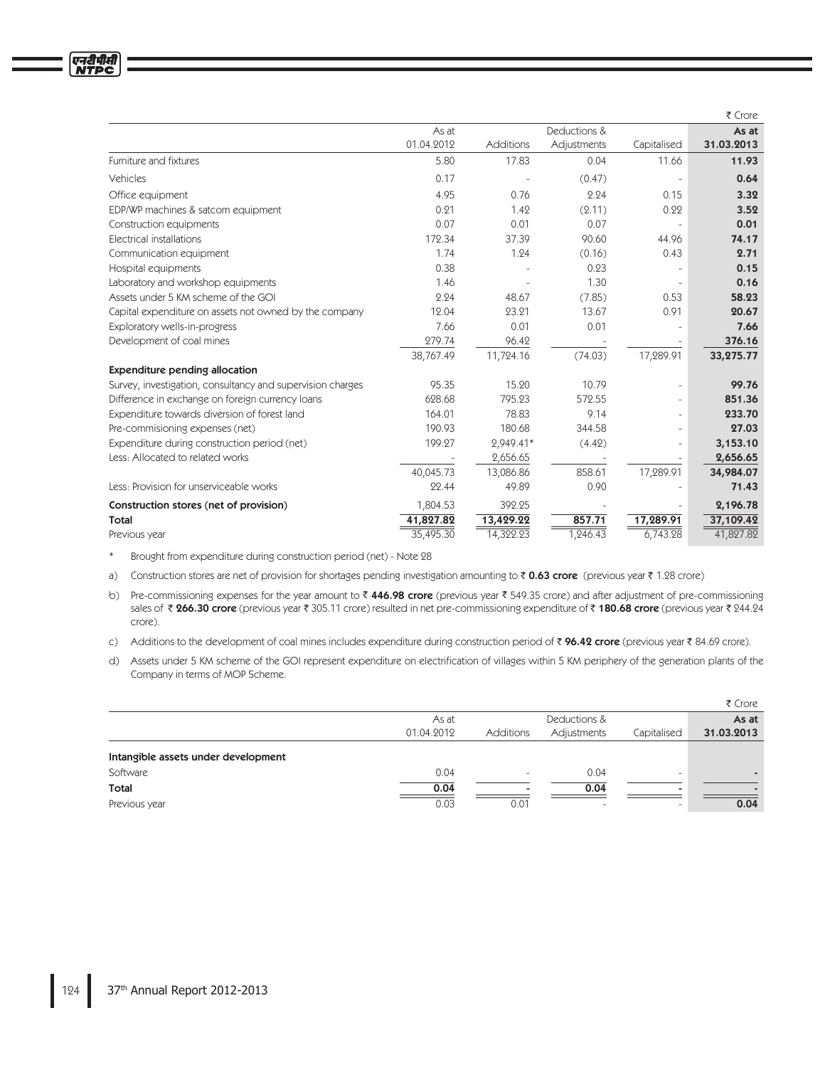₹ Crore

| | As at 01.04.2012 | Additions | Deductions & Adjustments | Capitalised | As at 31.03.2013 |
|---|---|---|---|---|---|
| Furniture and fixtures | 5.80 | 17.83 | 0.04 | 11.66 | **11.93** |
| Vehicles | 0.17 | - | (0.47) | - | **0.64** |
| Office equipment | 4.95 | 0.76 | 2.24 | 0.15 | **3.32** |
| EDP/WP machines & satcom equipment | 0.21 | 1.42 | (2.11) | 0.22 | **3.52** |
| Construction equipments | 0.07 | 0.01 | 0.07 | - | **0.01** |
| Electrical installations | 172.34 | 37.39 | 90.60 | 44.96 | **74.17** |
| Communication equipment | 1.74 | 1.24 | (0.16) | 0.43 | **2.71** |
| Hospital equipments | 0.38 | - | 0.23 | - | **0.15** |
| Laboratory and workshop equipments | 1.46 | - | 1.30 | - | **0.16** |
| Assets under 5 KM scheme of the GOI | 2.24 | 48.67 | (7.85) | 0.53 | **58.23** |
| Capital expenditure on assets not owned by the company | 12.04 | 23.21 | 13.67 | 0.91 | **20.67** |
| Exploratory wells-in-progress | 7.66 | 0.01 | 0.01 | - | **7.66** |
| Development of coal mines | 279.74 | 96.42 | - | - | **376.16** |
| | 38,767.49 | 11,724.16 | (74.03) | 17,289.91 | **33,275.77** |
| **Expenditure pending allocation** | | | | | |
| Survey, investigation, consultancy and supervision charges | 95.35 | 15.20 | 10.79 | - | **99.76** |
| Difference in exchange on foreign currency loans | 628.68 | 795.23 | 572.55 | - | **851.36** |
| Expenditure towards diversion of forest land | 164.01 | 78.83 | 9.14 | - | **233.70** |
| Pre-commisioning expenses (net) | 190.93 | 180.68 | 344.58 | - | **27.03** |
| Expenditure during construction period (net) | 199.27 | 2,949.41* | (4.42) | - | **3,153.10** |
| Less: Allocated to related works | - | 2,656.65 | - | - | **2,656.65** |
| | 40,045.73 | 13,086.86 | 858.61 | 17,289.91 | **34,984.07** |
| Less: Provision for unserviceable works | 22.44 | 49.89 | 0.90 | - | **71.43** |
| **Construction stores (net of provision)** | 1,804.53 | 392.25 | - | - | **2,196.78** |
| **Total** | **41,827.82** | **13,429.22** | **857.71** | **17,289.91** | **37,109.42** |
| Previous year | 35,495.30 | 14,322.23 | 1,246.43 | 6,743.28 | 41,827.82 |

\* Brought from expenditure during construction period (net) - Note 28

a) Construction stores are net of provision for shortages pending investigation amounting to ₹ **0.63 crore** (previous year ₹ 1.28 crore)

b) Pre-commissioning expenses for the year amount to ₹ **446.98 crore** (previous year ₹ 549.35 crore) and after adjustment of pre-commissioning sales of ₹ **266.30 crore** (previous year ₹ 305.11 crore) resulted in net pre-commissioning expenditure of ₹ **180.68 crore** (previous year ₹ 244.24 crore).

c) Additions to the development of coal mines includes expenditure during construction period of ₹ **96.42 crore** (previous year ₹ 84.69 crore).

d) Assets under 5 KM scheme of the GOI represent expenditure on electrification of villages within 5 KM periphery of the generation plants of the Company in terms of MOP Scheme.

₹ Crore

| | As at 01.04.2012 | Additions | Deductions & Adjustments | Capitalised | As at 31.03.2013 |
|---|---|---|---|---|---|
| **Intangible assets under development** | | | | | |
| Software | 0.04 | - | 0.04 | - | - |
| **Total** | **0.04** | **-** | **0.04** | **-** | **-** |
| Previous year | 0.03 | 0.01 | - | - | **0.04** |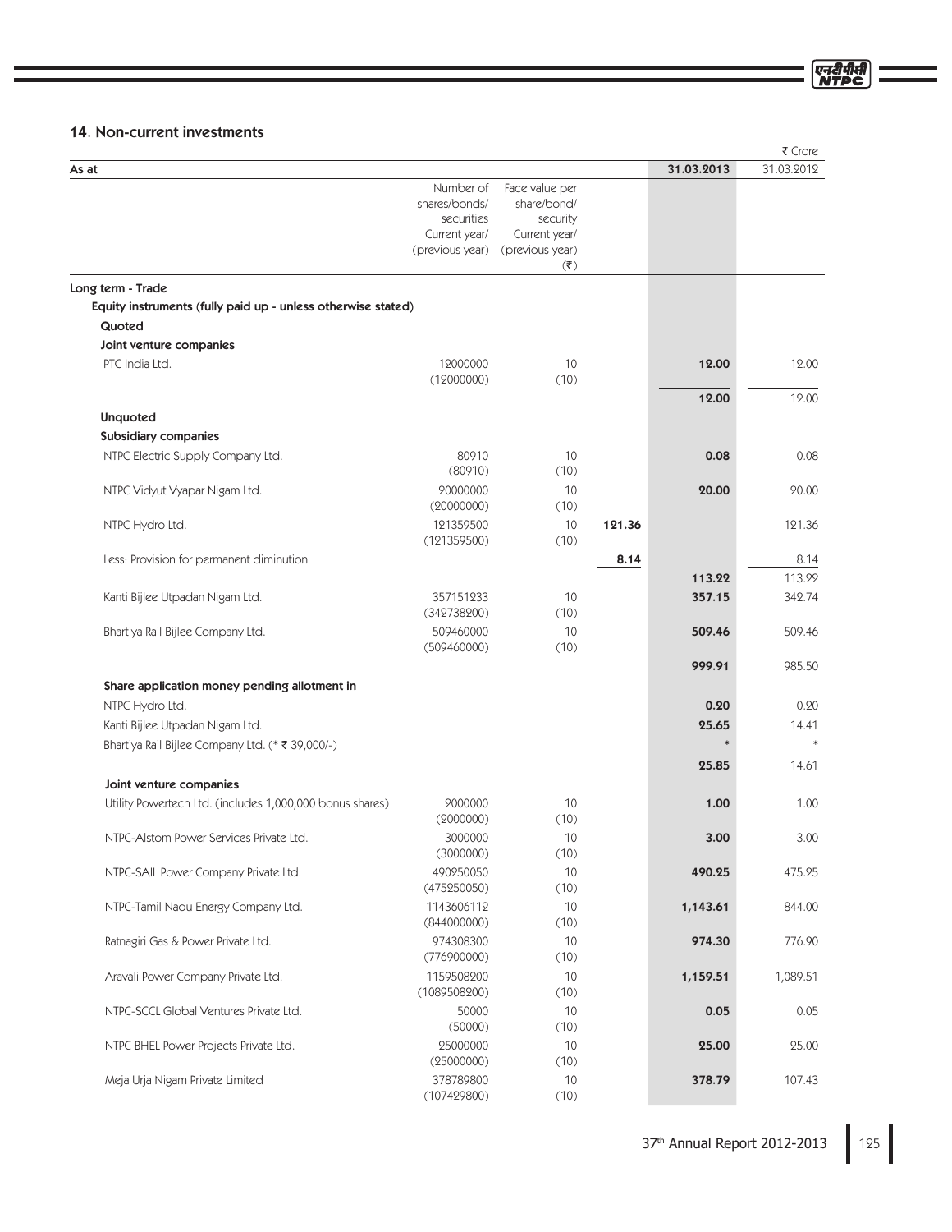## 14. Non-current investments

₹ Crore

| As at | Number of shares/bonds/ securities Current year/ (previous year) | Face value per share/bond/ security Current year/ (previous year) (₹) | | 31.03.2013 | 31.03.2012 |
|---|---|---|---|---|---|
| **Long term - Trade** | | | | | |
| **Equity instruments (fully paid up - unless otherwise stated)** | | | | | |
| **Quoted** | | | | | |
| **Joint venture companies** | | | | | |
| PTC India Ltd. | 12000000 (12000000) | 10 (10) | | **12.00** | 12.00 |
| | | | | **12.00** | 12.00 |
| **Unquoted** | | | | | |
| **Subsidiary companies** | | | | | |
| NTPC Electric Supply Company Ltd. | 80910 (80910) | 10 (10) | | **0.08** | 0.08 |
| NTPC Vidyut Vyapar Nigam Ltd. | 20000000 (20000000) | 10 (10) | | **20.00** | 20.00 |
| NTPC Hydro Ltd. | 121359500 (121359500) | 10 (10) | **121.36** | | 121.36 |
| Less: Provision for permanent diminution | | | **8.14** | | 8.14 |
| | | | | **113.22** | 113.22 |
| Kanti Bijlee Utpadan Nigam Ltd. | 357151233 (342738200) | 10 (10) | | **357.15** | 342.74 |
| Bhartiya Rail Bijlee Company Ltd. | 509460000 (509460000) | 10 (10) | | **509.46** | 509.46 |
| | | | | **999.91** | 985.50 |
| **Share application money pending allotment in** | | | | | |
| NTPC Hydro Ltd. | | | | **0.20** | 0.20 |
| Kanti Bijlee Utpadan Nigam Ltd. | | | | **25.65** | 14.41 |
| Bhartiya Rail Bijlee Company Ltd. (* ₹ 39,000/-) | | | | * | * |
| | | | | **25.85** | 14.61 |
| **Joint venture companies** | | | | | |
| Utility Powertech Ltd. (includes 1,000,000 bonus shares) | 2000000 (2000000) | 10 (10) | | **1.00** | 1.00 |
| NTPC-Alstom Power Services Private Ltd. | 3000000 (3000000) | 10 (10) | | **3.00** | 3.00 |
| NTPC-SAIL Power Company Private Ltd. | 490250050 (475250050) | 10 (10) | | **490.25** | 475.25 |
| NTPC-Tamil Nadu Energy Company Ltd. | 1143606112 (844000000) | 10 (10) | | **1,143.61** | 844.00 |
| Ratnagiri Gas & Power Private Ltd. | 974308300 (776900000) | 10 (10) | | **974.30** | 776.90 |
| Aravali Power Company Private Ltd. | 1159508200 (1089508200) | 10 (10) | | **1,159.51** | 1,089.51 |
| NTPC-SCCL Global Ventures Private Ltd. | 50000 (50000) | 10 (10) | | **0.05** | 0.05 |
| NTPC BHEL Power Projects Private Ltd. | 25000000 (25000000) | 10 (10) | | **25.00** | 25.00 |
| Meja Urja Nigam Private Limited | 378789800 (107429800) | 10 (10) | | **378.79** | 107.43 |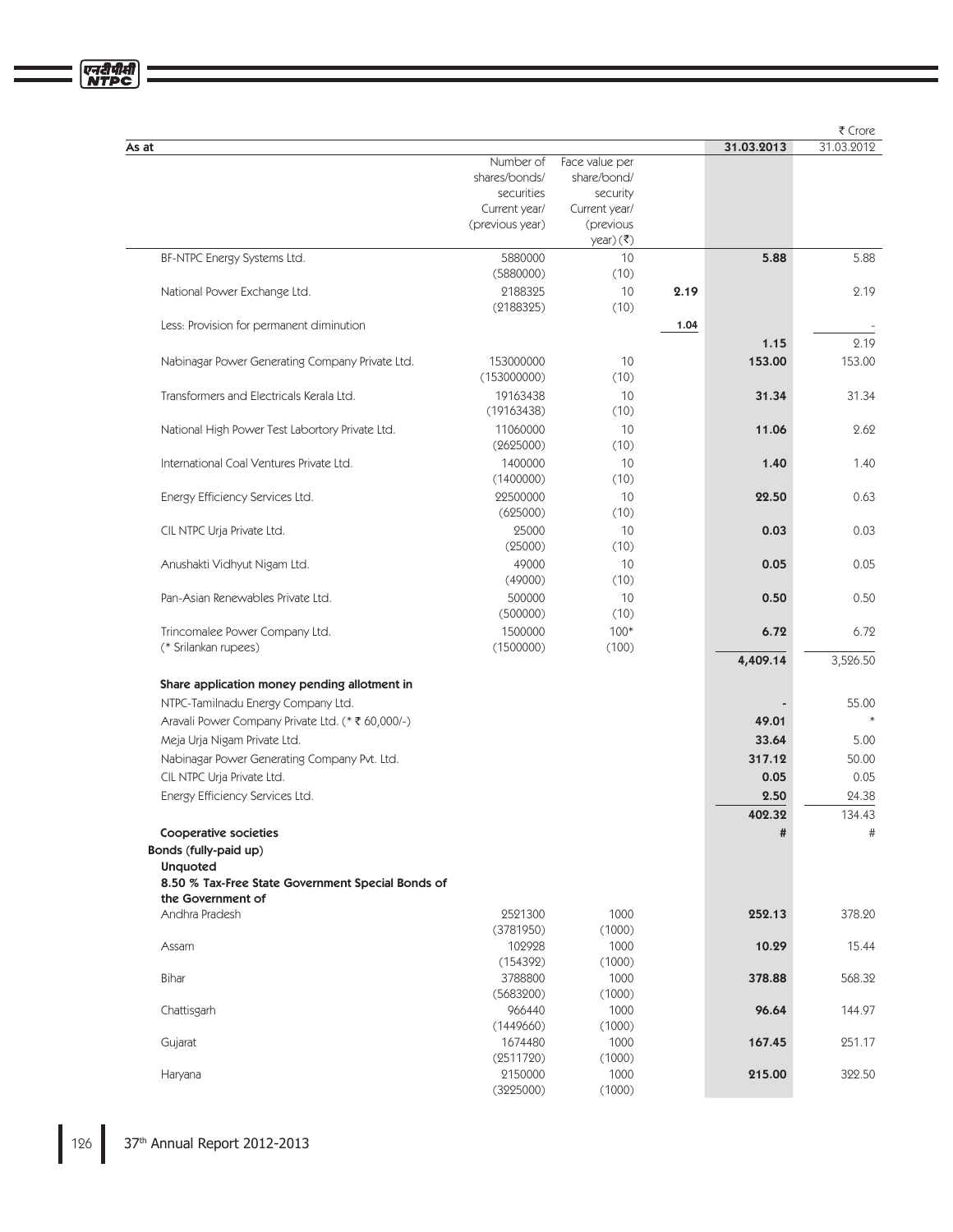₹ Crore

| As at | Number of shares/bonds/ securities Current year/ (previous year) | Face value per share/bond/ security Current year/ (previous year) (₹) | | 31.03.2013 | 31.03.2012 |
|---|---|---|---|---|---|
| BF-NTPC Energy Systems Ltd. | 5880000 (5880000) | 10 (10) | | **5.88** | 5.88 |
| National Power Exchange Ltd. | 2188325 (2188325) | 10 (10) | **2.19** | | 2.19 |
| Less: Provision for permanent diminution | | | **1.04** | | - |
| | | | | **1.15** | 2.19 |
| Nabinagar Power Generating Company Private Ltd. | 153000000 (153000000) | 10 (10) | | **153.00** | 153.00 |
| Transformers and Electricals Kerala Ltd. | 19163438 (19163438) | 10 (10) | | **31.34** | 31.34 |
| National High Power Test Labortory Private Ltd. | 11060000 (2625000) | 10 (10) | | **11.06** | 2.62 |
| International Coal Ventures Private Ltd. | 1400000 (1400000) | 10 (10) | | **1.40** | 1.40 |
| Energy Efficiency Services Ltd. | 22500000 (625000) | 10 (10) | | **22.50** | 0.63 |
| CIL NTPC Urja Private Ltd. | 25000 (25000) | 10 (10) | | **0.03** | 0.03 |
| Anushakti Vidhyut Nigam Ltd. | 49000 (49000) | 10 (10) | | **0.05** | 0.05 |
| Pan-Asian Renewables Private Ltd. | 500000 (500000) | 10 (10) | | **0.50** | 0.50 |
| Trincomalee Power Company Ltd. (* Srilankan rupees) | 1500000 (1500000) | 100* (100) | | **6.72** | 6.72 |
| | | | | **4,409.14** | 3,526.50 |
| **Share application money pending allotment in** | | | | | |
| NTPC-Tamilnadu Energy Company Ltd. | | | | **-** | 55.00 |
| Aravali Power Company Private Ltd. (* ₹ 60,000/-) | | | | **49.01** | * |
| Meja Urja Nigam Private Ltd. | | | | **33.64** | 5.00 |
| Nabinagar Power Generating Company Pvt. Ltd. | | | | **317.12** | 50.00 |
| CIL NTPC Urja Private Ltd. | | | | **0.05** | 0.05 |
| Energy Efficiency Services Ltd. | | | | **2.50** | 24.38 |
| | | | | **402.32** | 134.43 |
| **Cooperative societies** | | | | **#** | # |
| **Bonds (fully-paid up)** | | | | | |
| **Unquoted** | | | | | |
| **8.50 % Tax-Free State Government Special Bonds of the Government of** | | | | | |
| Andhra Pradesh | 2521300 (3781950) | 1000 (1000) | | **252.13** | 378.20 |
| Assam | 102928 (154392) | 1000 (1000) | | **10.29** | 15.44 |
| Bihar | 3788800 (5683200) | 1000 (1000) | | **378.88** | 568.32 |
| Chattisgarh | 966440 (1449660) | 1000 (1000) | | **96.64** | 144.97 |
| Gujarat | 1674480 (2511720) | 1000 (1000) | | **167.45** | 251.17 |
| Haryana | 2150000 (3225000) | 1000 (1000) | | **215.00** | 322.50 |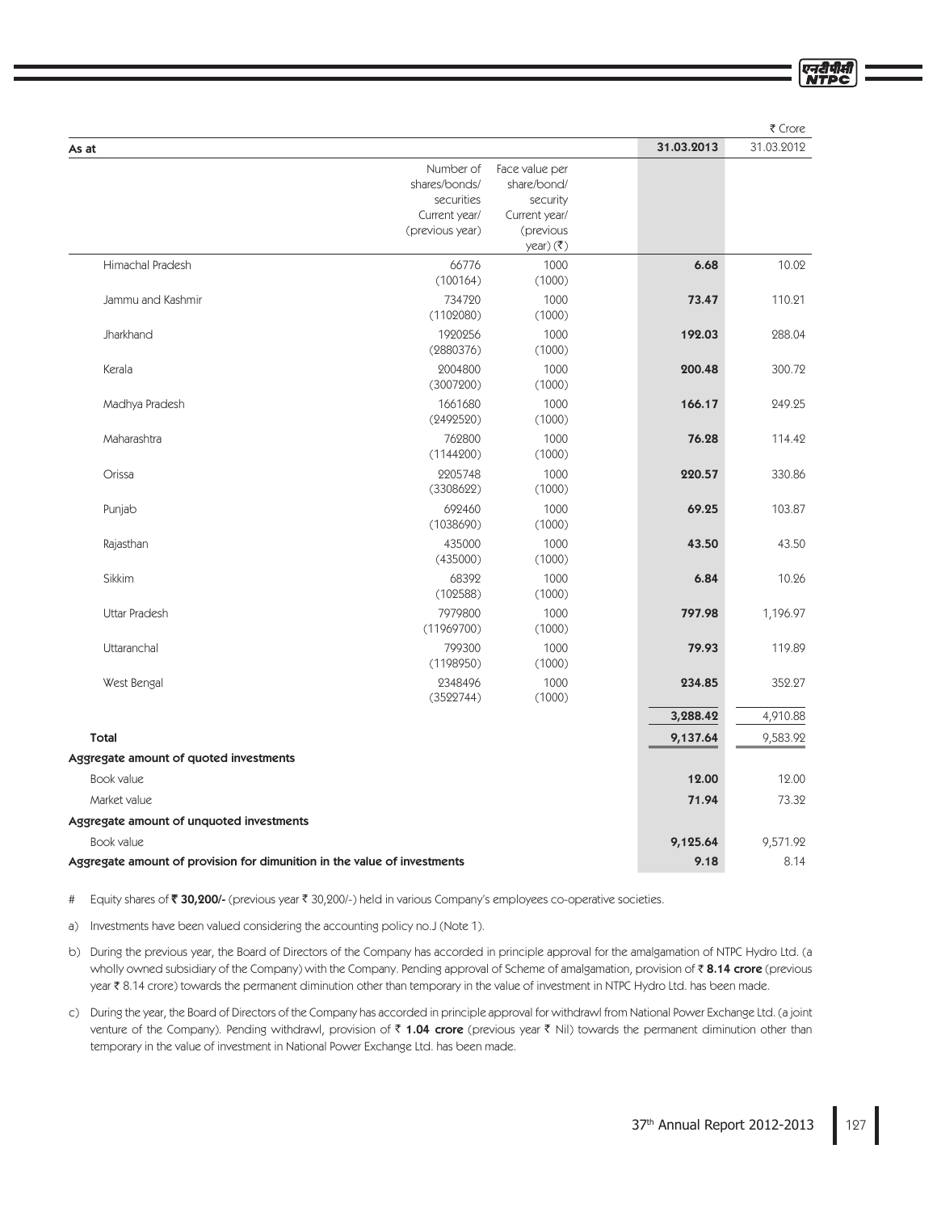₹ Crore

| As at | Number of shares/bonds/ securities Current year/ (previous year) | Face value per share/bond/ security Current year/ (previous year) (₹) | 31.03.2013 | 31.03.2012 |
|---|---|---|---|---|
| Himachal Pradesh | 66776 (100164) | 1000 (1000) | **6.68** | 10.02 |
| Jammu and Kashmir | 734720 (1102080) | 1000 (1000) | **73.47** | 110.21 |
| Jharkhand | 1920256 (2880376) | 1000 (1000) | **192.03** | 288.04 |
| Kerala | 2004800 (3007200) | 1000 (1000) | **200.48** | 300.72 |
| Madhya Pradesh | 1661680 (2492520) | 1000 (1000) | **166.17** | 249.25 |
| Maharashtra | 762800 (1144200) | 1000 (1000) | **76.28** | 114.42 |
| Orissa | 2205748 (3308622) | 1000 (1000) | **220.57** | 330.86 |
| Punjab | 692460 (1038690) | 1000 (1000) | **69.25** | 103.87 |
| Rajasthan | 435000 (435000) | 1000 (1000) | **43.50** | 43.50 |
| Sikkim | 68392 (102588) | 1000 (1000) | **6.84** | 10.26 |
| Uttar Pradesh | 7979800 (11969700) | 1000 (1000) | **797.98** | 1,196.97 |
| Uttaranchal | 799300 (1198950) | 1000 (1000) | **79.93** | 119.89 |
| West Bengal | 2348496 (3522744) | 1000 (1000) | **234.85** | 352.27 |
| | | | **3,288.42** | 4,910.88 |
| **Total** | | | **9,137.64** | 9,583.92 |
| **Aggregate amount of quoted investments** | | | | |
| Book value | | | **12.00** | 12.00 |
| Market value | | | **71.94** | 73.32 |
| **Aggregate amount of unquoted investments** | | | | |
| Book value | | | **9,125.64** | 9,571.92 |
| **Aggregate amount of provision for dimunition in the value of investments** | | | **9.18** | 8.14 |

# Equity shares of ₹ **30,200/-** (previous year ₹ 30,200/-) held in various Company's employees co-operative societies.

a) Investments have been valued considering the accounting policy no.J (Note 1).

b) During the previous year, the Board of Directors of the Company has accorded in principle approval for the amalgamation of NTPC Hydro Ltd. (a wholly owned subsidiary of the Company) with the Company. Pending approval of Scheme of amalgamation, provision of ₹ **8.14 crore** (previous year ₹ 8.14 crore) towards the permanent diminution other than temporary in the value of investment in NTPC Hydro Ltd. has been made.

c) During the year, the Board of Directors of the Company has accorded in principle approval for withdrawl from National Power Exchange Ltd. (a joint venture of the Company). Pending withdrawl, provision of ₹ **1.04 crore** (previous year ₹ Nil) towards the permanent diminution other than temporary in the value of investment in National Power Exchange Ltd. has been made.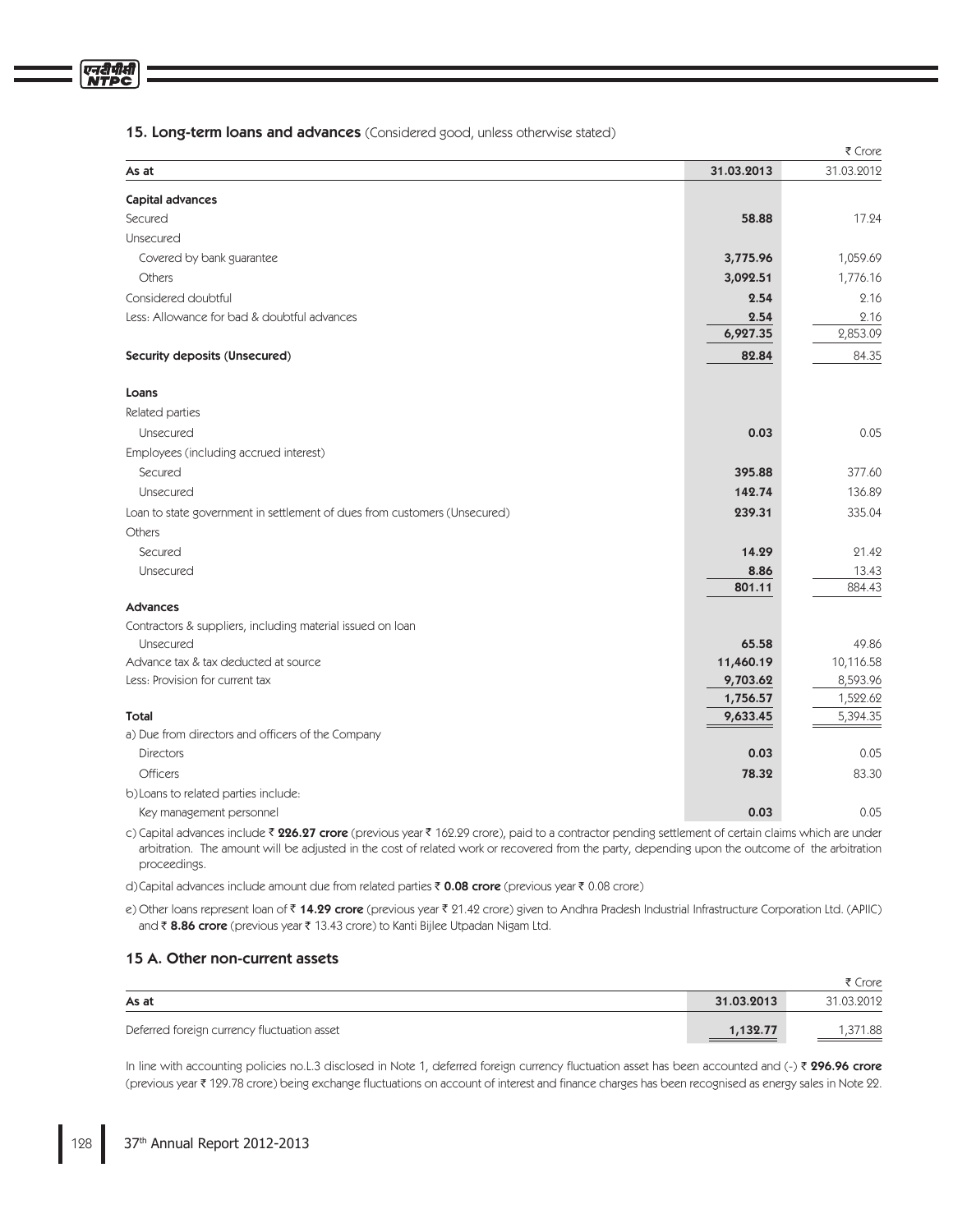## 15. Long-term loans and advances (Considered good, unless otherwise stated)

₹ Crore

| As at | 31.03.2013 | 31.03.2012 |
|---|---|---|
| **Capital advances** | | |
| Secured | **58.88** | 17.24 |
| Unsecured | | |
| Covered by bank guarantee | **3,775.96** | 1,059.69 |
| Others | **3,092.51** | 1,776.16 |
| Considered doubtful | **2.54** | 2.16 |
| Less: Allowance for bad & doubtful advances | **2.54** | 2.16 |
| | **6,927.35** | 2,853.09 |
| **Security deposits (Unsecured)** | **82.84** | 84.35 |
| **Loans** | | |
| Related parties | | |
| Unsecured | **0.03** | 0.05 |
| Employees (including accrued interest) | | |
| Secured | **395.88** | 377.60 |
| Unsecured | **142.74** | 136.89 |
| Loan to state government in settlement of dues from customers (Unsecured) | **239.31** | 335.04 |
| Others | | |
| Secured | **14.29** | 21.42 |
| Unsecured | **8.86** | 13.43 |
| | **801.11** | 884.43 |
| **Advances** | | |
| Contractors & suppliers, including material issued on loan | | |
| Unsecured | **65.58** | 49.86 |
| Advance tax & tax deducted at source | **11,460.19** | 10,116.58 |
| Less: Provision for current tax | **9,703.62** | 8,593.96 |
| | **1,756.57** | 1,522.62 |
| **Total** | **9,633.45** | 5,394.35 |
| a) Due from directors and officers of the Company | | |
| Directors | **0.03** | 0.05 |
| Officers | **78.32** | 83.30 |
| b) Loans to related parties include: | | |
| Key management personnel | **0.03** | 0.05 |

c) Capital advances include ₹ **226.27 crore** (previous year ₹ 162.29 crore), paid to a contractor pending settlement of certain claims which are under arbitration. The amount will be adjusted in the cost of related work or recovered from the party, depending upon the outcome of the arbitration proceedings.

d) Capital advances include amount due from related parties ₹ **0.08 crore** (previous year ₹ 0.08 crore)

e) Other loans represent loan of ₹ **14.29 crore** (previous year ₹ 21.42 crore) given to Andhra Pradesh Industrial Infrastructure Corporation Ltd. (APIIC) and ₹ **8.86 crore** (previous year ₹ 13.43 crore) to Kanti Bijlee Utpadan Nigam Ltd.

## 15 A. Other non-current assets

₹ Crore

| As at | 31.03.2013 | 31.03.2012 |
|---|---|---|
| Deferred foreign currency fluctuation asset | **1,132.77** | 1,371.88 |

In line with accounting policies no.L.3 disclosed in Note 1, deferred foreign currency fluctuation asset has been accounted and (-) ₹ **296.96 crore** (previous year ₹ 129.78 crore) being exchange fluctuations on account of interest and finance charges has been recognised as energy sales in Note 22.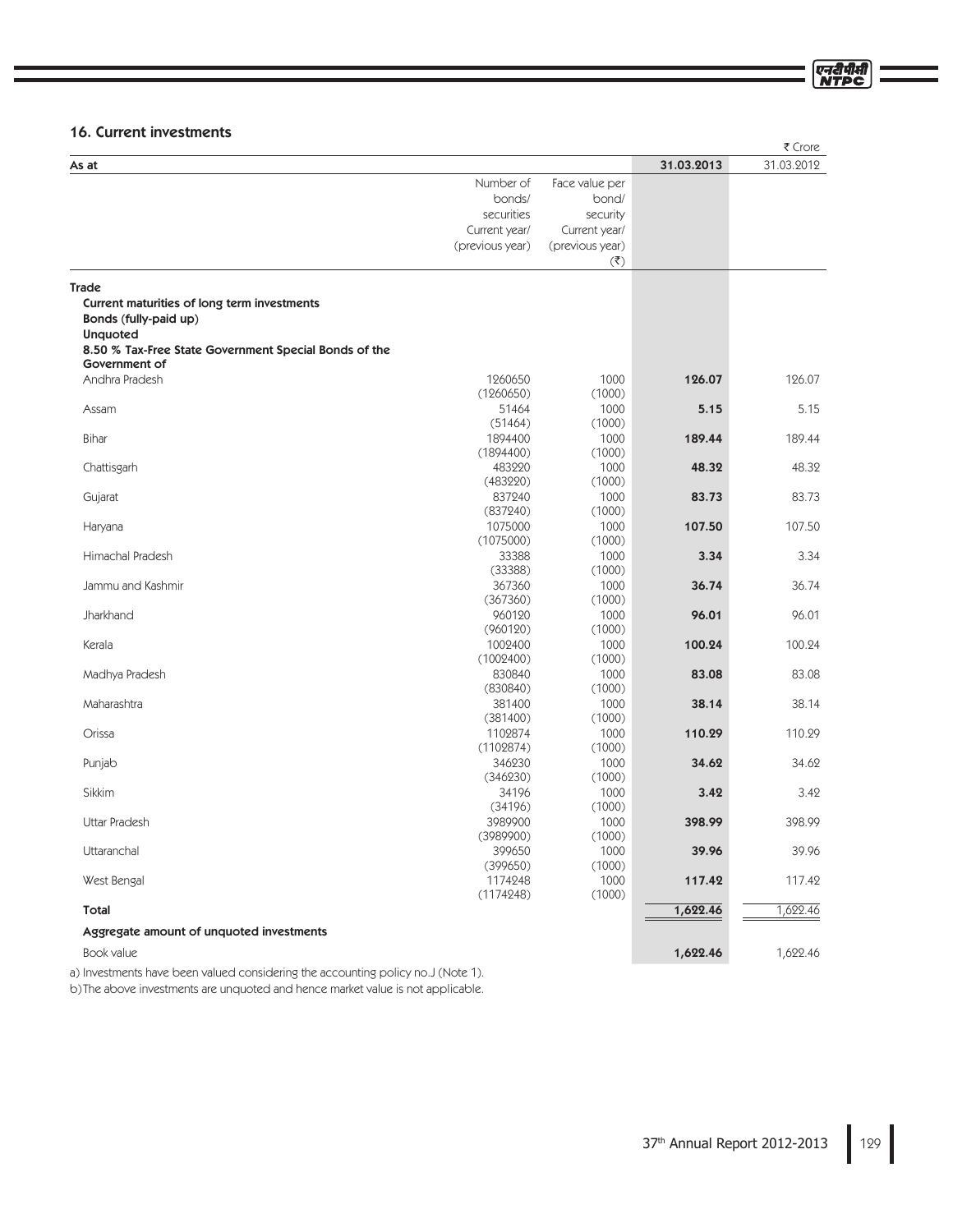## 16. Current investments

₹ Crore

| As at | Number of bonds/ securities Current year/ (previous year) | Face value per bond/ security Current year/ (previous year) (₹) | 31.03.2013 | 31.03.2012 |
|---|---|---|---|---|
| **Trade** | | | | |
| **Current maturities of long term investments** | | | | |
| **Bonds (fully-paid up)** | | | | |
| **Unquoted** | | | | |
| **8.50 % Tax-Free State Government Special Bonds of the Government of** | | | | |
| Andhra Pradesh | 1260650 (1260650) | 1000 (1000) | **126.07** | 126.07 |
| Assam | 51464 (51464) | 1000 (1000) | **5.15** | 5.15 |
| Bihar | 1894400 (1894400) | 1000 (1000) | **189.44** | 189.44 |
| Chattisgarh | 483220 (483220) | 1000 (1000) | **48.32** | 48.32 |
| Gujarat | 837240 (837240) | 1000 (1000) | **83.73** | 83.73 |
| Haryana | 1075000 (1075000) | 1000 (1000) | **107.50** | 107.50 |
| Himachal Pradesh | 33388 (33388) | 1000 (1000) | **3.34** | 3.34 |
| Jammu and Kashmir | 367360 (367360) | 1000 (1000) | **36.74** | 36.74 |
| Jharkhand | 960120 (960120) | 1000 (1000) | **96.01** | 96.01 |
| Kerala | 1002400 (1002400) | 1000 (1000) | **100.24** | 100.24 |
| Madhya Pradesh | 830840 (830840) | 1000 (1000) | **83.08** | 83.08 |
| Maharashtra | 381400 (381400) | 1000 (1000) | **38.14** | 38.14 |
| Orissa | 1102874 (1102874) | 1000 (1000) | **110.29** | 110.29 |
| Punjab | 346230 (346230) | 1000 (1000) | **34.62** | 34.62 |
| Sikkim | 34196 (34196) | 1000 (1000) | **3.42** | 3.42 |
| Uttar Pradesh | 3989900 (3989900) | 1000 (1000) | **398.99** | 398.99 |
| Uttaranchal | 399650 (399650) | 1000 (1000) | **39.96** | 39.96 |
| West Bengal | 1174248 (1174248) | 1000 (1000) | **117.42** | 117.42 |
| **Total** | | | **1,622.46** | 1,622.46 |
| **Aggregate amount of unquoted investments** | | | | |
| Book value | | | **1,622.46** | 1,622.46 |

a) Investments have been valued considering the accounting policy no.J (Note 1).

b) The above investments are unquoted and hence market value is not applicable.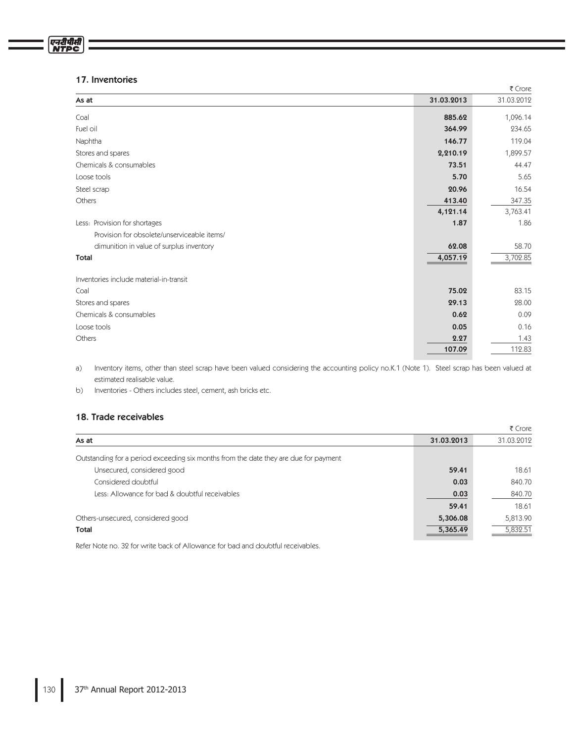## 17. Inventories

₹ Crore

| As at | 31.03.2013 | 31.03.2012 |
|---|---|---|
| Coal | **885.62** | 1,096.14 |
| Fuel oil | **364.99** | 234.65 |
| Naphtha | **146.77** | 119.04 |
| Stores and spares | **2,210.19** | 1,899.57 |
| Chemicals & consumables | **73.51** | 44.47 |
| Loose tools | **5.70** | 5.65 |
| Steel scrap | **20.96** | 16.54 |
| Others | **413.40** | 347.35 |
| | **4,121.14** | 3,763.41 |
| Less: Provision for shortages | **1.87** | 1.86 |
| Provision for obsolete/unserviceable items/ dimunition in value of surplus inventory | **62.08** | 58.70 |
| **Total** | **4,057.19** | 3,702.85 |
| Inventories include material-in-transit | | |
| Coal | **75.02** | 83.15 |
| Stores and spares | **29.13** | 28.00 |
| Chemicals & consumables | **0.62** | 0.09 |
| Loose tools | **0.05** | 0.16 |
| Others | **2.27** | 1.43 |
| | **107.09** | 112.83 |

a) Inventory items, other than steel scrap have been valued considering the accounting policy no.K.1 (Note 1). Steel scrap has been valued at estimated realisable value.

b) Inventories - Others includes steel, cement, ash bricks etc.

## 18. Trade receivables

₹ Crore

| As at | 31.03.2013 | 31.03.2012 |
|---|---|---|
| Outstanding for a period exceeding six months from the date they are due for payment | | |
| Unsecured, considered good | **59.41** | 18.61 |
| Considered doubtful | **0.03** | 840.70 |
| Less: Allowance for bad & doubtful receivables | **0.03** | 840.70 |
| | **59.41** | 18.61 |
| Others-unsecured, considered good | **5,306.08** | 5,813.90 |
| **Total** | **5,365.49** | 5,832.51 |

Refer Note no. 32 for write back of Allowance for bad and doubtful receivables.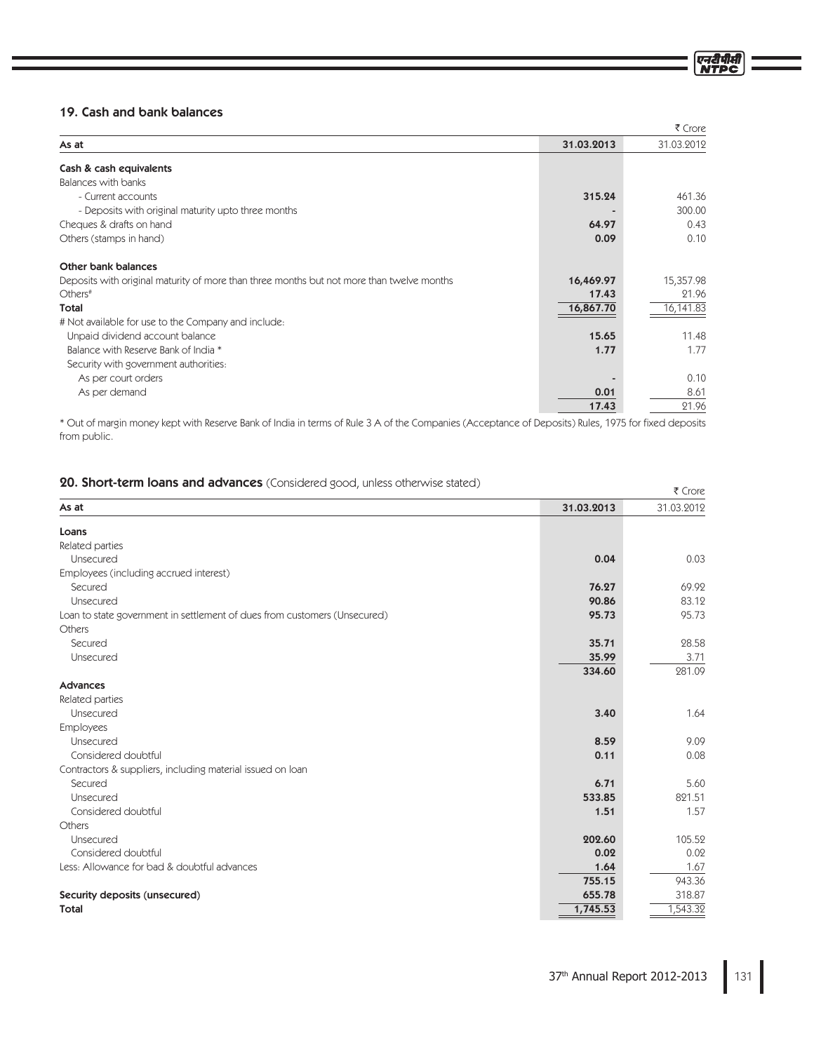## 19. Cash and bank balances

₹ Crore

| As at | 31.03.2013 | 31.03.2012 |
|---|---|---|
| **Cash & cash equivalents** | | |
| Balances with banks | | |
| - Current accounts | **315.24** | 461.36 |
| - Deposits with original maturity upto three months | **-** | 300.00 |
| Cheques & drafts on hand | **64.97** | 0.43 |
| Others (stamps in hand) | **0.09** | 0.10 |
| **Other bank balances** | | |
| Deposits with original maturity of more than three months but not more than twelve months | **16,469.97** | 15,357.98 |
| Others# | **17.43** | 21.96 |
| **Total** | **16,867.70** | 16,141.83 |
| # Not available for use to the Company and include: | | |
| Unpaid dividend account balance | **15.65** | 11.48 |
| Balance with Reserve Bank of India * | **1.77** | 1.77 |
| Security with government authorities: | | |
| As per court orders | **-** | 0.10 |
| As per demand | **0.01** | 8.61 |
| | **17.43** | 21.96 |

* Out of margin money kept with Reserve Bank of India in terms of Rule 3 A of the Companies (Acceptance of Deposits) Rules, 1975 for fixed deposits from public.

## 20. Short-term loans and advances (Considered good, unless otherwise stated)

₹ Crore

| As at | 31.03.2013 | 31.03.2012 |
|---|---|---|
| **Loans** | | |
| Related parties | | |
| Unsecured | **0.04** | 0.03 |
| Employees (including accrued interest) | | |
| Secured | **76.27** | 69.92 |
| Unsecured | **90.86** | 83.12 |
| Loan to state government in settlement of dues from customers (Unsecured) | **95.73** | 95.73 |
| Others | | |
| Secured | **35.71** | 28.58 |
| Unsecured | **35.99** | 3.71 |
| | **334.60** | 281.09 |
| **Advances** | | |
| Related parties | | |
| Unsecured | **3.40** | 1.64 |
| Employees | | |
| Unsecured | **8.59** | 9.09 |
| Considered doubtful | **0.11** | 0.08 |
| Contractors & suppliers, including material issued on loan | | |
| Secured | **6.71** | 5.60 |
| Unsecured | **533.85** | 821.51 |
| Considered doubtful | **1.51** | 1.57 |
| Others | | |
| Unsecured | **202.60** | 105.52 |
| Considered doubtful | **0.02** | 0.02 |
| Less: Allowance for bad & doubtful advances | **1.64** | 1.67 |
| | **755.15** | 943.36 |
| **Security deposits (unsecured)** | **655.78** | 318.87 |
| **Total** | **1,745.53** | 1,543.32 |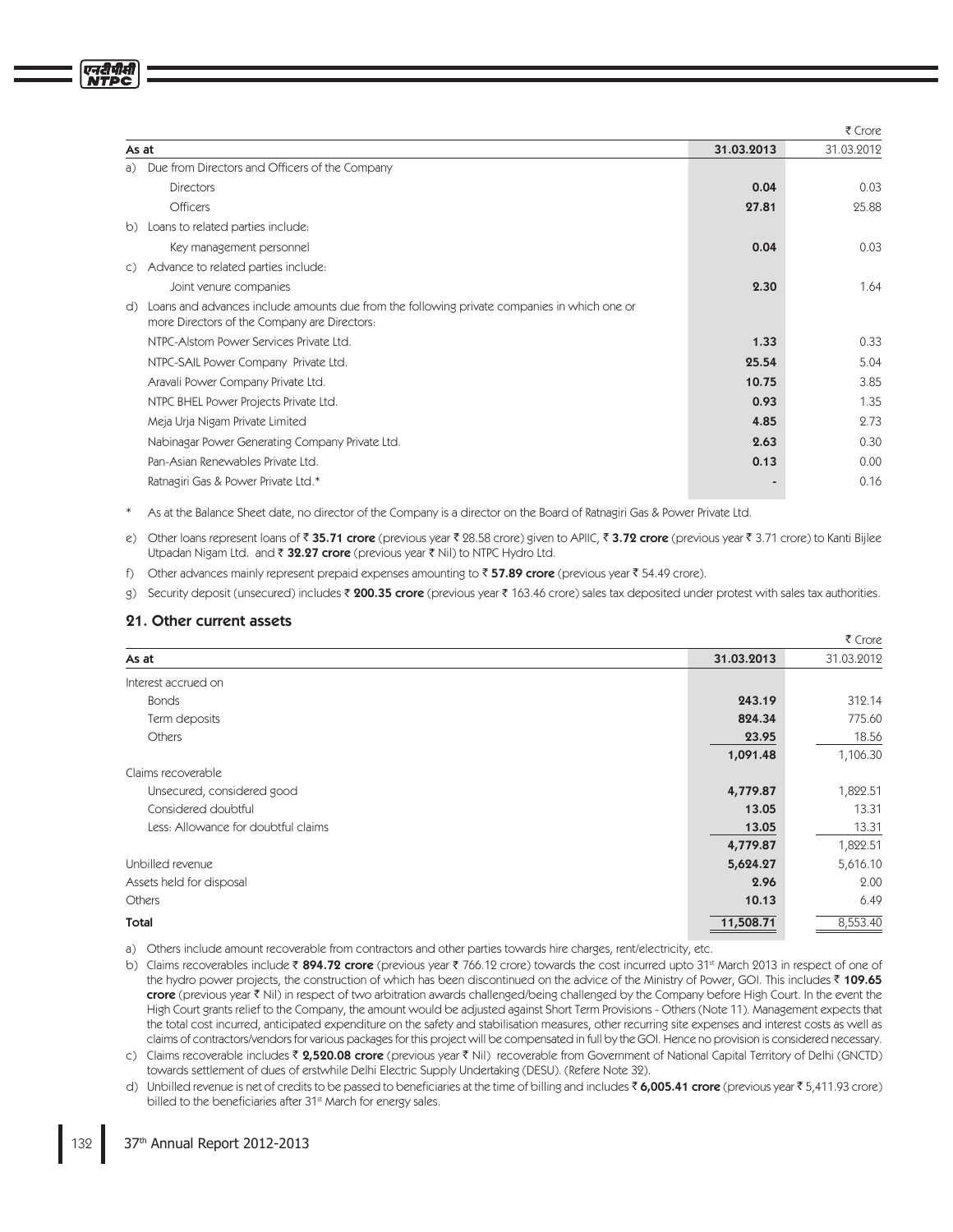| As at | 31.03.2013 | ₹ Crore 31.03.2012 |
|---|---|---|
| a) Due from Directors and Officers of the Company | | |
| Directors | **0.04** | 0.03 |
| Officers | **27.81** | 25.88 |
| b) Loans to related parties include: | | |
| Key management personnel | **0.04** | 0.03 |
| c) Advance to related parties include: | | |
| Joint venure companies | **2.30** | 1.64 |
| d) Loans and advances include amounts due from the following private companies in which one or more Directors of the Company are Directors: | | |
| NTPC-Alstom Power Services Private Ltd. | **1.33** | 0.33 |
| NTPC-SAIL Power Company Private Ltd. | **25.54** | 5.04 |
| Aravali Power Company Private Ltd. | **10.75** | 3.85 |
| NTPC BHEL Power Projects Private Ltd. | **0.93** | 1.35 |
| Meja Urja Nigam Private Limited | **4.85** | 2.73 |
| Nabinagar Power Generating Company Private Ltd. | **2.63** | 0.30 |
| Pan-Asian Renewables Private Ltd. | **0.13** | 0.00 |
| Ratnagiri Gas & Power Private Ltd.* | **-** | 0.16 |

\* As at the Balance Sheet date, no director of the Company is a director on the Board of Ratnagiri Gas & Power Private Ltd.

e) Other loans represent loans of ₹ **35.71 crore** (previous year ₹ 28.58 crore) given to APIIC, ₹ **3.72 crore** (previous year ₹ 3.71 crore) to Kanti Bijlee Utpadan Nigam Ltd. and ₹ **32.27 crore** (previous year ₹ Nil) to NTPC Hydro Ltd.

f) Other advances mainly represent prepaid expenses amounting to ₹ **57.89 crore** (previous year ₹ 54.49 crore).

g) Security deposit (unsecured) includes ₹ **200.35 crore** (previous year ₹ 163.46 crore) sales tax deposited under protest with sales tax authorities.

## 21. Other current assets

| As at | 31.03.2013 | ₹ Crore 31.03.2012 |
|---|---|---|
| Interest accrued on | | |
| Bonds | **243.19** | 312.14 |
| Term deposits | **824.34** | 775.60 |
| Others | **23.95** | 18.56 |
| | **1,091.48** | 1,106.30 |
| Claims recoverable | | |
| Unsecured, considered good | **4,779.87** | 1,822.51 |
| Considered doubtful | **13.05** | 13.31 |
| Less: Allowance for doubtful claims | **13.05** | 13.31 |
| | **4,779.87** | 1,822.51 |
| Unbilled revenue | **5,624.27** | 5,616.10 |
| Assets held for disposal | **2.96** | 2.00 |
| Others | **10.13** | 6.49 |
| **Total** | **11,508.71** | 8,553.40 |

a) Others include amount recoverable from contractors and other parties towards hire charges, rent/electricity, etc.

b) Claims recoverables include ₹ **894.72 crore** (previous year ₹ 766.12 crore) towards the cost incurred upto 31st March 2013 in respect of one of the hydro power projects, the construction of which has been discontinued on the advice of the Ministry of Power, GOI. This includes ₹ **109.65 crore** (previous year ₹ Nil) in respect of two arbitration awards challenged/being challenged by the Company before High Court. In the event the High Court grants relief to the Company, the amount would be adjusted against Short Term Provisions - Others (Note 11). Management expects that the total cost incurred, anticipated expenditure on the safety and stabilisation measures, other recurring site expenses and interest costs as well as claims of contractors/vendors for various packages for this project will be compensated in full by the GOI. Hence no provision is considered necessary.

c) Claims recoverable includes ₹ **2,520.08 crore** (previous year ₹ Nil) recoverable from Government of National Capital Territory of Delhi (GNCTD) towards settlement of dues of erstwhile Delhi Electric Supply Undertaking (DESU). (Refere Note 32).

d) Unbilled revenue is net of credits to be passed to beneficiaries at the time of billing and includes ₹ **6,005.41 crore** (previous year ₹ 5,411.93 crore) billed to the beneficiaries after 31st March for energy sales.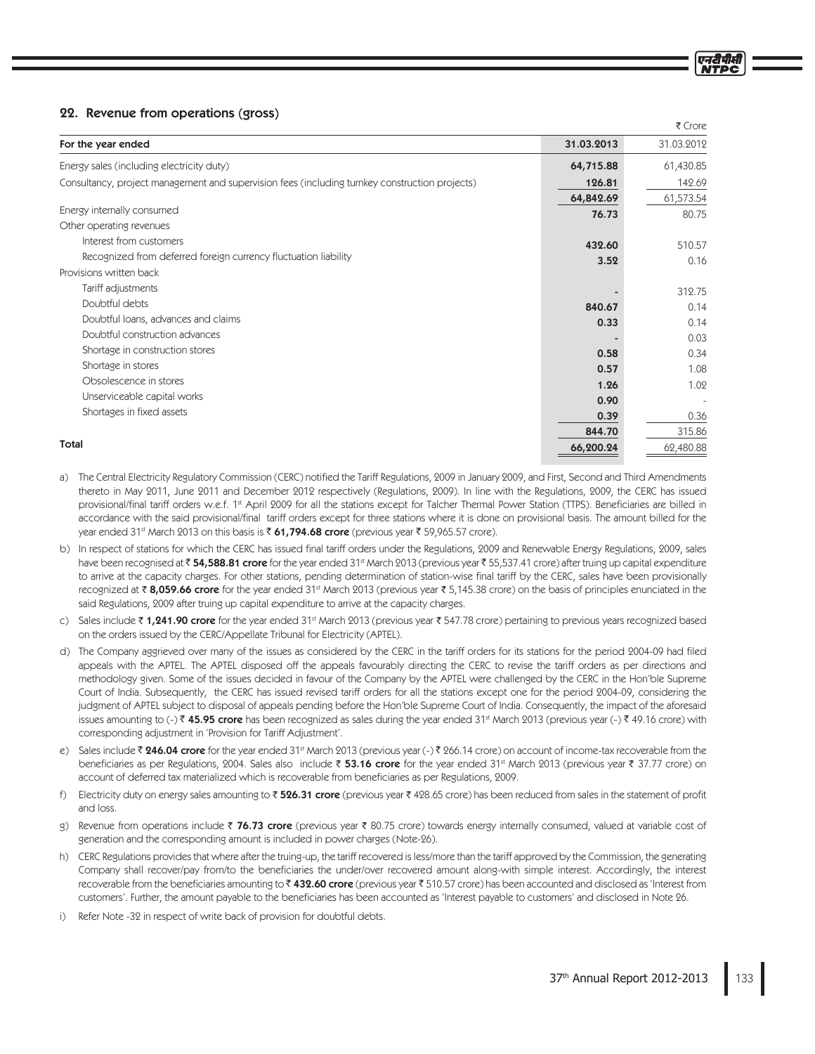## 22. Revenue from operations (gross)

₹ Crore

| For the year ended | 31.03.2013 | 31.03.2012 |
|---|---|---|
| Energy sales (including electricity duty) | **64,715.88** | 61,430.85 |
| Consultancy, project management and supervision fees (including turnkey construction projects) | **126.81** | 142.69 |
| | **64,842.69** | 61,573.54 |
| Energy internally consumed | **76.73** | 80.75 |
| Other operating revenues | | |
| Interest from customers | **432.60** | 510.57 |
| Recognized from deferred foreign currency fluctuation liability | **3.52** | 0.16 |
| Provisions written back | | |
| Tariff adjustments | **-** | 312.75 |
| Doubtful debts | **840.67** | 0.14 |
| Doubtful loans, advances and claims | **0.33** | 0.14 |
| Doubtful construction advances | **-** | 0.03 |
| Shortage in construction stores | **0.58** | 0.34 |
| Shortage in stores | **0.57** | 1.08 |
| Obsolescence in stores | **1.26** | 1.02 |
| Unserviceable capital works | **0.90** | - |
| Shortages in fixed assets | **0.39** | 0.36 |
| | **844.70** | 315.86 |
| **Total** | **66,200.24** | 62,480.88 |

a) The Central Electricity Regulatory Commission (CERC) notified the Tariff Regulations, 2009 in January 2009, and First, Second and Third Amendments thereto in May 2011, June 2011 and December 2012 respectively (Regulations, 2009). In line with the Regulations, 2009, the CERC has issued provisional/final tariff orders w.e.f. 1st April 2009 for all the stations except for Talcher Thermal Power Station (TTPS). Beneficiaries are billed in accordance with the said provisional/final tariff orders except for three stations where it is done on provisional basis. The amount billed for the year ended 31st March 2013 on this basis is ₹ **61,794.68 crore** (previous year ₹ 59,965.57 crore).

b) In respect of stations for which the CERC has issued final tariff orders under the Regulations, 2009 and Renewable Energy Regulations, 2009, sales have been recognised at ₹ **54,588.81 crore** for the year ended 31st March 2013 (previous year ₹ 55,537.41 crore) after truing up capital expenditure to arrive at the capacity charges. For other stations, pending determination of station-wise final tariff by the CERC, sales have been provisionally recognized at ₹ **8,059.66 crore** for the year ended 31st March 2013 (previous year ₹ 5,145.38 crore) on the basis of principles enunciated in the said Regulations, 2009 after truing up capital expenditure to arrive at the capacity charges.

c) Sales include ₹ **1,241.90 crore** for the year ended 31st March 2013 (previous year ₹ 547.78 crore) pertaining to previous years recognized based on the orders issued by the CERC/Appellate Tribunal for Electricity (APTEL).

d) The Company aggrieved over many of the issues as considered by the CERC in the tariff orders for its stations for the period 2004-09 had filed appeals with the APTEL. The APTEL disposed off the appeals favourably directing the CERC to revise the tariff orders as per directions and methodology given. Some of the issues decided in favour of the Company by the APTEL were challenged by the CERC in the Hon'ble Supreme Court of India. Subsequently, the CERC has issued revised tariff orders for all the stations except one for the period 2004-09, considering the judgment of APTEL subject to disposal of appeals pending before the Hon'ble Supreme Court of India. Consequently, the impact of the aforesaid issues amounting to (-) ₹ **45.95 crore** has been recognized as sales during the year ended 31st March 2013 (previous year (-) ₹ 49.16 crore) with corresponding adjustment in 'Provision for Tariff Adjustment'.

e) Sales include ₹ **246.04 crore** for the year ended 31st March 2013 (previous year (-) ₹ 266.14 crore) on account of income-tax recoverable from the beneficiaries as per Regulations, 2004. Sales also include ₹ **53.16 crore** for the year ended 31st March 2013 (previous year ₹ 37.77 crore) on account of deferred tax materialized which is recoverable from beneficiaries as per Regulations, 2009.

f) Electricity duty on energy sales amounting to ₹ **526.31 crore** (previous year ₹ 428.65 crore) has been reduced from sales in the statement of profit and loss.

g) Revenue from operations include ₹ **76.73 crore** (previous year ₹ 80.75 crore) towards energy internally consumed, valued at variable cost of generation and the corresponding amount is included in power charges (Note-26).

h) CERC Regulations provides that where after the truing-up, the tariff recovered is less/more than the tariff approved by the Commission, the generating Company shall recover/pay from/to the beneficiaries the under/over recovered amount along-with simple interest. Accordingly, the interest recoverable from the beneficiaries amounting to ₹ **432.60 crore** (previous year ₹ 510.57 crore) has been accounted and disclosed as 'Interest from customers'. Further, the amount payable to the beneficiaries has been accounted as 'Interest payable to customers' and disclosed in Note 26.

i) Refer Note -32 in respect of write back of provision for doubtful debts.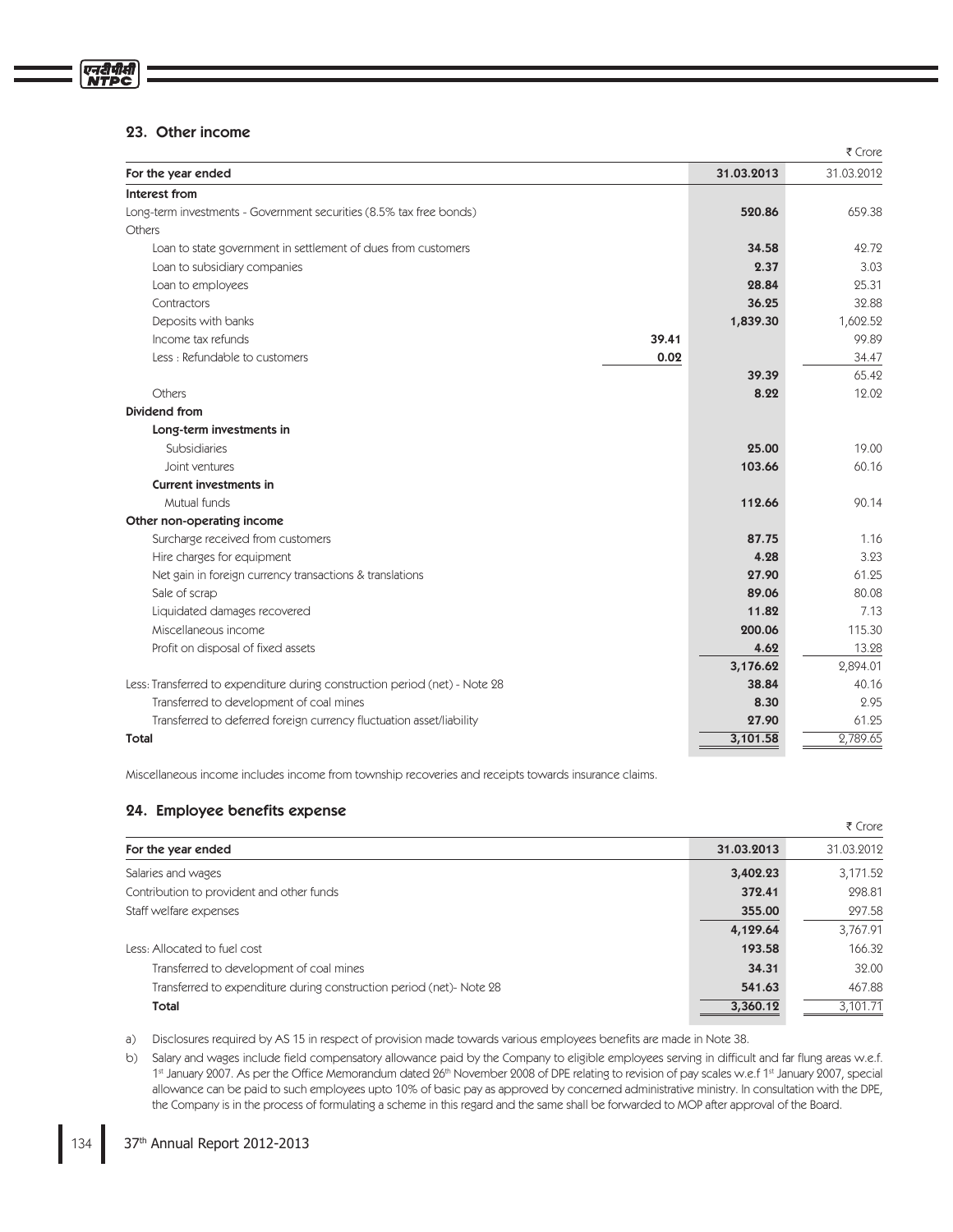## 23. Other income

₹ Crore

| For the year ended | | 31.03.2013 | 31.03.2012 |
|---|---|---|---|
| **Interest from** | | | |
| Long-term investments - Government securities (8.5% tax free bonds) | | **520.86** | 659.38 |
| Others | | | |
| Loan to state government in settlement of dues from customers | | **34.58** | 42.72 |
| Loan to subsidiary companies | | **2.37** | 3.03 |
| Loan to employees | | **28.84** | 25.31 |
| Contractors | | **36.25** | 32.88 |
| Deposits with banks | | **1,839.30** | 1,602.52 |
| Income tax refunds | **39.41** | | 99.89 |
| Less : Refundable to customers | **0.02** | | 34.47 |
| | | **39.39** | 65.42 |
| Others | | **8.22** | 12.02 |
| **Dividend from** | | | |
| **Long-term investments in** | | | |
| Subsidiaries | | **25.00** | 19.00 |
| Joint ventures | | **103.66** | 60.16 |
| **Current investments in** | | | |
| Mutual funds | | **112.66** | 90.14 |
| **Other non-operating income** | | | |
| Surcharge received from customers | | **87.75** | 1.16 |
| Hire charges for equipment | | **4.28** | 3.23 |
| Net gain in foreign currency transactions & translations | | **27.90** | 61.25 |
| Sale of scrap | | **89.06** | 80.08 |
| Liquidated damages recovered | | **11.82** | 7.13 |
| Miscellaneous income | | **200.06** | 115.30 |
| Profit on disposal of fixed assets | | **4.62** | 13.28 |
| | | **3,176.62** | 2,894.01 |
| Less: Transferred to expenditure during construction period (net) - Note 28 | | **38.84** | 40.16 |
| Transferred to development of coal mines | | **8.30** | 2.95 |
| Transferred to deferred foreign currency fluctuation asset/liability | | **27.90** | 61.25 |
| **Total** | | **3,101.58** | 2,789.65 |

Miscellaneous income includes income from township recoveries and receipts towards insurance claims.

## 24. Employee benefits expense

₹ Crore

| For the year ended | 31.03.2013 | 31.03.2012 |
|---|---|---|
| Salaries and wages | **3,402.23** | 3,171.52 |
| Contribution to provident and other funds | **372.41** | 298.81 |
| Staff welfare expenses | **355.00** | 297.58 |
| | **4,129.64** | 3,767.91 |
| Less: Allocated to fuel cost | **193.58** | 166.32 |
| Transferred to development of coal mines | **34.31** | 32.00 |
| Transferred to expenditure during construction period (net)- Note 28 | **541.63** | 467.88 |
| **Total** | **3,360.12** | 3,101.71 |

a) Disclosures required by AS 15 in respect of provision made towards various employees benefits are made in Note 38.

b) Salary and wages include field compensatory allowance paid by the Company to eligible employees serving in difficult and far flung areas w.e.f. 1st January 2007. As per the Office Memorandum dated 26th November 2008 of DPE relating to revision of pay scales w.e.f 1st January 2007, special allowance can be paid to such employees upto 10% of basic pay as approved by concerned administrative ministry. In consultation with the DPE, the Company is in the process of formulating a scheme in this regard and the same shall be forwarded to MOP after approval of the Board.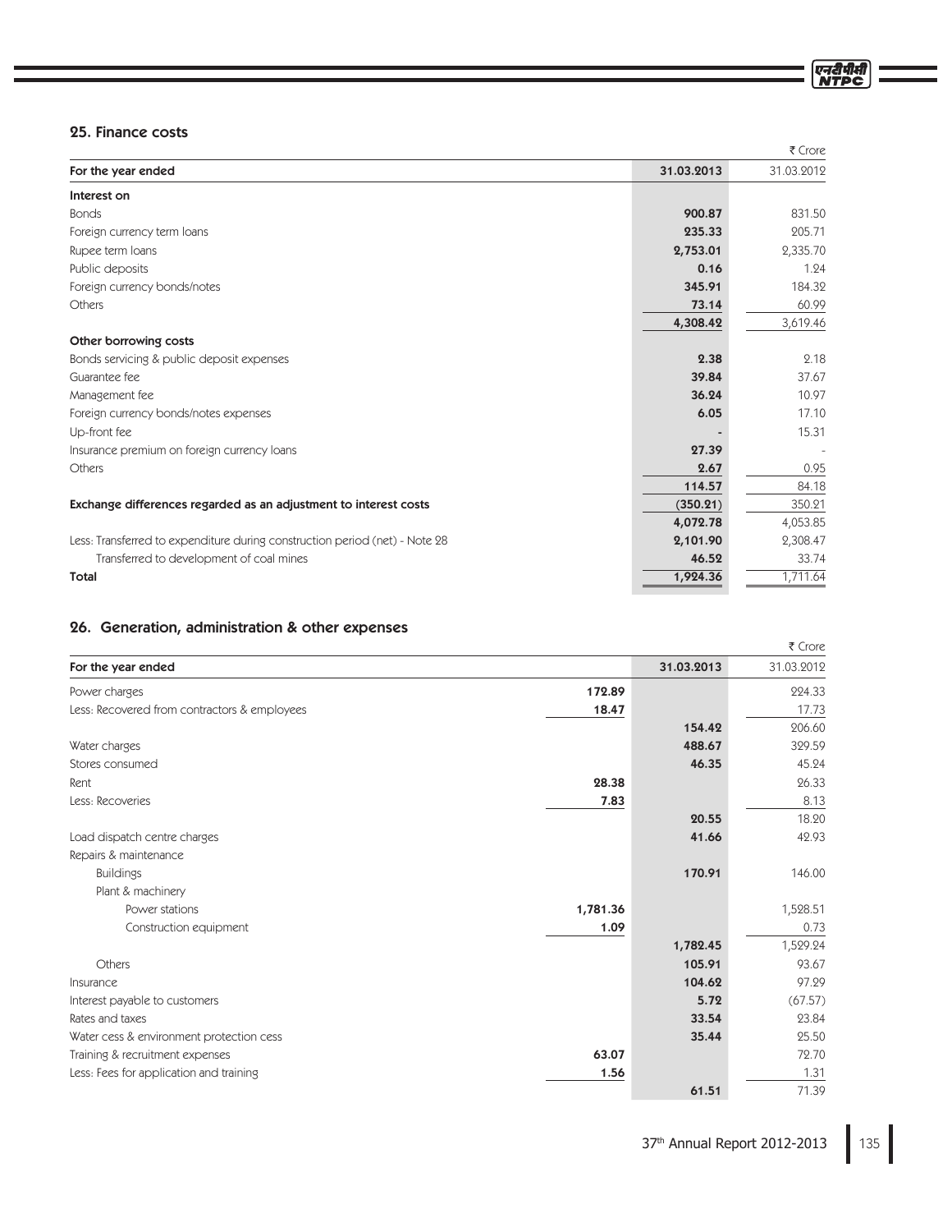## 25. Finance costs

₹ Crore

| For the year ended | 31.03.2013 | 31.03.2012 |
|---|---|---|
| **Interest on** | | |
| Bonds | **900.87** | 831.50 |
| Foreign currency term loans | **235.33** | 205.71 |
| Rupee term loans | **2,753.01** | 2,335.70 |
| Public deposits | **0.16** | 1.24 |
| Foreign currency bonds/notes | **345.91** | 184.32 |
| Others | **73.14** | 60.99 |
| | **4,308.42** | 3,619.46 |
| **Other borrowing costs** | | |
| Bonds servicing & public deposit expenses | **2.38** | 2.18 |
| Guarantee fee | **39.84** | 37.67 |
| Management fee | **36.24** | 10.97 |
| Foreign currency bonds/notes expenses | **6.05** | 17.10 |
| Up-front fee | **-** | 15.31 |
| Insurance premium on foreign currency loans | **27.39** | - |
| Others | **2.67** | 0.95 |
| | **114.57** | 84.18 |
| **Exchange differences regarded as an adjustment to interest costs** | **(350.21)** | 350.21 |
| | **4,072.78** | 4,053.85 |
| Less: Transferred to expenditure during construction period (net) - Note 28 | **2,101.90** | 2,308.47 |
| Transferred to development of coal mines | **46.52** | 33.74 |
| **Total** | **1,924.36** | 1,711.64 |

## 26. Generation, administration & other expenses

₹ Crore

| For the year ended | | 31.03.2013 | 31.03.2012 |
|---|---|---|---|
| Power charges | **172.89** | | 224.33 |
| Less: Recovered from contractors & employees | **18.47** | | 17.73 |
| | | **154.42** | 206.60 |
| Water charges | | **488.67** | 329.59 |
| Stores consumed | | **46.35** | 45.24 |
| Rent | **28.38** | | 26.33 |
| Less: Recoveries | **7.83** | | 8.13 |
| | | **20.55** | 18.20 |
| Load dispatch centre charges | | **41.66** | 42.93 |
| Repairs & maintenance | | | |
| Buildings | | **170.91** | 146.00 |
| Plant & machinery | | | |
| Power stations | **1,781.36** | | 1,528.51 |
| Construction equipment | **1.09** | | 0.73 |
| | | **1,782.45** | 1,529.24 |
| Others | | **105.91** | 93.67 |
| Insurance | | **104.62** | 97.29 |
| Interest payable to customers | | **5.72** | (67.57) |
| Rates and taxes | | **33.54** | 23.84 |
| Water cess & environment protection cess | | **35.44** | 25.50 |
| Training & recruitment expenses | **63.07** | | 72.70 |
| Less: Fees for application and training | **1.56** | | 1.31 |
| | | **61.51** | 71.39 |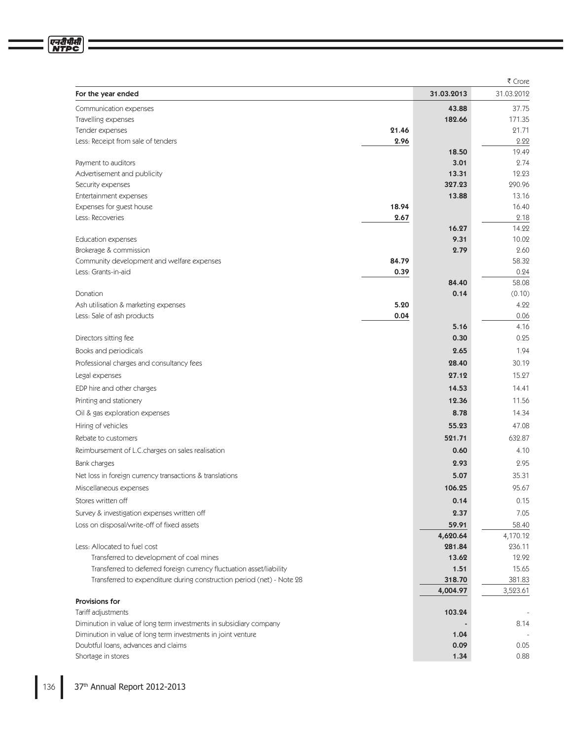| For the year ended | | 31.03.2013 | ₹ Crore 31.03.2012 |
|---|---|---|---|
| Communication expenses | | **43.88** | 37.75 |
| Travelling expenses | | **182.66** | 171.35 |
| Tender expenses | **21.46** | | 21.71 |
| Less: Receipt from sale of tenders | **2.96** | | 2.22 |
| | | **18.50** | 19.49 |
| Payment to auditors | | **3.01** | 2.74 |
| Advertisement and publicity | | **13.31** | 12.23 |
| Security expenses | | **327.23** | 290.96 |
| Entertainment expenses | | **13.88** | 13.16 |
| Expenses for guest house | **18.94** | | 16.40 |
| Less: Recoveries | **2.67** | | 2.18 |
| | | **16.27** | 14.22 |
| Education expenses | | **9.31** | 10.02 |
| Brokerage & commission | | **2.79** | 2.60 |
| Community development and welfare expenses | **84.79** | | 58.32 |
| Less: Grants-in-aid | **0.39** | | 0.24 |
| | | **84.40** | 58.08 |
| Donation | | **0.14** | (0.10) |
| Ash utilisation & marketing expenses | **5.20** | | 4.22 |
| Less: Sale of ash products | **0.04** | | 0.06 |
| | | **5.16** | 4.16 |
| Directors sitting fee | | **0.30** | 0.25 |
| Books and periodicals | | **2.65** | 1.94 |
| Professional charges and consultancy fees | | **28.40** | 30.19 |
| Legal expenses | | **27.12** | 15.27 |
| EDP hire and other charges | | **14.53** | 14.41 |
| Printing and stationery | | **12.36** | 11.56 |
| Oil & gas exploration expenses | | **8.78** | 14.34 |
| Hiring of vehicles | | **55.23** | 47.08 |
| Rebate to customers | | **521.71** | 632.87 |
| Reimbursement of L.C.charges on sales realisation | | **0.60** | 4.10 |
| Bank charges | | **2.93** | 2.95 |
| Net loss in foreign currency transactions & translations | | **5.07** | 35.31 |
| Miscellaneous expenses | | **106.25** | 95.67 |
| Stores written off | | **0.14** | 0.15 |
| Survey & investigation expenses written off | | **2.37** | 7.05 |
| Loss on disposal/write-off of fixed assets | | **59.91** | 58.40 |
| | | **4,620.64** | 4,170.12 |
| Less: Allocated to fuel cost | | **281.84** | 236.11 |
| Transferred to development of coal mines | | **13.62** | 12.92 |
| Transferred to deferred foreign currency fluctuation asset/liability | | **1.51** | 15.65 |
| Transferred to expenditure during construction period (net) - Note 28 | | **318.70** | 381.83 |
| | | **4,004.97** | 3,523.61 |
| **Provisions for** | | | |
| Tariff adjustments | | **103.24** | - |
| Diminution in value of long term investments in subsidiary company | | **-** | 8.14 |
| Diminution in value of long term investments in joint venture | | **1.04** | - |
| Doubtful loans, advances and claims | | **0.09** | 0.05 |
| Shortage in stores | | **1.34** | 0.88 |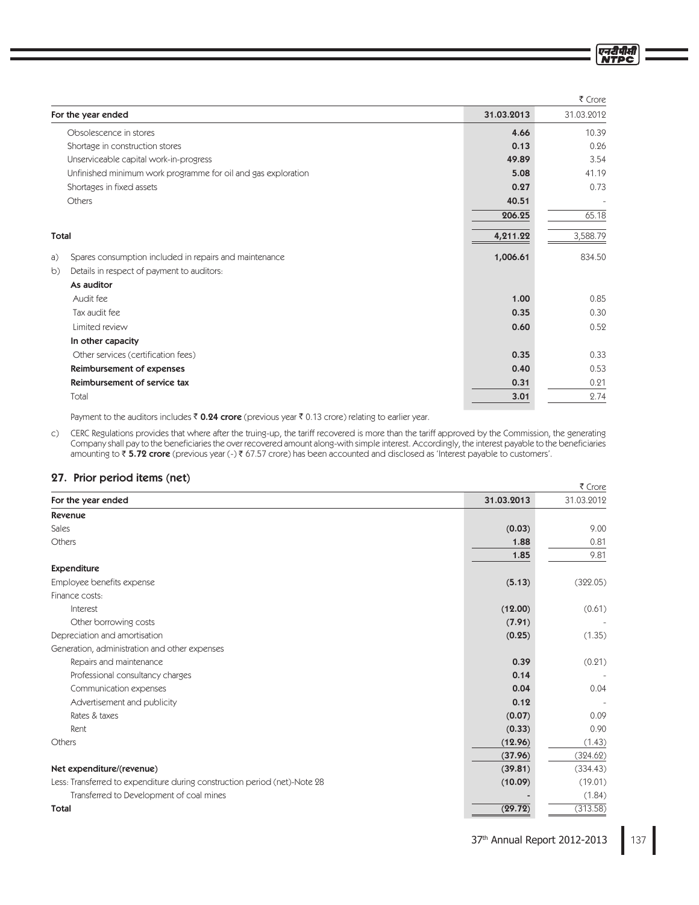₹ Crore

| For the year ended | 31.03.2013 | 31.03.2012 |
|---|---|---|
| Obsolescence in stores | **4.66** | 10.39 |
| Shortage in construction stores | **0.13** | 0.26 |
| Unserviceable capital work-in-progress | **49.89** | 3.54 |
| Unfinished minimum work programme for oil and gas exploration | **5.08** | 41.19 |
| Shortages in fixed assets | **0.27** | 0.73 |
| Others | **40.51** | - |
| | **206.25** | 65.18 |
| **Total** | **4,211.22** | 3,588.79 |
| a) Spares consumption included in repairs and maintenance | **1,006.61** | 834.50 |
| b) Details in respect of payment to auditors: | | |
| **As auditor** | | |
| Audit fee | **1.00** | 0.85 |
| Tax audit fee | **0.35** | 0.30 |
| Limited review | **0.60** | 0.52 |
| **In other capacity** | | |
| Other services (certification fees) | **0.35** | 0.33 |
| **Reimbursement of expenses** | **0.40** | 0.53 |
| **Reimbursement of service tax** | **0.31** | 0.21 |
| Total | **3.01** | 2.74 |

Payment to the auditors includes ₹ **0.24 crore** (previous year ₹ 0.13 crore) relating to earlier year.

c) CERC Regulations provides that where after the truing-up, the tariff recovered is more than the tariff approved by the Commission, the generating Company shall pay to the beneficiaries the over recovered amount along-with simple interest. Accordingly, the interest payable to the beneficiaries amounting to ₹ **5.72 crore** (previous year (-) ₹ 67.57 crore) has been accounted and disclosed as 'Interest payable to customers'.

## 27. Prior period items (net)

₹ Crore

| For the year ended | 31.03.2013 | 31.03.2012 |
|---|---|---|
| **Revenue** | | |
| Sales | **(0.03)** | 9.00 |
| Others | **1.88** | 0.81 |
| | **1.85** | 9.81 |
| **Expenditure** | | |
| Employee benefits expense | **(5.13)** | (322.05) |
| Finance costs: | | |
| Interest | **(12.00)** | (0.61) |
| Other borrowing costs | **(7.91)** | - |
| Depreciation and amortisation | **(0.25)** | (1.35) |
| Generation, administration and other expenses | | |
| Repairs and maintenance | **0.39** | (0.21) |
| Professional consultancy charges | **0.14** | - |
| Communication expenses | **0.04** | 0.04 |
| Advertisement and publicity | **0.12** | - |
| Rates & taxes | **(0.07)** | 0.09 |
| Rent | **(0.33)** | 0.90 |
| Others | **(12.96)** | (1.43) |
| | **(37.96)** | (324.62) |
| **Net expenditure/(revenue)** | **(39.81)** | (334.43) |
| Less: Transferred to expenditure during construction period (net)-Note 28 | **(10.09)** | (19.01) |
| Transferred to Development of coal mines | **-** | (1.84) |
| **Total** | **(29.72)** | (313.58) |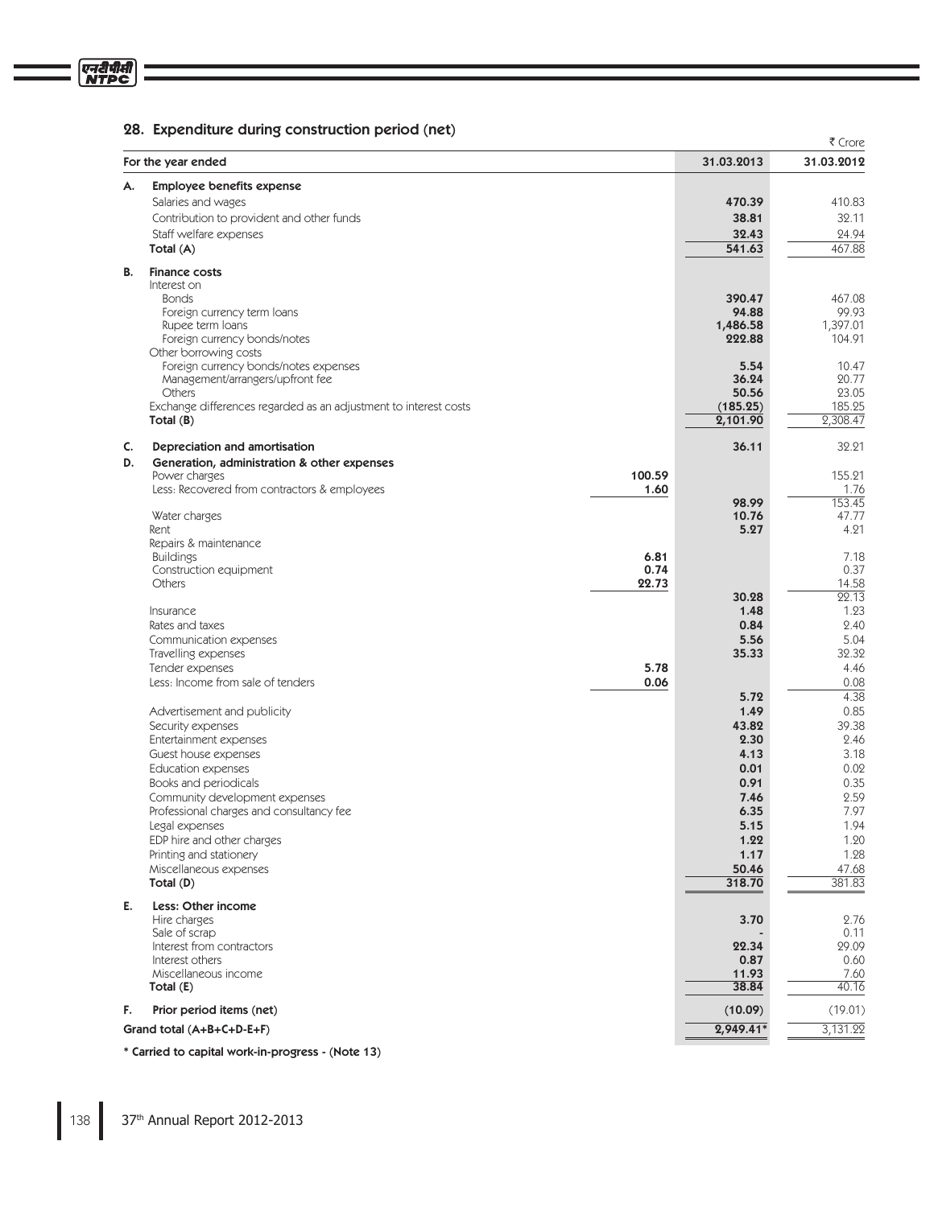## 28. Expenditure during construction period (net)

₹ Crore

| For the year ended | | 31.03.2013 | 31.03.2012 |
|---|---|---|---|
| **A. Employee benefits expense** | | | |
| Salaries and wages | | 470.39 | 410.83 |
| Contribution to provident and other funds | | 38.81 | 32.11 |
| Staff welfare expenses | | 32.43 | 24.94 |
| Total (A) | | 541.63 | 467.88 |
| **B. Finance costs** | | | |
| Interest on | | | |
| Bonds | | 390.47 | 467.08 |
| Foreign currency term loans | | 94.88 | 99.93 |
| Rupee term loans | | 1,486.58 | 1,397.01 |
| Foreign currency bonds/notes | | 222.88 | 104.91 |
| Other borrowing costs | | | |
| Foreign currency bonds/notes expenses | | 5.54 | 10.47 |
| Management/arrangers/upfront fee | | 36.24 | 20.77 |
| Others | | 50.56 | 23.05 |
| Exchange differences regarded as an adjustment to interest costs | | (185.25) | 185.25 |
| Total (B) | | 2,101.90 | 2,308.47 |
| **C. Depreciation and amortisation** | | 36.11 | 32.21 |
| **D. Generation, administration & other expenses** | | | |
| Power charges | 100.59 | | 155.21 |
| Less: Recovered from contractors & employees | 1.60 | | 1.76 |
| | | 98.99 | 153.45 |
| Water charges | | 10.76 | 47.77 |
| Rent | | 5.27 | 4.21 |
| Repairs & maintenance | | | |
| Buildings | 6.81 | | 7.18 |
| Construction equipment | 0.74 | | 0.37 |
| Others | 22.73 | | 14.58 |
| | | 30.28 | 22.13 |
| Insurance | | 1.48 | 1.23 |
| Rates and taxes | | 0.84 | 2.40 |
| Communication expenses | | 5.56 | 5.04 |
| Travelling expenses | | 35.33 | 32.32 |
| Tender expenses | 5.78 | | 4.46 |
| Less: Income from sale of tenders | 0.06 | | 0.08 |
| | | 5.72 | 4.38 |
| Advertisement and publicity | | 1.49 | 0.85 |
| Security expenses | | 43.82 | 39.38 |
| Entertainment expenses | | 2.30 | 2.46 |
| Guest house expenses | | 4.13 | 3.18 |
| Education expenses | | 0.01 | 0.02 |
| Books and periodicals | | 0.91 | 0.35 |
| Community development expenses | | 7.46 | 2.59 |
| Professional charges and consultancy fee | | 6.35 | 7.97 |
| Legal expenses | | 5.15 | 1.94 |
| EDP hire and other charges | | 1.22 | 1.20 |
| Printing and stationery | | 1.17 | 1.28 |
| Miscellaneous expenses | | 50.46 | 47.68 |
| Total (D) | | 318.70 | 381.83 |
| **E. Less: Other income** | | | |
| Hire charges | | 3.70 | 2.76 |
| Sale of scrap | | - | 0.11 |
| Interest from contractors | | 22.34 | 29.09 |
| Interest others | | 0.87 | 0.60 |
| Miscellaneous income | | 11.93 | 7.60 |
| Total (E) | | 38.84 | 40.16 |
| **F. Prior period items (net)** | | (10.09) | (19.01) |
| **Grand total (A+B+C+D-E+F)** | | 2,949.41* | 3,131.22 |

**\* Carried to capital work-in-progress - (Note 13)**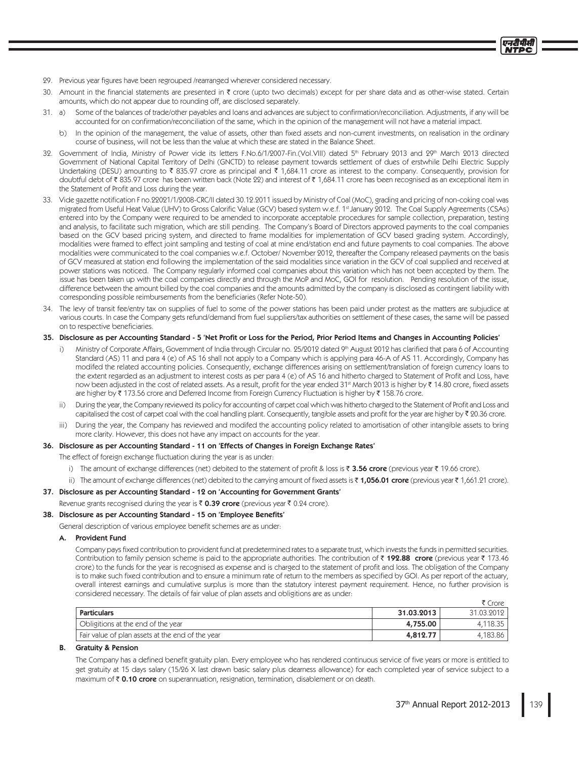29. Previous year figures have been regrouped /rearranged wherever considered necessary.

30. Amount in the financial statements are presented in ₹ crore (upto two decimals) except for per share data and as other-wise stated. Certain amounts, which do not appear due to rounding off, are disclosed separately.

31. a) Some of the balances of trade/other payables and loans and advances are subject to confirmation/reconciliation. Adjustments, if any will be accounted for on confirmation/reconciliation of the same, which in the opinion of the management will not have a material impact.

    b) In the opinion of the management, the value of assets, other than fixed assets and non-current investments, on realisation in the ordinary course of business, will not be less than the value at which these are stated in the Balance Sheet.

32. Government of India, Ministry of Power vide its letters F.No.6/1/2007-Fin.(Vol.VIII) dated 5th February 2013 and 29th March 2013 directed Government of National Capital Territory of Delhi (GNCTD) to release payment towards settlement of dues of erstwhile Delhi Electric Supply Undertaking (DESU) amounting to ₹ 835.97 crore as principal and ₹ 1,684.11 crore as interest to the company. Consequently, provision for doubtful debt of ₹ 835.97 crore has been written back (Note 22) and interest of ₹ 1,684.11 crore has been recognised as an exceptional item in the Statement of Profit and Loss during the year.

33. Vide gazette notification F no.22021/1/2008-CRC/II dated 30.12.2011 issued by Ministry of Coal (MoC), grading and pricing of non-coking coal was migrated from Useful Heat Value (UHV) to Gross Calorific Value (GCV) based system w.e.f. 1st January 2012. The Coal Supply Agreements (CSAs) entered into by the Company were required to be amended to incorporate acceptable procedures for sample collection, preparation, testing and analysis, to facilitate such migration, which are still pending. The Company's Board of Directors approved payments to the coal companies based on the GCV based pricing system, and directed to frame modalities for implementation of GCV based grading system. Accordingly, modalities were framed to effect joint sampling and testing of coal at mine end/station end and future payments to coal companies. The above modalities were communicated to the coal companies w.e.f. October/ November 2012, thereafter the Company released payments on the basis of GCV measured at station end following the implementation of the said modalities since variation in the GCV of coal supplied and received at power stations was noticed. The Company regularly informed coal companies about this variation which has not been accepted by them. The issue has been taken up with the coal companies directly and through the MoP and MoC, GOI for resolution. Pending resolution of the issue, difference between the amount billed by the coal companies and the amounts admitted by the company is disclosed as contingent liability with corresponding possible reimbursements from the beneficiaries (Refer Note-50).

34. The levy of transit fee/entry tax on supplies of fuel to some of the power stations has been paid under protest as the matters are subjudice at various courts. In case the Company gets refund/demand from fuel suppliers/tax authorities on settlement of these cases, the same will be passed on to respective beneficiaries.

**35. Disclosure as per Accounting Standard - 5 'Net Profit or Loss for the Period, Prior Period Items and Changes in Accounting Policies'**

   i) Ministry of Corporate Affairs, Government of India through Circular no. 25/2012 dated 9th August 2012 has clarified that para 6 of Accounting Standard (AS) 11 and para 4 (e) of AS 16 shall not apply to a Company which is applying para 46-A of AS 11. Accordingly, Company has modifed the related accounting policies. Consequently, exchange differences arising on settlement/translation of foreign currency loans to the extent regarded as an adjustment to interest costs as per para 4 (e) of AS 16 and hitherto charged to Statement of Profit and Loss, have now been adjusted in the cost of related assets. As a result, profit for the year ended 31st March 2013 is higher by ₹ 14.80 crore, fixed assets are higher by ₹ 173.56 crore and Deferred Income from Foreign Currency Fluctuation is higher by ₹ 158.76 crore.

   ii) During the year, the Company reviewed its policy for accounting of carpet coal which was hitherto charged to the Statement of Profit and Loss and capitalised the cost of carpet coal with the coal handling plant. Consequently, tangible assets and profit for the year are higher by ₹ 20.36 crore.

   iii) During the year, the Company has reviewed and modifed the accounting policy related to amortisation of other intangible assets to bring more clarity. However, this does not have any impact on accounts for the year.

**36. Disclosure as per Accounting Standard - 11 on 'Effects of Changes in Foreign Exchange Rates'**

The effect of foreign exchange fluctuation during the year is as under:

   i) The amount of exchange differences (net) debited to the statement of profit & loss is ₹ **3.56 crore** (previous year ₹ 19.66 crore).

   ii) The amount of exchange differences (net) debited to the carrying amount of fixed assets is ₹ **1,056.01 crore** (previous year ₹ 1,661.21 crore).

**37. Disclosure as per Accounting Standard - 12 on 'Accounting for Government Grants'**

Revenue grants recognised during the year is ₹ **0.39 crore** (previous year ₹ 0.24 crore).

**38. Disclosure as per Accounting Standard - 15 on 'Employee Benefits'**

General description of various employee benefit schemes are as under:

**A. Provident Fund**

Company pays fixed contribution to provident fund at predetermined rates to a separate trust, which invests the funds in permitted securities. Contribution to family pension scheme is paid to the appropriate authorities. The contribution of ₹ **192.88 crore** (previous year ₹ 173.46 crore) to the funds for the year is recognised as expense and is charged to the statement of profit and loss. The obligation of the Company is to make such fixed contribution and to ensure a minimum rate of return to the members as specified by GOI. As per report of the actuary, overall interest earnings and cumulative surplus is more than the statutory interest payment requirement. Hence, no further provision is considered necessary. The details of fair value of plan assets and obligitions are as under:

₹ Crore

| Particulars | 31.03.2013 | 31.03.2012 |
|---|---|---|
| Obligitions at the end of the year | **4,755.00** | 4,118.35 |
| Fair value of plan assets at the end of the year | **4,812.77** | 4,183.86 |

**B. Gratuity & Pension**

The Company has a defined benefit gratuity plan. Every employee who has rendered continuous service of five years or more is entitled to get gratuity at 15 days salary (15/26 X last drawn basic salary plus dearness allowance) for each completed year of service subject to a maximum of ₹ **0.10 crore** on superannuation, resignation, termination, disablement or on death.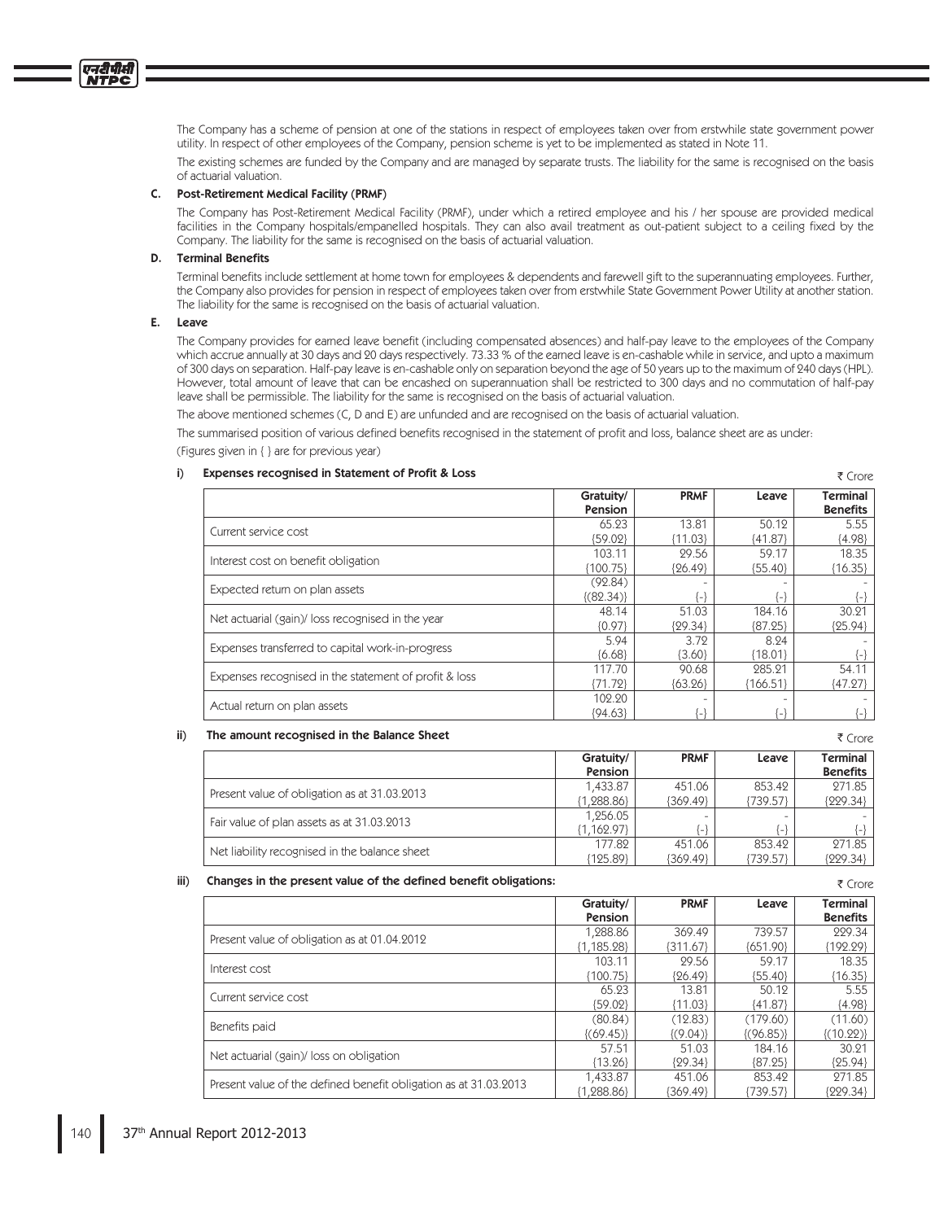The Company has a scheme of pension at one of the stations in respect of employees taken over from erstwhile state government power utility. In respect of other employees of the Company, pension scheme is yet to be implemented as stated in Note 11.

The existing schemes are funded by the Company and are managed by separate trusts. The liability for the same is recognised on the basis of actuarial valuation.

### C. Post-Retirement Medical Facility (PRMF)

The Company has Post-Retirement Medical Facility (PRMF), under which a retired employee and his / her spouse are provided medical facilities in the Company hospitals/empanelled hospitals. They can also avail treatment as out-patient subject to a ceiling fixed by the Company. The liability for the same is recognised on the basis of actuarial valuation.

### D. Terminal Benefits

Terminal benefits include settlement at home town for employees & dependents and farewell gift to the superannuating employees. Further, the Company also provides for pension in respect of employees taken over from erstwhile State Government Power Utility at another station. The liability for the same is recognised on the basis of actuarial valuation.

### E. Leave

The Company provides for earned leave benefit (including compensated absences) and half-pay leave to the employees of the Company which accrue annually at 30 days and 20 days respectively. 73.33 % of the earned leave is en-cashable while in service, and upto a maximum of 300 days on separation. Half-pay leave is en-cashable only on separation beyond the age of 50 years up to the maximum of 240 days (HPL). However, total amount of leave that can be encashed on superannuation shall be restricted to 300 days and no commutation of half-pay leave shall be permissible. The liability for the same is recognised on the basis of actuarial valuation.

The above mentioned schemes (C, D and E) are unfunded and are recognised on the basis of actuarial valuation.

The summarised position of various defined benefits recognised in the statement of profit and loss, balance sheet are as under:

(Figures given in { } are for previous year)

**i) Expenses recognised in Statement of Profit & Loss** ₹ Crore

| | Gratuity/ Pension | PRMF | Leave | Terminal Benefits |
|---|---|---|---|---|
| Current service cost | 65.23 {59.02} | 13.81 {11.03} | 50.12 {41.87} | 5.55 {4.98} |
| Interest cost on benefit obligation | 103.11 {100.75} | 29.56 {26.49} | 59.17 {55.40} | 18.35 {16.35} |
| Expected return on plan assets | (92.84) {(82.34)} | - {-} | - {-} | - {-} |
| Net actuarial (gain)/ loss recognised in the year | 48.14 {0.97} | 51.03 {29.34} | 184.16 {87.25} | 30.21 {25.94} |
| Expenses transferred to capital work-in-progress | 5.94 {6.68} | 3.72 {3.60} | 8.24 {18.01} | - {-} |
| Expenses recognised in the statement of profit & loss | 117.70 {71.72} | 90.68 {63.26} | 285.21 {166.51} | 54.11 {47.27} |
| Actual return on plan assets | 102.20 {94.63} | - {-} | - {-} | - {-} |

**ii) The amount recognised in the Balance Sheet** ₹ Crore

| | Gratuity/ Pension | PRMF | Leave | Terminal Benefits |
|---|---|---|---|---|
| Present value of obligation as at 31.03.2013 | 1,433.87 {1,288.86} | 451.06 {369.49} | 853.42 {739.57} | 271.85 {229.34} |
| Fair value of plan assets as at 31.03.2013 | 1,256.05 {1,162.97} | - {-} | - {-} | - {-} |
| Net liability recognised in the balance sheet | 177.82 {125.89} | 451.06 {369.49} | 853.42 {739.57} | 271.85 {229.34} |

**iii) Changes in the present value of the defined benefit obligations:** ₹ Crore

| | Gratuity/ Pension | PRMF | Leave | Terminal Benefits |
|---|---|---|---|---|
| Present value of obligation as at 01.04.2012 | 1,288.86 {1,185.28} | 369.49 {311.67} | 739.57 {651.90} | 229.34 {192.29} |
| Interest cost | 103.11 {100.75} | 29.56 {26.49} | 59.17 {55.40} | 18.35 {16.35} |
| Current service cost | 65.23 {59.02} | 13.81 {11.03} | 50.12 {41.87} | 5.55 {4.98} |
| Benefits paid | (80.84) {(69.45)} | (12.83) {(9.04)} | (179.60) {(96.85)} | (11.60) {(10.22)} |
| Net actuarial (gain)/ loss on obligation | 57.51 {13.26} | 51.03 {29.34} | 184.16 {87.25} | 30.21 {25.94} |
| Present value of the defined benefit obligation as at 31.03.2013 | 1,433.87 {1,288.86} | 451.06 {369.49} | 853.42 {739.57} | 271.85 {229.34} |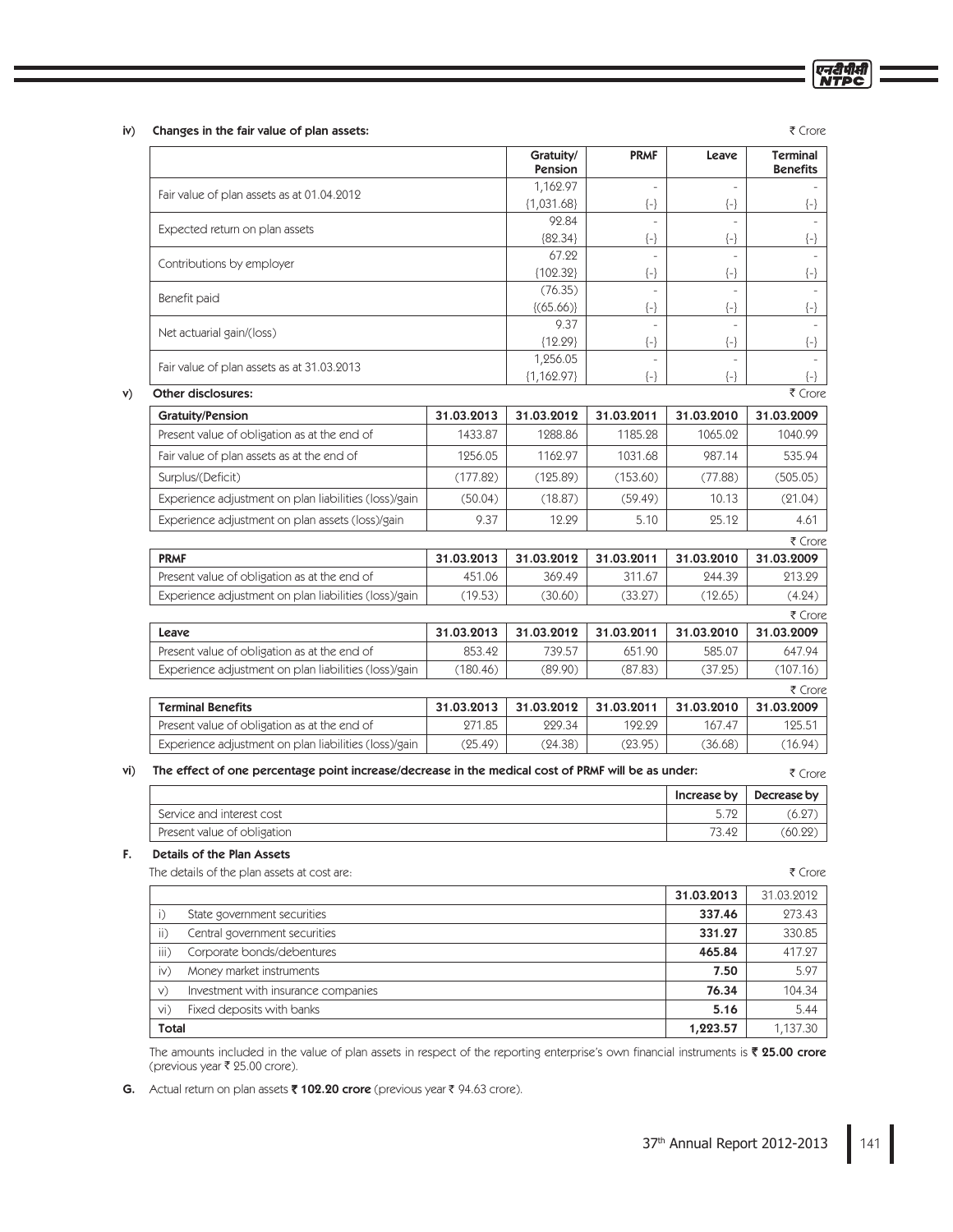iv) **Changes in the fair value of plan assets:**

₹ Crore

| | Gratuity/ Pension | PRMF | Leave | Terminal Benefits |
|---|---|---|---|---|
| Fair value of plan assets as at 01.04.2012 | 1,162.97 | - | - | - |
| | {1,031.68} | {-} | {-} | {-} |
| Expected return on plan assets | 92.84 | - | - | - |
| | {82.34} | {-} | {-} | {-} |
| Contributions by employer | 67.22 | - | - | - |
| | {102.32} | {-} | {-} | {-} |
| Benefit paid | (76.35) | - | - | - |
| | {(65.66)} | {-} | {-} | {-} |
| Net actuarial gain/(loss) | 9.37 | - | - | - |
| | {12.29} | {-} | {-} | {-} |
| Fair value of plan assets as at 31.03.2013 | 1,256.05 | - | - | - |
| | {1,162.97} | {-} | {-} | {-} |

v) **Other disclosures:**

₹ Crore

| Gratuity/Pension | 31.03.2013 | 31.03.2012 | 31.03.2011 | 31.03.2010 | 31.03.2009 |
|---|---|---|---|---|---|
| Present value of obligation as at the end of | 1433.87 | 1288.86 | 1185.28 | 1065.02 | 1040.99 |
| Fair value of plan assets as at the end of | 1256.05 | 1162.97 | 1031.68 | 987.14 | 535.94 |
| Surplus/(Deficit) | (177.82) | (125.89) | (153.60) | (77.88) | (505.05) |
| Experience adjustment on plan liabilities (loss)/gain | (50.04) | (18.87) | (59.49) | 10.13 | (21.04) |
| Experience adjustment on plan assets (loss)/gain | 9.37 | 12.29 | 5.10 | 25.12 | 4.61 |

₹ Crore

| PRMF | 31.03.2013 | 31.03.2012 | 31.03.2011 | 31.03.2010 | 31.03.2009 |
|---|---|---|---|---|---|
| Present value of obligation as at the end of | 451.06 | 369.49 | 311.67 | 244.39 | 213.29 |
| Experience adjustment on plan liabilities (loss)/gain | (19.53) | (30.60) | (33.27) | (12.65) | (4.24) |

₹ Crore

| Leave | 31.03.2013 | 31.03.2012 | 31.03.2011 | 31.03.2010 | 31.03.2009 |
|---|---|---|---|---|---|
| Present value of obligation as at the end of | 853.42 | 739.57 | 651.90 | 585.07 | 647.94 |
| Experience adjustment on plan liabilities (loss)/gain | (180.46) | (89.90) | (87.83) | (37.25) | (107.16) |

₹ Crore

| Terminal Benefits | 31.03.2013 | 31.03.2012 | 31.03.2011 | 31.03.2010 | 31.03.2009 |
|---|---|---|---|---|---|
| Present value of obligation as at the end of | 271.85 | 229.34 | 192.29 | 167.47 | 125.51 |
| Experience adjustment on plan liabilities (loss)/gain | (25.49) | (24.38) | (23.95) | (36.68) | (16.94) |

vi) **The effect of one percentage point increase/decrease in the medical cost of PRMF will be as under:**

₹ Crore

| | Increase by | Decrease by |
|---|---|---|
| Service and interest cost | 5.72 | (6.27) |
| Present value of obligation | 73.42 | (60.22) |

**F. Details of the Plan Assets**

The details of the plan assets at cost are:

₹ Crore

| | 31.03.2013 | 31.03.2012 |
|---|---|---|
| i) State government securities | **337.46** | 273.43 |
| ii) Central government securities | **331.27** | 330.85 |
| iii) Corporate bonds/debentures | **465.84** | 417.27 |
| iv) Money market instruments | **7.50** | 5.97 |
| v) Investment with insurance companies | **76.34** | 104.34 |
| vi) Fixed deposits with banks | **5.16** | 5.44 |
| **Total** | **1,223.57** | 1,137.30 |

The amounts included in the value of plan assets in respect of the reporting enterprise's own financial instruments is **₹ 25.00 crore** (previous year ₹ 25.00 crore).

**G.** Actual return on plan assets **₹ 102.20 crore** (previous year ₹ 94.63 crore).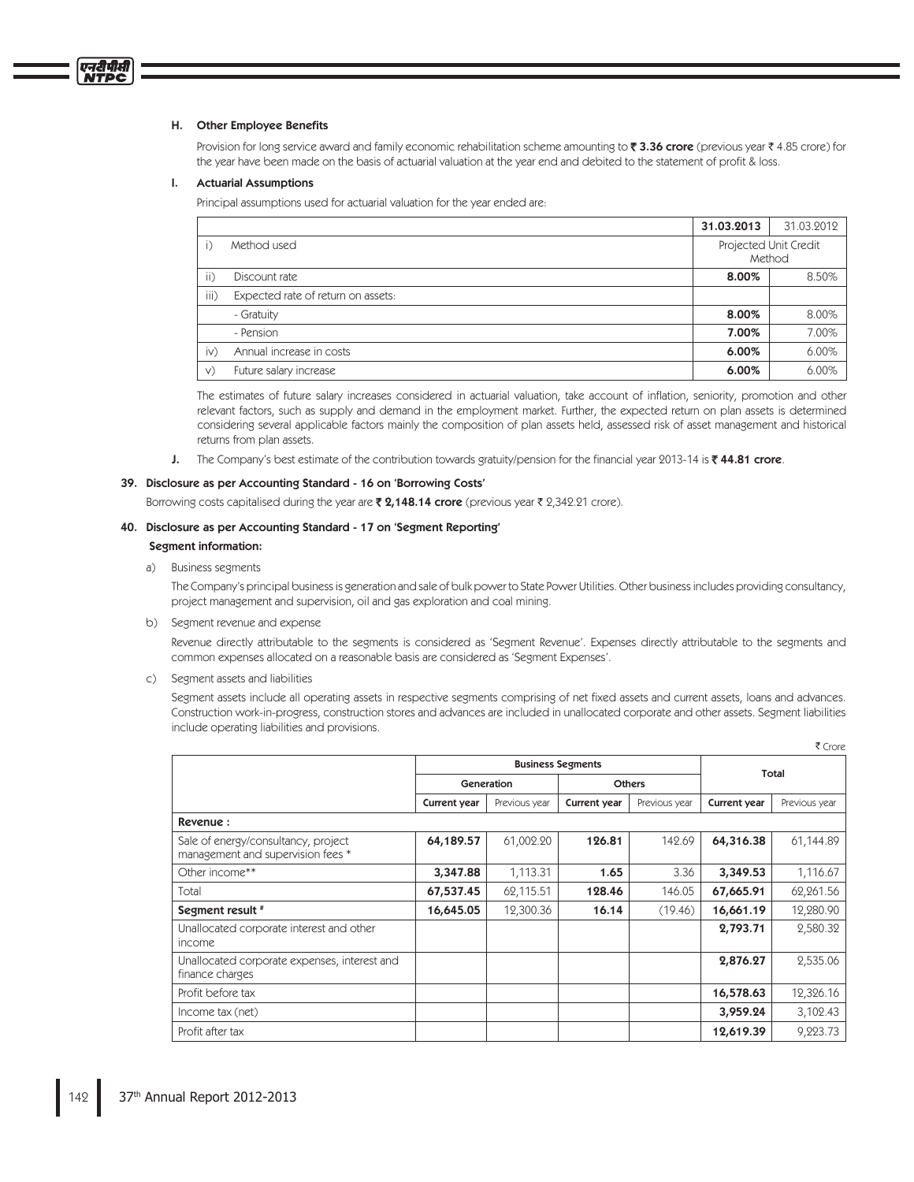### H. Other Employee Benefits

Provision for long service award and family economic rehabilitation scheme amounting to ₹ **3.36 crore** (previous year ₹ 4.85 crore) for the year have been made on the basis of actuarial valuation at the year end and debited to the statement of profit & loss.

### I. Actuarial Assumptions

Principal assumptions used for actuarial valuation for the year ended are:

| | | 31.03.2013 | 31.03.2012 |
|---|---|---|---|
| i) | Method used | Projected Unit Credit Method | |
| ii) | Discount rate | **8.00%** | 8.50% |
| iii) | Expected rate of return on assets: | | |
| | - Gratuity | **8.00%** | 8.00% |
| | - Pension | **7.00%** | 7.00% |
| iv) | Annual increase in costs | **6.00%** | 6.00% |
| v) | Future salary increase | **6.00%** | 6.00% |

The estimates of future salary increases considered in actuarial valuation, take account of inflation, seniority, promotion and other relevant factors, such as supply and demand in the employment market. Further, the expected return on plan assets is determined considering several applicable factors mainly the composition of plan assets held, assessed risk of asset management and historical returns from plan assets.

**J.** The Company's best estimate of the contribution towards gratuity/pension for the financial year 2013-14 is ₹ **44.81 crore**.

## 39. Disclosure as per Accounting Standard - 16 on 'Borrowing Costs'

Borrowing costs capitalised during the year are ₹ **2,148.14 crore** (previous year ₹ 2,342.21 crore).

## 40. Disclosure as per Accounting Standard - 17 on 'Segment Reporting'

**Segment information:**

a) Business segments

The Company's principal business is generation and sale of bulk power to State Power Utilities. Other business includes providing consultancy, project management and supervision, oil and gas exploration and coal mining.

b) Segment revenue and expense

Revenue directly attributable to the segments is considered as 'Segment Revenue'. Expenses directly attributable to the segments and common expenses allocated on a reasonable basis are considered as 'Segment Expenses'.

c) Segment assets and liabilities

Segment assets include all operating assets in respective segments comprising of net fixed assets and current assets, loans and advances. Construction work-in-progress, construction stores and advances are included in unallocated corporate and other assets. Segment liabilities include operating liabilities and provisions.

₹ Crore

| | Business Segments | | | | Total | |
|---|---|---|---|---|---|---|
| | Generation | | Others | | | |
| | Current year | Previous year | Current year | Previous year | Current year | Previous year |
| **Revenue :** | | | | | | |
| Sale of energy/consultancy, project management and supervision fees * | **64,189.57** | 61,002.20 | **126.81** | 142.69 | **64,316.38** | 61,144.89 |
| Other income** | **3,347.88** | 1,113.31 | **1.65** | 3.36 | **3,349.53** | 1,116.67 |
| Total | **67,537.45** | 62,115.51 | **128.46** | 146.05 | **67,665.91** | 62,261.56 |
| **Segment result #** | **16,645.05** | 12,300.36 | **16.14** | (19.46) | **16,661.19** | 12,280.90 |
| Unallocated corporate interest and other income | | | | | **2,793.71** | 2,580.32 |
| Unallocated corporate expenses, interest and finance charges | | | | | **2,876.27** | 2,535.06 |
| Profit before tax | | | | | **16,578.63** | 12,326.16 |
| Income tax (net) | | | | | **3,959.24** | 3,102.43 |
| Profit after tax | | | | | **12,619.39** | 9,223.73 |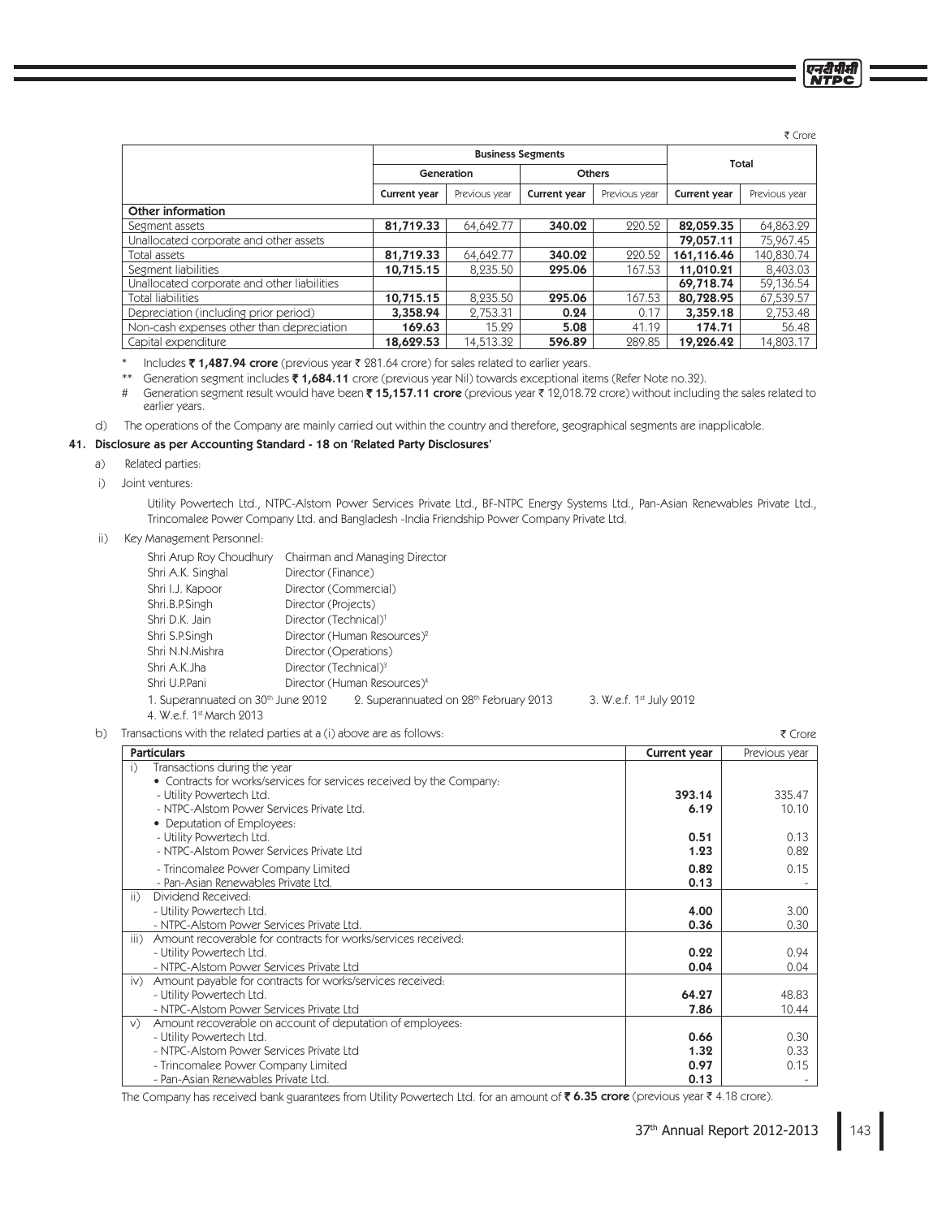₹ Crore

| | Business Segments | | | | Total | |
|---|---|---|---|---|---|---|
| | Generation | | Others | | | |
| | **Current year** | Previous year | **Current year** | Previous year | **Current year** | Previous year |
| **Other information** | | | | | | |
| Segment assets | **81,719.33** | 64,642.77 | **340.02** | 220.52 | **82,059.35** | 64,863.29 |
| Unallocated corporate and other assets | | | | | **79,057.11** | 75,967.45 |
| Total assets | **81,719.33** | 64,642.77 | **340.02** | 220.52 | **161,116.46** | 140,830.74 |
| Segment liabilities | **10,715.15** | 8,235.50 | **295.06** | 167.53 | **11,010.21** | 8,403.03 |
| Unallocated corporate and other liabilities | | | | | **69,718.74** | 59,136.54 |
| Total liabilities | **10,715.15** | 8,235.50 | **295.06** | 167.53 | **80,728.95** | 67,539.57 |
| Depreciation (including prior period) | **3,358.94** | 2,753.31 | **0.24** | 0.17 | **3,359.18** | 2,753.48 |
| Non-cash expenses other than depreciation | **169.63** | 15.29 | **5.08** | 41.19 | **174.71** | 56.48 |
| Capital expenditure | **18,629.53** | 14,513.32 | **596.89** | 289.85 | **19,226.42** | 14,803.17 |

\* Includes **₹ 1,487.94 crore** (previous year ₹ 281.64 crore) for sales related to earlier years.

\*\* Generation segment includes **₹ 1,684.11** crore (previous year Nil) towards exceptional items (Refer Note no.32).

\# Generation segment result would have been **₹ 15,157.11 crore** (previous year ₹ 12,018.72 crore) without including the sales related to earlier years.

d) The operations of the Company are mainly carried out within the country and therefore, geographical segments are inapplicable.

## 41. Disclosure as per Accounting Standard - 18 on 'Related Party Disclosures'

a) Related parties:

i) Joint ventures:

Utility Powertech Ltd., NTPC-Alstom Power Services Private Ltd., BF-NTPC Energy Systems Ltd., Pan-Asian Renewables Private Ltd., Trincomalee Power Company Ltd. and Bangladesh -India Friendship Power Company Private Ltd.

ii) Key Management Personnel:

| | |
|---|---|
| Shri Arup Roy Choudhury | Chairman and Managing Director |
| Shri A.K. Singhal | Director (Finance) |
| Shri I.J. Kapoor | Director (Commercial) |
| Shri.B.P.Singh | Director (Projects) |
| Shri D.K. Jain | Director (Technical)[1] |
| Shri S.P.Singh | Director (Human Resources)[2] |
| Shri N.N.Mishra | Director (Operations) |
| Shri A.K.Jha | Director (Technical)[3] |
| Shri U.P.Pani | Director (Human Resources)[4] |

1. Superannuated on 30th June 2012 2. Superannuated on 28th February 2013 3. W.e.f. 1st July 2012
4. W.e.f. 1st March 2013

b) Transactions with the related parties at a (i) above are as follows: ₹ Crore

| Particulars | Current year | Previous year |
|---|---|---|
| i) Transactions during the year | | |
| • Contracts for works/services for services received by the Company: | | |
| - Utility Powertech Ltd. | **393.14** | 335.47 |
| - NTPC-Alstom Power Services Private Ltd. | **6.19** | 10.10 |
| • Deputation of Employees: | | |
| - Utility Powertech Ltd. | **0.51** | 0.13 |
| - NTPC-Alstom Power Services Private Ltd | **1.23** | 0.82 |
| - Trincomalee Power Company Limited | **0.82** | 0.15 |
| - Pan-Asian Renewables Private Ltd. | **0.13** | - |
| ii) Dividend Received: | | |
| - Utility Powertech Ltd. | **4.00** | 3.00 |
| - NTPC-Alstom Power Services Private Ltd. | **0.36** | 0.30 |
| iii) Amount recoverable for contracts for works/services received: | | |
| - Utility Powertech Ltd. | **0.22** | 0.94 |
| - NTPC-Alstom Power Services Private Ltd | **0.04** | 0.04 |
| iv) Amount payable for contracts for works/services received: | | |
| - Utility Powertech Ltd. | **64.27** | 48.83 |
| - NTPC-Alstom Power Services Private Ltd | **7.86** | 10.44 |
| v) Amount recoverable on account of deputation of employees: | | |
| - Utility Powertech Ltd. | **0.66** | 0.30 |
| - NTPC-Alstom Power Services Private Ltd | **1.32** | 0.33 |
| - Trincomalee Power Company Limited | **0.97** | 0.15 |
| - Pan-Asian Renewables Private Ltd. | **0.13** | - |

The Company has received bank guarantees from Utility Powertech Ltd. for an amount of **₹ 6.35 crore** (previous year ₹ 4.18 crore).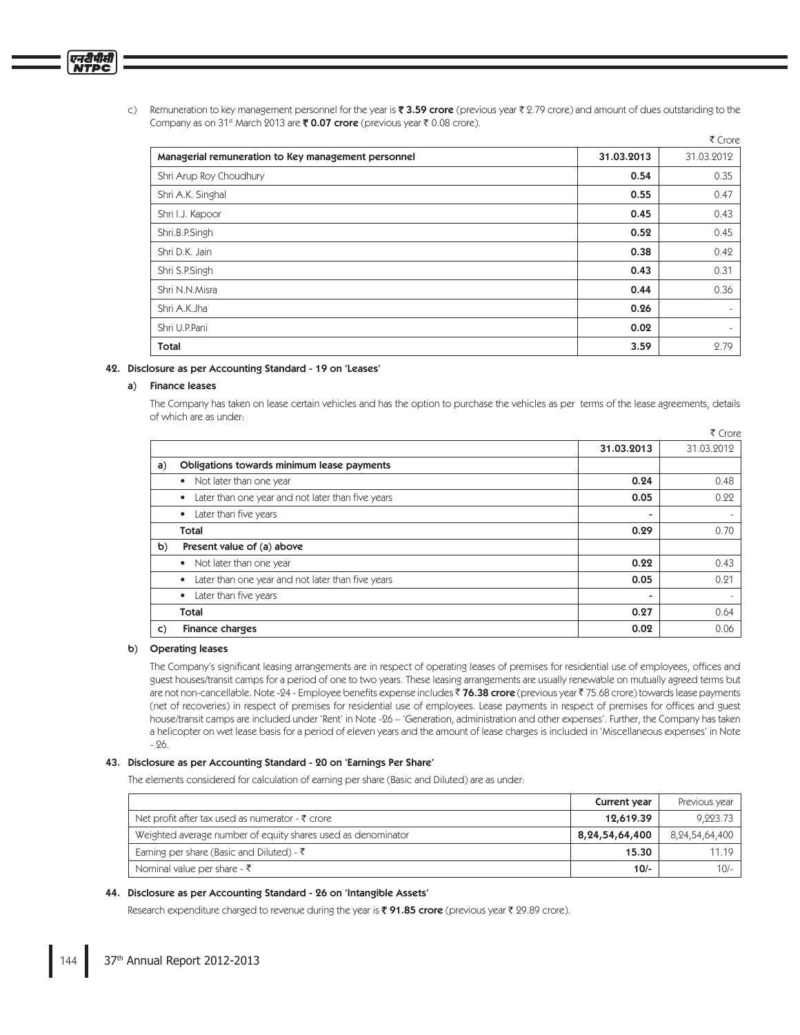c) Remuneration to key management personnel for the year is ₹ **3.59 crore** (previous year ₹ 2.79 crore) and amount of dues outstanding to the Company as on 31st March 2013 are ₹ **0.07 crore** (previous year ₹ 0.08 crore).

₹ Crore

| Managerial remuneration to Key management personnel | 31.03.2013 | 31.03.2012 |
|---|---|---|
| Shri Arup Roy Choudhury | **0.54** | 0.35 |
| Shri A.K. Singhal | **0.55** | 0.47 |
| Shri I.J. Kapoor | **0.45** | 0.43 |
| Shri.B.P.Singh | **0.52** | 0.45 |
| Shri D.K. Jain | **0.38** | 0.42 |
| Shri S.P.Singh | **0.43** | 0.31 |
| Shri N.N.Misra | **0.44** | 0.36 |
| Shri A.K.Jha | **0.26** | - |
| Shri U.P.Pani | **0.02** | - |
| **Total** | **3.59** | 2.79 |

## 42. Disclosure as per Accounting Standard - 19 on 'Leases'

### a) Finance leases

The Company has taken on lease certain vehicles and has the option to purchase the vehicles as per terms of the lease agreements, details of which are as under:

₹ Crore

| | 31.03.2013 | 31.03.2012 |
|---|---|---|
| **a) Obligations towards minimum lease payments** | | |
| • Not later than one year | **0.24** | 0.48 |
| • Later than one year and not later than five years | **0.05** | 0.22 |
| • Later than five years | **-** | - |
| **Total** | **0.29** | 0.70 |
| **b) Present value of (a) above** | | |
| • Not later than one year | **0.22** | 0.43 |
| • Later than one year and not later than five years | **0.05** | 0.21 |
| • Later than five years | **-** | - |
| **Total** | **0.27** | 0.64 |
| **c) Finance charges** | **0.02** | 0.06 |

### b) Operating leases

The Company's significant leasing arrangements are in respect of operating leases of premises for residential use of employees, offices and guest houses/transit camps for a period of one to two years. These leasing arrangements are usually renewable on mutually agreed terms but are not non-cancellable. Note -24 - Employee benefits expense includes ₹ **76.38 crore** (previous year ₹ 75.68 crore) towards lease payments (net of recoveries) in respect of premises for residential use of employees. Lease payments in respect of premises for offices and guest house/transit camps are included under 'Rent' in Note -26 – 'Generation, administration and other expenses'. Further, the Company has taken a helicopter on wet lease basis for a period of eleven years and the amount of lease charges is included in 'Miscellaneous expenses' in Note - 26.

## 43. Disclosure as per Accounting Standard - 20 on 'Earnings Per Share'

The elements considered for calculation of earning per share (Basic and Diluted) are as under:

| | Current year | Previous year |
|---|---|---|
| Net profit after tax used as numerator - ₹ crore | **12,619.39** | 9,223.73 |
| Weighted average number of equity shares used as denominator | **8,24,54,64,400** | 8,24,54,64,400 |
| Earning per share (Basic and Diluted) - ₹ | **15.30** | 11.19 |
| Nominal value per share - ₹ | **10/-** | 10/- |

## 44. Disclosure as per Accounting Standard - 26 on 'Intangible Assets'

Research expenditure charged to revenue during the year is ₹ **91.85 crore** (previous year ₹ 29.89 crore).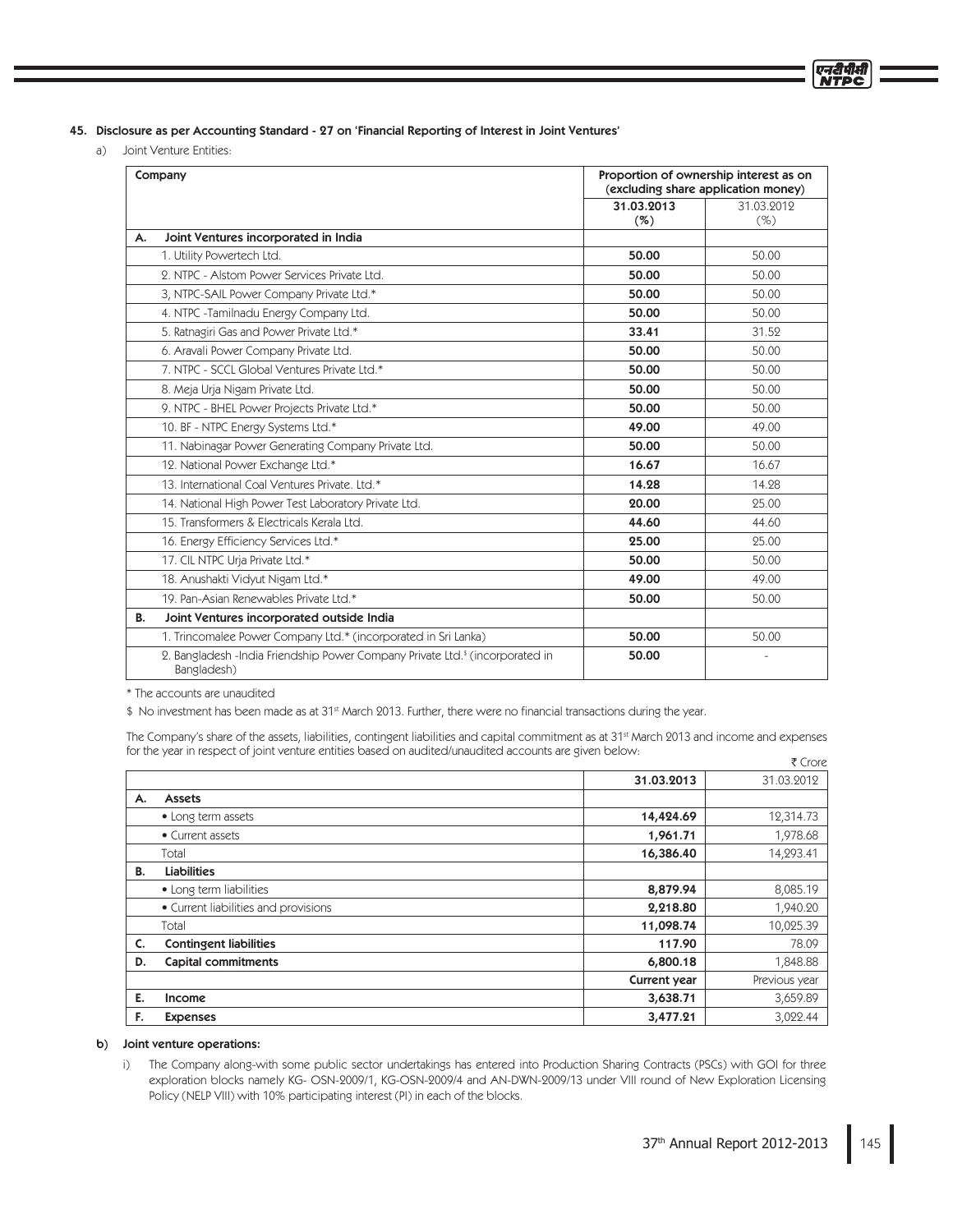## 45. Disclosure as per Accounting Standard - 27 on 'Financial Reporting of Interest in Joint Ventures'

a) Joint Venture Entities:

| Company | Proportion of ownership interest as on (excluding share application money) | |
|---|---|---|
| | **31.03.2013 (%)** | 31.03.2012 (%) |
| **A. Joint Ventures incorporated in India** | | |
| 1. Utility Powertech Ltd. | **50.00** | 50.00 |
| 2. NTPC - Alstom Power Services Private Ltd. | **50.00** | 50.00 |
| 3, NTPC-SAIL Power Company Private Ltd.* | **50.00** | 50.00 |
| 4. NTPC -Tamilnadu Energy Company Ltd. | **50.00** | 50.00 |
| 5. Ratnagiri Gas and Power Private Ltd.* | **33.41** | 31.52 |
| 6. Aravali Power Company Private Ltd. | **50.00** | 50.00 |
| 7. NTPC - SCCL Global Ventures Private Ltd.* | **50.00** | 50.00 |
| 8. Meja Urja Nigam Private Ltd. | **50.00** | 50.00 |
| 9. NTPC - BHEL Power Projects Private Ltd.* | **50.00** | 50.00 |
| 10. BF - NTPC Energy Systems Ltd.* | **49.00** | 49.00 |
| 11. Nabinagar Power Generating Company Private Ltd. | **50.00** | 50.00 |
| 12. National Power Exchange Ltd.* | **16.67** | 16.67 |
| 13. International Coal Ventures Private. Ltd.* | **14.28** | 14.28 |
| 14. National High Power Test Laboratory Private Ltd. | **20.00** | 25.00 |
| 15. Transformers & Electricals Kerala Ltd. | **44.60** | 44.60 |
| 16. Energy Efficiency Services Ltd.* | **25.00** | 25.00 |
| 17. CIL NTPC Urja Private Ltd.* | **50.00** | 50.00 |
| 18. Anushakti Vidyut Nigam Ltd.* | **49.00** | 49.00 |
| 19. Pan-Asian Renewables Private Ltd.* | **50.00** | 50.00 |
| **B. Joint Ventures incorporated outside India** | | |
| 1. Trincomalee Power Company Ltd.* (incorporated in Sri Lanka) | **50.00** | 50.00 |
| 2. Bangladesh -India Friendship Power Company Private Ltd.$ (incorporated in Bangladesh) | **50.00** | - |

\* The accounts are unaudited

$ No investment has been made as at 31st March 2013. Further, there were no financial transactions during the year.

The Company's share of the assets, liabilities, contingent liabilities and capital commitment as at 31st March 2013 and income and expenses for the year in respect of joint venture entities based on audited/unaudited accounts are given below:

₹ Crore

| | **31.03.2013** | 31.03.2012 |
|---|---|---|
| **A. Assets** | | |
| • Long term assets | **14,424.69** | 12,314.73 |
| • Current assets | **1,961.71** | 1,978.68 |
| Total | **16,386.40** | 14,293.41 |
| **B. Liabilities** | | |
| • Long term liabilities | **8,879.94** | 8,085.19 |
| • Current liabilities and provisions | **2,218.80** | 1,940.20 |
| Total | **11,098.74** | 10,025.39 |
| **C. Contingent liabilities** | **117.90** | 78.09 |
| **D. Capital commitments** | **6,800.18** | 1,848.88 |
| | **Current year** | Previous year |
| **E. Income** | **3,638.71** | 3,659.89 |
| **F. Expenses** | **3,477.21** | 3,022.44 |

**b) Joint venture operations:**

i) The Company along-with some public sector undertakings has entered into Production Sharing Contracts (PSCs) with GOI for three exploration blocks namely KG- OSN-2009/1, KG-OSN-2009/4 and AN-DWN-2009/13 under VIII round of New Exploration Licensing Policy (NELP VIII) with 10% participating interest (PI) in each of the blocks.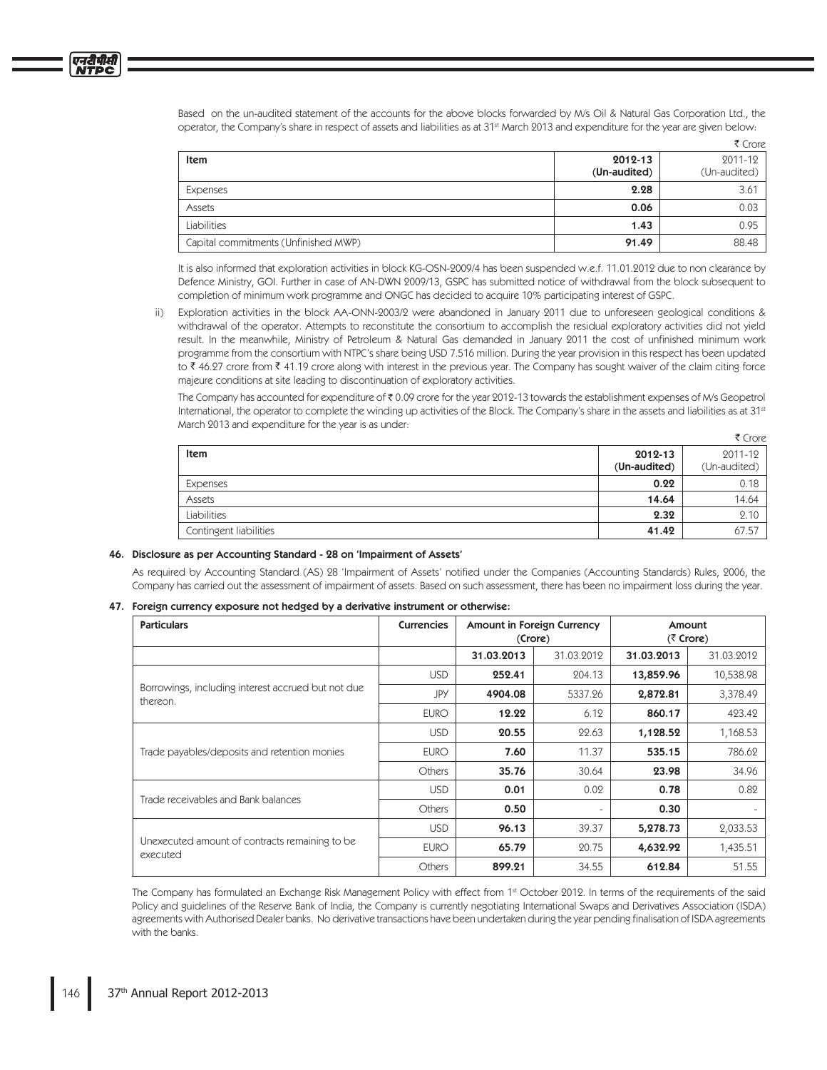Based on the un-audited statement of the accounts for the above blocks forwarded by M/s Oil & Natural Gas Corporation Ltd., the operator, the Company's share in respect of assets and liabilities as at 31st March 2013 and expenditure for the year are given below:

₹ Crore

| Item | 2012-13 (Un-audited) | 2011-12 (Un-audited) |
|---|---|---|
| Expenses | **2.28** | 3.61 |
| Assets | **0.06** | 0.03 |
| Liabilities | **1.43** | 0.95 |
| Capital commitments (Unfinished MWP) | **91.49** | 88.48 |

It is also informed that exploration activities in block KG-OSN-2009/4 has been suspended w.e.f. 11.01.2012 due to non clearance by Defence Ministry, GOI. Further in case of AN-DWN 2009/13, GSPC has submitted notice of withdrawal from the block subsequent to completion of minimum work programme and ONGC has decided to acquire 10% participating interest of GSPC.

ii) Exploration activities in the block AA-ONN-2003/2 were abandoned in January 2011 due to unforeseen geological conditions & withdrawal of the operator. Attempts to reconstitute the consortium to accomplish the residual exploratory activities did not yield result. In the meanwhile, Ministry of Petroleum & Natural Gas demanded in January 2011 the cost of unfinished minimum work programme from the consortium with NTPC's share being USD 7.516 million. During the year provision in this respect has been updated to ₹ 46.27 crore from ₹ 41.19 crore along with interest in the previous year. The Company has sought waiver of the claim citing force majeure conditions at site leading to discontinuation of exploratory activities.

The Company has accounted for expenditure of ₹ 0.09 crore for the year 2012-13 towards the establishment expenses of M/s Geopetrol International, the operator to complete the winding up activities of the Block. The Company's share in the assets and liabilities as at 31st March 2013 and expenditure for the year is as under:

₹ Crore

| Item | 2012-13 (Un-audited) | 2011-12 (Un-audited) |
|---|---|---|
| Expenses | **0.22** | 0.18 |
| Assets | **14.64** | 14.64 |
| Liabilities | **2.32** | 2.10 |
| Contingent liabilities | **41.42** | 67.57 |

## 46. Disclosure as per Accounting Standard - 28 on 'Impairment of Assets'

As required by Accounting Standard (AS) 28 'Impairment of Assets' notified under the Companies (Accounting Standards) Rules, 2006, the Company has carried out the assessment of impairment of assets. Based on such assessment, there has been no impairment loss during the year.

## 47. Foreign currency exposure not hedged by a derivative instrument or otherwise:

| Particulars | Currencies | Amount in Foreign Currency (Crore) | | Amount (₹ Crore) | |
|---|---|---|---|---|---|
| | | **31.03.2013** | 31.03.2012 | **31.03.2013** | 31.03.2012 |
| Borrowings, including interest accrued but not due thereon. | USD | **252.41** | 204.13 | **13,859.96** | 10,538.98 |
| | JPY | **4904.08** | 5337.26 | **2,872.81** | 3,378.49 |
| | EURO | **12.22** | 6.12 | **860.17** | 423.42 |
| Trade payables/deposits and retention monies | USD | **20.55** | 22.63 | **1,128.52** | 1,168.53 |
| | EURO | **7.60** | 11.37 | **535.15** | 786.62 |
| | Others | **35.76** | 30.64 | **23.98** | 34.96 |
| Trade receivables and Bank balances | USD | **0.01** | 0.02 | **0.78** | 0.82 |
| | Others | **0.50** | - | **0.30** | - |
| Unexecuted amount of contracts remaining to be executed | USD | **96.13** | 39.37 | **5,278.73** | 2,033.53 |
| | EURO | **65.79** | 20.75 | **4,632.92** | 1,435.51 |
| | Others | **899.21** | 34.55 | **612.84** | 51.55 |

The Company has formulated an Exchange Risk Management Policy with effect from 1st October 2012. In terms of the requirements of the said Policy and guidelines of the Reserve Bank of India, the Company is currently negotiating International Swaps and Derivatives Association (ISDA) agreements with Authorised Dealer banks. No derivative transactions have been undertaken during the year pending finalisation of ISDA agreements with the banks.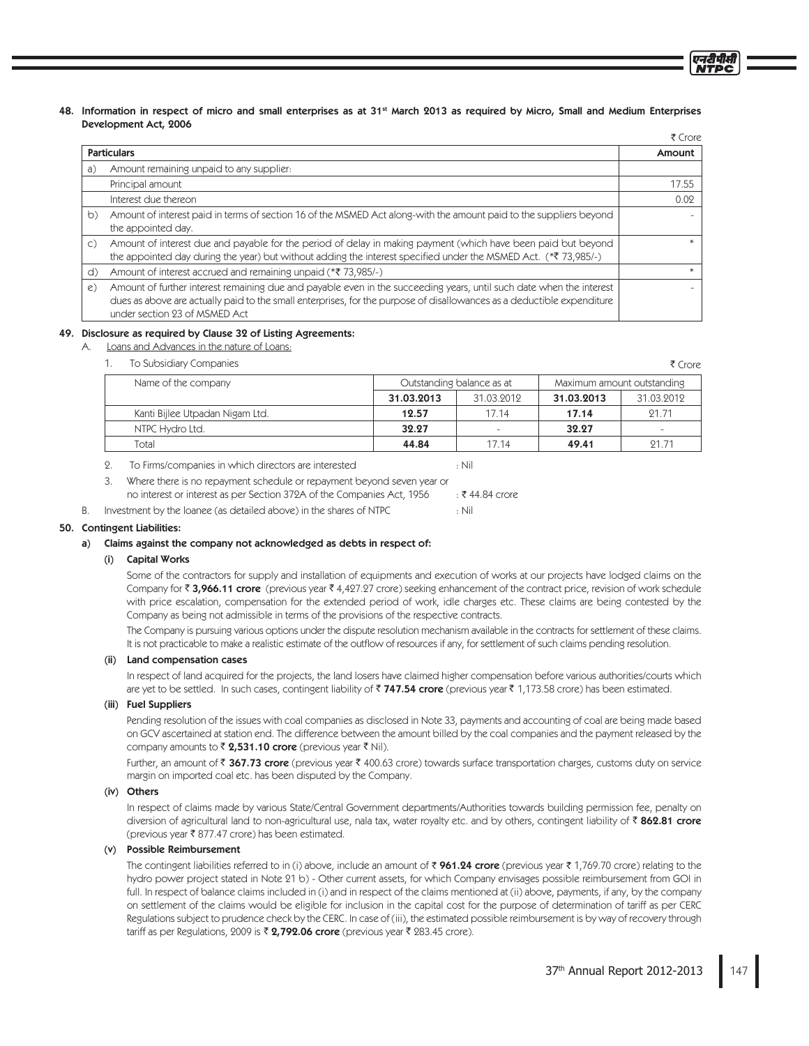**48. Information in respect of micro and small enterprises as at 31st March 2013 as required by Micro, Small and Medium Enterprises Development Act, 2006**

₹ Crore

| | Particulars | Amount |
|---|---|---|
| a) | Amount remaining unpaid to any supplier: | |
| | Principal amount | 17.55 |
| | Interest due thereon | 0.02 |
| b) | Amount of interest paid in terms of section 16 of the MSMED Act along-with the amount paid to the suppliers beyond the appointed day. | - |
| c) | Amount of interest due and payable for the period of delay in making payment (which have been paid but beyond the appointed day during the year) but without adding the interest specified under the MSMED Act. (*₹ 73,985/-) | * |
| d) | Amount of interest accrued and remaining unpaid (*₹ 73,985/-) | * |
| e) | Amount of further interest remaining due and payable even in the succeeding years, until such date when the interest dues as above are actually paid to the small enterprises, for the purpose of disallowances as a deductible expenditure under section 23 of MSMED Act | - |

**49. Disclosure as required by Clause 32 of Listing Agreements:**

A. Loans and Advances in the nature of Loans:

1. To Subsidiary Companies

₹ Crore

| Name of the company | Outstanding balance as at | | Maximum amount outstanding | |
|---|---|---|---|---|
| | **31.03.2013** | 31.03.2012 | **31.03.2013** | 31.03.2012 |
| Kanti Bijlee Utpadan Nigam Ltd. | **12.57** | 17.14 | **17.14** | 21.71 |
| NTPC Hydro Ltd. | **32.27** | - | **32.27** | - |
| Total | **44.84** | 17.14 | **49.41** | 21.71 |

2. To Firms/companies in which directors are interested : Nil

3. Where there is no repayment schedule or repayment beyond seven year or no interest or interest as per Section 372A of the Companies Act, 1956 : ₹ 44.84 crore

B. Investment by the loanee (as detailed above) in the shares of NTPC : Nil

**50. Contingent Liabilities:**

**a) Claims against the company not acknowledged as debts in respect of:**

**(i) Capital Works**

Some of the contractors for supply and installation of equipments and execution of works at our projects have lodged claims on the Company for ₹ **3,966.11 crore** (previous year ₹ 4,427.27 crore) seeking enhancement of the contract price, revision of work schedule with price escalation, compensation for the extended period of work, idle charges etc. These claims are being contested by the Company as being not admissible in terms of the provisions of the respective contracts.

The Company is pursuing various options under the dispute resolution mechanism available in the contracts for settlement of these claims. It is not practicable to make a realistic estimate of the outflow of resources if any, for settlement of such claims pending resolution.

**(ii) Land compensation cases**

In respect of land acquired for the projects, the land losers have claimed higher compensation before various authorities/courts which are yet to be settled. In such cases, contingent liability of ₹ **747.54 crore** (previous year ₹ 1,173.58 crore) has been estimated.

**(iii) Fuel Suppliers**

Pending resolution of the issues with coal companies as disclosed in Note 33, payments and accounting of coal are being made based on GCV ascertained at station end. The difference between the amount billed by the coal companies and the payment released by the company amounts to ₹ **2,531.10 crore** (previous year ₹ Nil).

Further, an amount of ₹ **367.73 crore** (previous year ₹ 400.63 crore) towards surface transportation charges, customs duty on service margin on imported coal etc. has been disputed by the Company.

**(iv) Others**

In respect of claims made by various State/Central Government departments/Authorities towards building permission fee, penalty on diversion of agricultural land to non-agricultural use, nala tax, water royalty etc. and by others, contingent liability of ₹ **862.81 crore** (previous year ₹ 877.47 crore) has been estimated.

**(v) Possible Reimbursement**

The contingent liabilities referred to in (i) above, include an amount of ₹ **961.24 crore** (previous year ₹ 1,769.70 crore) relating to the hydro power project stated in Note 21 b) - Other current assets, for which Company envisages possible reimbursement from GOI in full. In respect of balance claims included in (i) and in respect of the claims mentioned at (ii) above, payments, if any, by the company on settlement of the claims would be eligible for inclusion in the capital cost for the purpose of determination of tariff as per CERC Regulations subject to prudence check by the CERC. In case of (iii), the estimated possible reimbursement is by way of recovery through tariff as per Regulations, 2009 is ₹ **2,792.06 crore** (previous year ₹ 283.45 crore).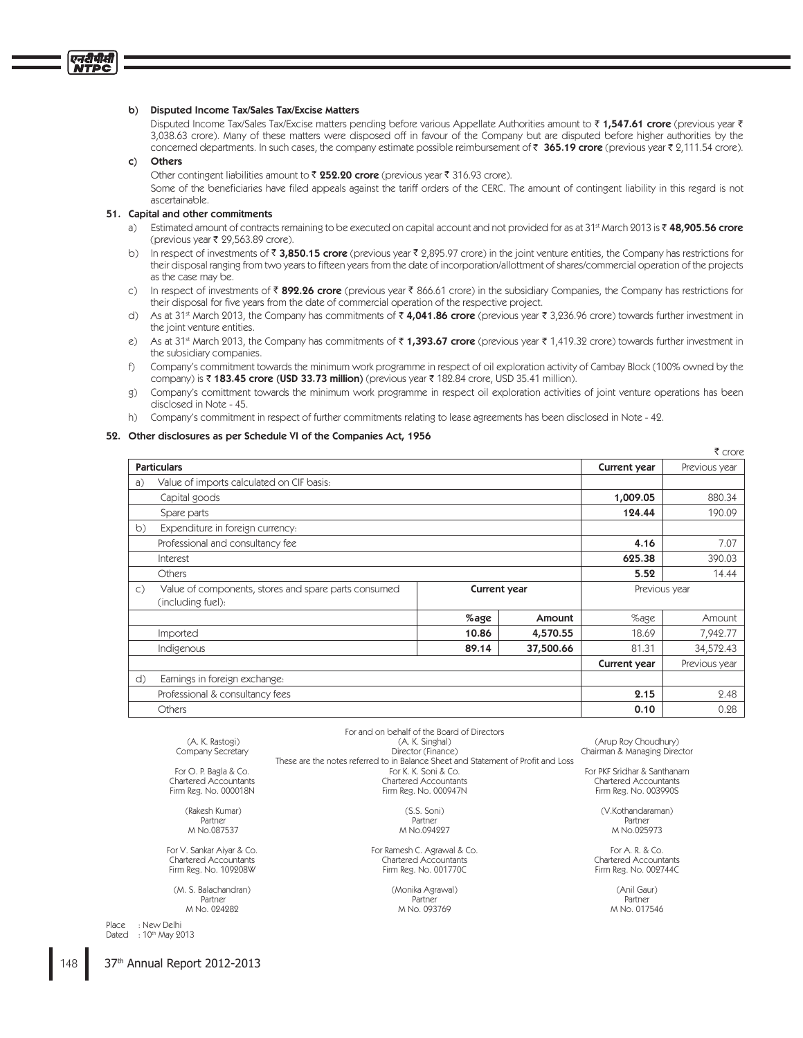**b) Disputed Income Tax/Sales Tax/Excise Matters**

Disputed Income Tax/Sales Tax/Excise matters pending before various Appellate Authorities amount to ₹ **1,547.61 crore** (previous year ₹ 3,038.63 crore). Many of these matters were disposed off in favour of the Company but are disputed before higher authorities by the concerned departments. In such cases, the company estimate possible reimbursement of ₹ **365.19 crore** (previous year ₹ 2,111.54 crore).

**c) Others**

Other contingent liabilities amount to ₹ **252.20 crore** (previous year ₹ 316.93 crore).

Some of the beneficiaries have filed appeals against the tariff orders of the CERC. The amount of contingent liability in this regard is not ascertainable.

**51. Capital and other commitments**

a) Estimated amount of contracts remaining to be executed on capital account and not provided for as at 31st March 2013 is ₹ **48,905.56 crore** (previous year ₹ 29,563.89 crore).

b) In respect of investments of ₹ **3,850.15 crore** (previous year ₹ 2,895.97 crore) in the joint venture entities, the Company has restrictions for their disposal ranging from two years to fifteen years from the date of incorporation/allottment of shares/commercial operation of the projects as the case may be.

c) In respect of investments of ₹ **892.26 crore** (previous year ₹ 866.61 crore) in the subsidiary Companies, the Company has restrictions for their disposal for five years from the date of commercial operation of the respective project.

d) As at 31st March 2013, the Company has commitments of ₹ **4,041.86 crore** (previous year ₹ 3,236.96 crore) towards further investment in the joint venture entities.

e) As at 31st March 2013, the Company has commitments of ₹ **1,393.67 crore** (previous year ₹ 1,419.32 crore) towards further investment in the subsidiary companies.

f) Company's commitment towards the minimum work programme in respect of oil exploration activity of Cambay Block (100% owned by the company) is ₹ **183.45 crore (USD 33.73 million)** (previous year ₹ 182.84 crore, USD 35.41 million).

g) Company's comittment towards the minimum work programme in respect oil exploration activities of joint venture operations has been disclosed in Note - 45.

h) Company's commitment in respect of further commitments relating to lease agreements has been disclosed in Note - 42.

**52. Other disclosures as per Schedule VI of the Companies Act, 1956**

₹ crore

| Particulars | | | Current year | Previous year |
|---|---|---|---|---|
| a) Value of imports calculated on CIF basis: | | | | |
| Capital goods | | | **1,009.05** | 880.34 |
| Spare parts | | | **124.44** | 190.09 |
| b) Expenditure in foreign currency: | | | | |
| Professional and consultancy fee | | | **4.16** | 7.07 |
| Interest | | | **625.38** | 390.03 |
| Others | | | **5.52** | 14.44 |
| c) Value of components, stores and spare parts consumed (including fuel): | **Current year** | | Previous year | |
| | **%age** | **Amount** | %age | Amount |
| Imported | **10.86** | **4,570.55** | 18.69 | 7,942.77 |
| Indigenous | **89.14** | **37,500.66** | 81.31 | 34,572.43 |
| | | | **Current year** | Previous year |
| d) Earnings in foreign exchange: | | | | |
| Professional & consultancy fees | | | **2.15** | 2.48 |
| Others | | | **0.10** | 0.28 |

For and on behalf of the Board of Directors

(A. K. Rastogi)
Company Secretary

(A. K. Singhal)
Director (Finance)

(Arup Roy Choudhury)
Chairman & Managing Director

These are the notes referred to in Balance Sheet and Statement of Profit and Loss

For O. P. Bagla & Co.
Chartered Accountants
Firm Reg. No. 000018N

(Rakesh Kumar)
Partner
M No.087537

For K. K. Soni & Co.
Chartered Accountants
Firm Reg. No. 000947N

(S.S. Soni)
Partner
M No.094227

For PKF Sridhar & Santhanam
Chartered Accountants
Firm Reg. No. 003990S

(V.Kothandaraman)
Partner
M No.025973

For V. Sankar Aiyar & Co.
Chartered Accountants
Firm Reg. No. 109208W

(M. S. Balachandran)
Partner
M No. 024282

For Ramesh C. Agrawal & Co.
Chartered Accountants
Firm Reg. No. 001770C

(Monika Agrawal)
Partner
M No. 093769

For A. R. & Co.
Chartered Accountants
Firm Reg. No. 002744C

(Anil Gaur)
Partner
M No. 017546

Place : New Delhi
Dated : 10th May 2013